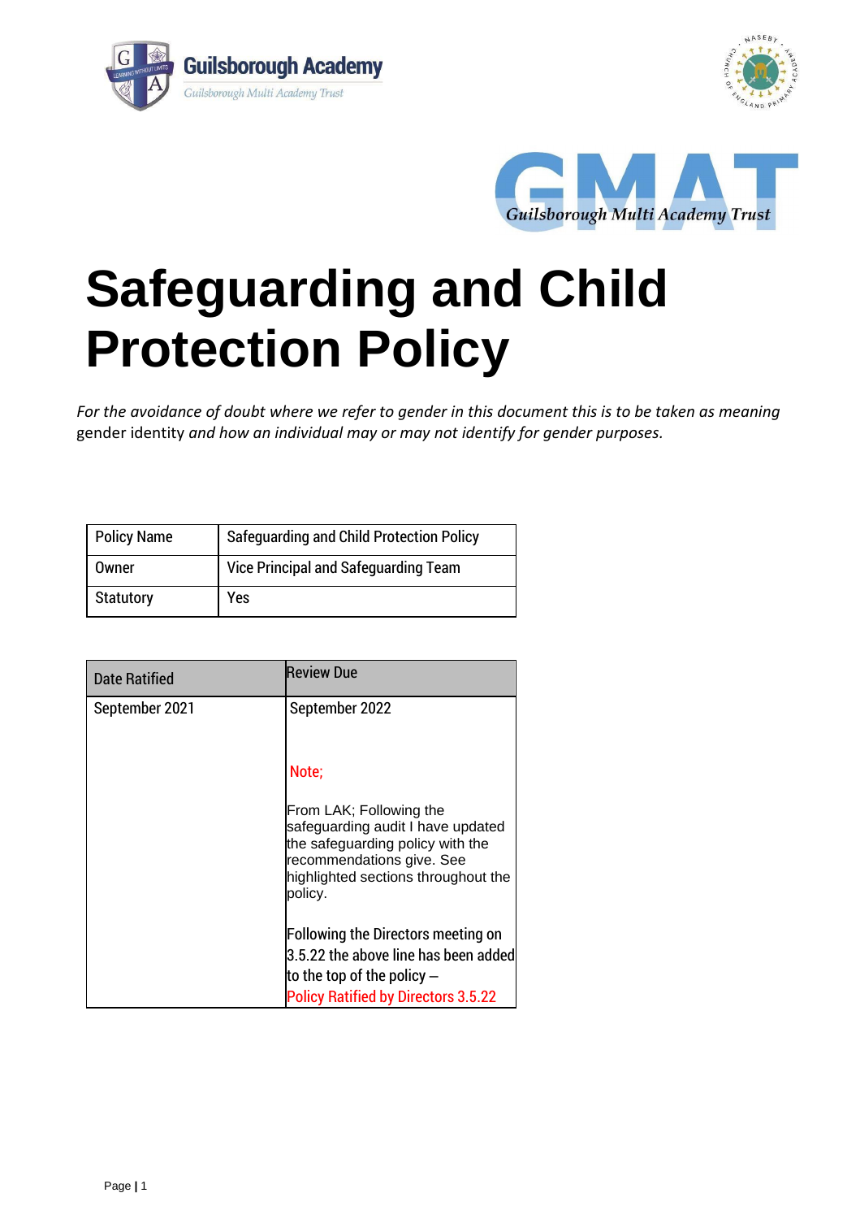Guilsborough Academy
Guilsborough Multi Academy Trust

Guilsborough Multi Academy Trust

# Safeguarding and Child Protection Policy

*For the avoidance of doubt where we refer to gender in this document this is to be taken as meaning* gender identity *and how an individual may or may not identify for gender purposes.*

| | |
|---|---|
| Policy Name | Safeguarding and Child Protection Policy |
| Owner | Vice Principal and Safeguarding Team |
| Statutory | Yes |

| Date Ratified | Review Due |
|---|---|
| September 2021 | September 2022<br><br>Note;<br><br>From LAK; Following the safeguarding audit I have updated the safeguarding policy with the recommendations give. See highlighted sections throughout the policy.<br><br>Following the Directors meeting on 3.5.22 the above line has been added to the top of the policy –<br>Policy Ratified by Directors 3.5.22 |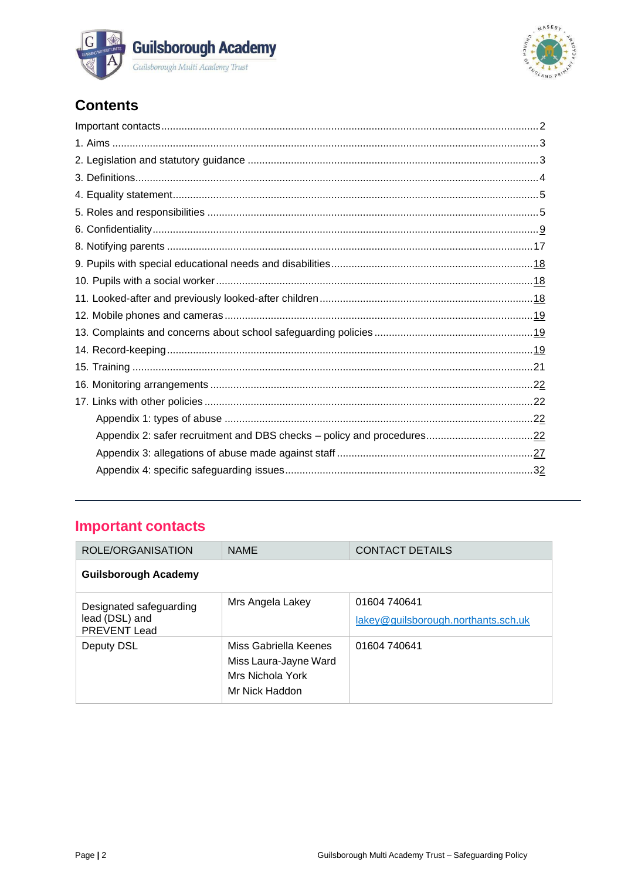## Contents

Important contacts ... 2
1. Aims ... 3
2. Legislation and statutory guidance ... 3
3. Definitions ... 4
4. Equality statement ... 5
5. Roles and responsibilities ... 5
6. Confidentiality ... 9
8. Notifying parents ... 17
9. Pupils with special educational needs and disabilities ... 18
10. Pupils with a social worker ... 18
11. Looked-after and previously looked-after children ... 18
12. Mobile phones and cameras ... 19
13. Complaints and concerns about school safeguarding policies ... 19
14. Record-keeping ... 19
15. Training ... 21
16. Monitoring arrangements ... 22
17. Links with other policies ... 22
 Appendix 1: types of abuse ... 22
 Appendix 2: safer recruitment and DBS checks – policy and procedures ... 22
 Appendix 3: allegations of abuse made against staff ... 27
 Appendix 4: specific safeguarding issues ... 32

## Important contacts

| ROLE/ORGANISATION | NAME | CONTACT DETAILS |
|---|---|---|
| **Guilsborough Academy** | | |
| Designated safeguarding lead (DSL) and PREVENT Lead | Mrs Angela Lakey | 01604 740641<br>lakey@guilsborough.northants.sch.uk |
| Deputy DSL | Miss Gabriella Keenes<br>Miss Laura-Jayne Ward<br>Mrs Nichola York<br>Mr Nick Haddon | 01604 740641 |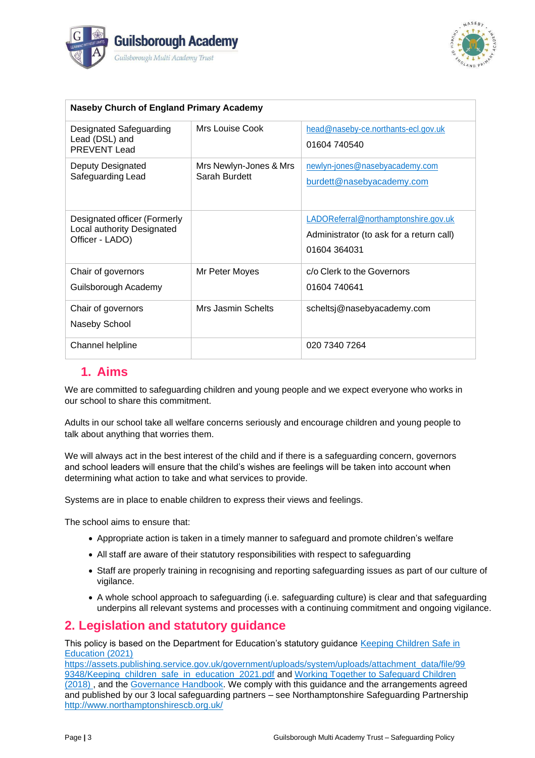| Naseby Church of England Primary Academy | | |
|---|---|---|
| Designated Safeguarding Lead (DSL) and PREVENT Lead | Mrs Louise Cook | head@naseby-ce.northants-ecl.gov.uk<br>01604 740540 |
| Deputy Designated Safeguarding Lead | Mrs Newlyn-Jones & Mrs Sarah Burdett | newlyn-jones@nasebyacademy.com<br>burdett@nasebyacademy.com |
| Designated officer (Formerly Local authority Designated Officer - LADO) | | LADOReferral@northamptonshire.gov.uk<br>Administrator (to ask for a return call)<br>01604 364031 |
| Chair of governors<br>Guilsborough Academy | Mr Peter Moyes | c/o Clerk to the Governors<br>01604 740641 |
| Chair of governors<br>Naseby School | Mrs Jasmin Schelts | scheltsj@nasebyacademy.com |
| Channel helpline | | 020 7340 7264 |

## 1. Aims

We are committed to safeguarding children and young people and we expect everyone who works in our school to share this commitment.

Adults in our school take all welfare concerns seriously and encourage children and young people to talk about anything that worries them.

We will always act in the best interest of the child and if there is a safeguarding concern, governors and school leaders will ensure that the child's wishes are feelings will be taken into account when determining what action to take and what services to provide.

Systems are in place to enable children to express their views and feelings.

The school aims to ensure that:

- Appropriate action is taken in a timely manner to safeguard and promote children's welfare
- All staff are aware of their statutory responsibilities with respect to safeguarding
- Staff are properly training in recognising and reporting safeguarding issues as part of our culture of vigilance.
- A whole school approach to safeguarding (i.e. safeguarding culture) is clear and that safeguarding underpins all relevant systems and processes with a continuing commitment and ongoing vigilance.

## 2. Legislation and statutory guidance

This policy is based on the Department for Education's statutory guidance Keeping Children Safe in Education (2021) https://assets.publishing.service.gov.uk/government/uploads/system/uploads/attachment_data/file/999348/Keeping_children_safe_in_education_2021.pdf and Working Together to Safeguard Children (2018) , and the Governance Handbook. We comply with this guidance and the arrangements agreed and published by our 3 local safeguarding partners – see Northamptonshire Safeguarding Partnership http://www.northamptonshirescb.org.uk/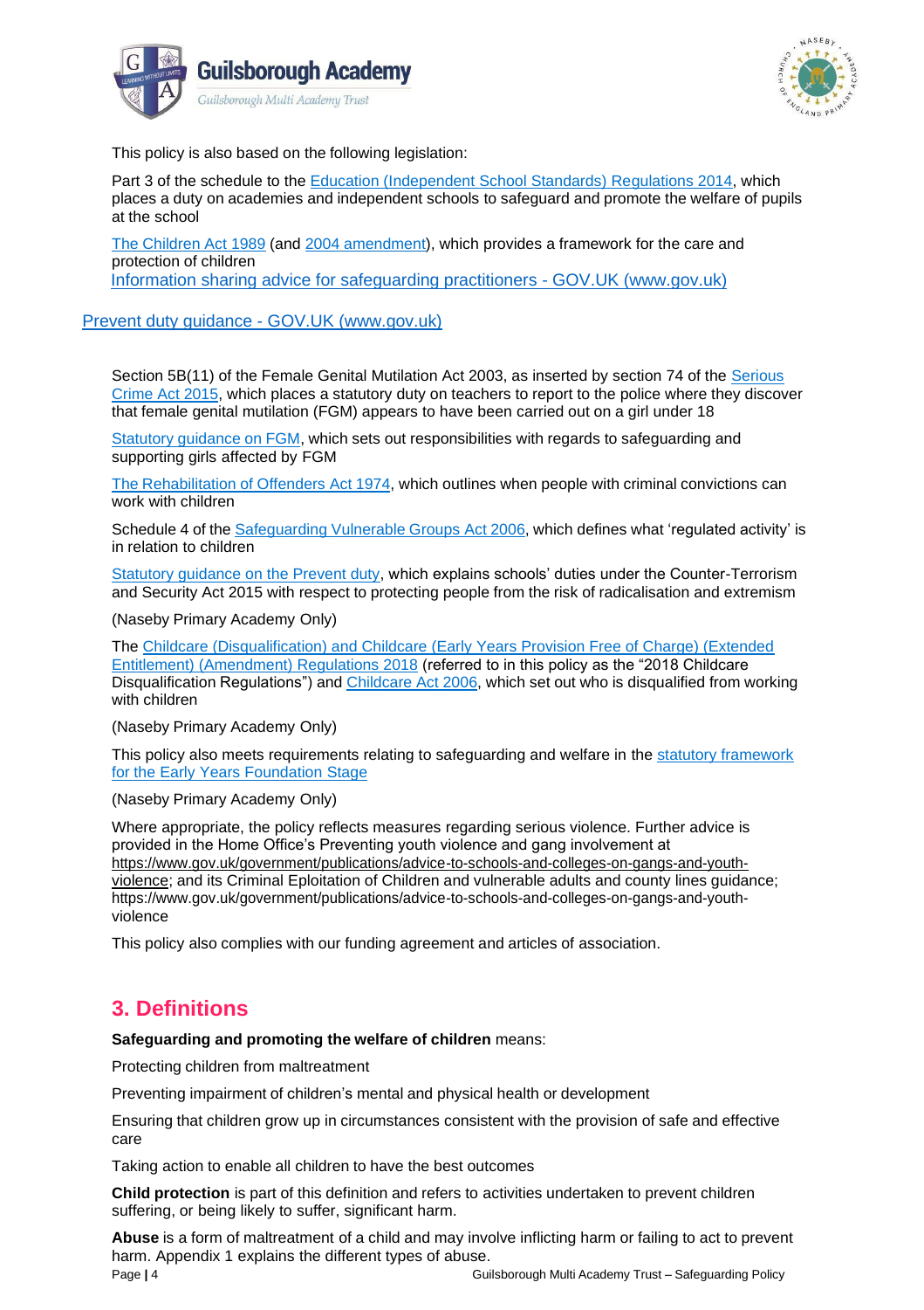This policy is also based on the following legislation:

Part 3 of the schedule to the Education (Independent School Standards) Regulations 2014, which places a duty on academies and independent schools to safeguard and promote the welfare of pupils at the school

The Children Act 1989 (and 2004 amendment), which provides a framework for the care and protection of children

Information sharing advice for safeguarding practitioners - GOV.UK (www.gov.uk)

Prevent duty guidance - GOV.UK (www.gov.uk)

Section 5B(11) of the Female Genital Mutilation Act 2003, as inserted by section 74 of the Serious Crime Act 2015, which places a statutory duty on teachers to report to the police where they discover that female genital mutilation (FGM) appears to have been carried out on a girl under 18

Statutory guidance on FGM, which sets out responsibilities with regards to safeguarding and supporting girls affected by FGM

The Rehabilitation of Offenders Act 1974, which outlines when people with criminal convictions can work with children

Schedule 4 of the Safeguarding Vulnerable Groups Act 2006, which defines what 'regulated activity' is in relation to children

Statutory guidance on the Prevent duty, which explains schools' duties under the Counter-Terrorism and Security Act 2015 with respect to protecting people from the risk of radicalisation and extremism

(Naseby Primary Academy Only)

The Childcare (Disqualification) and Childcare (Early Years Provision Free of Charge) (Extended Entitlement) (Amendment) Regulations 2018 (referred to in this policy as the "2018 Childcare Disqualification Regulations") and Childcare Act 2006, which set out who is disqualified from working with children

(Naseby Primary Academy Only)

This policy also meets requirements relating to safeguarding and welfare in the statutory framework for the Early Years Foundation Stage

(Naseby Primary Academy Only)

Where appropriate, the policy reflects measures regarding serious violence. Further advice is provided in the Home Office's Preventing youth violence and gang involvement at https://www.gov.uk/government/publications/advice-to-schools-and-colleges-on-gangs-and-youth-violence; and its Criminal Eploitation of Children and vulnerable adults and county lines guidance; https://www.gov.uk/government/publications/advice-to-schools-and-colleges-on-gangs-and-youth-violence

This policy also complies with our funding agreement and articles of association.

## 3. Definitions

**Safeguarding and promoting the welfare of children** means:

Protecting children from maltreatment

Preventing impairment of children's mental and physical health or development

Ensuring that children grow up in circumstances consistent with the provision of safe and effective care

Taking action to enable all children to have the best outcomes

**Child protection** is part of this definition and refers to activities undertaken to prevent children suffering, or being likely to suffer, significant harm.

**Abuse** is a form of maltreatment of a child and may involve inflicting harm or failing to act to prevent harm. Appendix 1 explains the different types of abuse.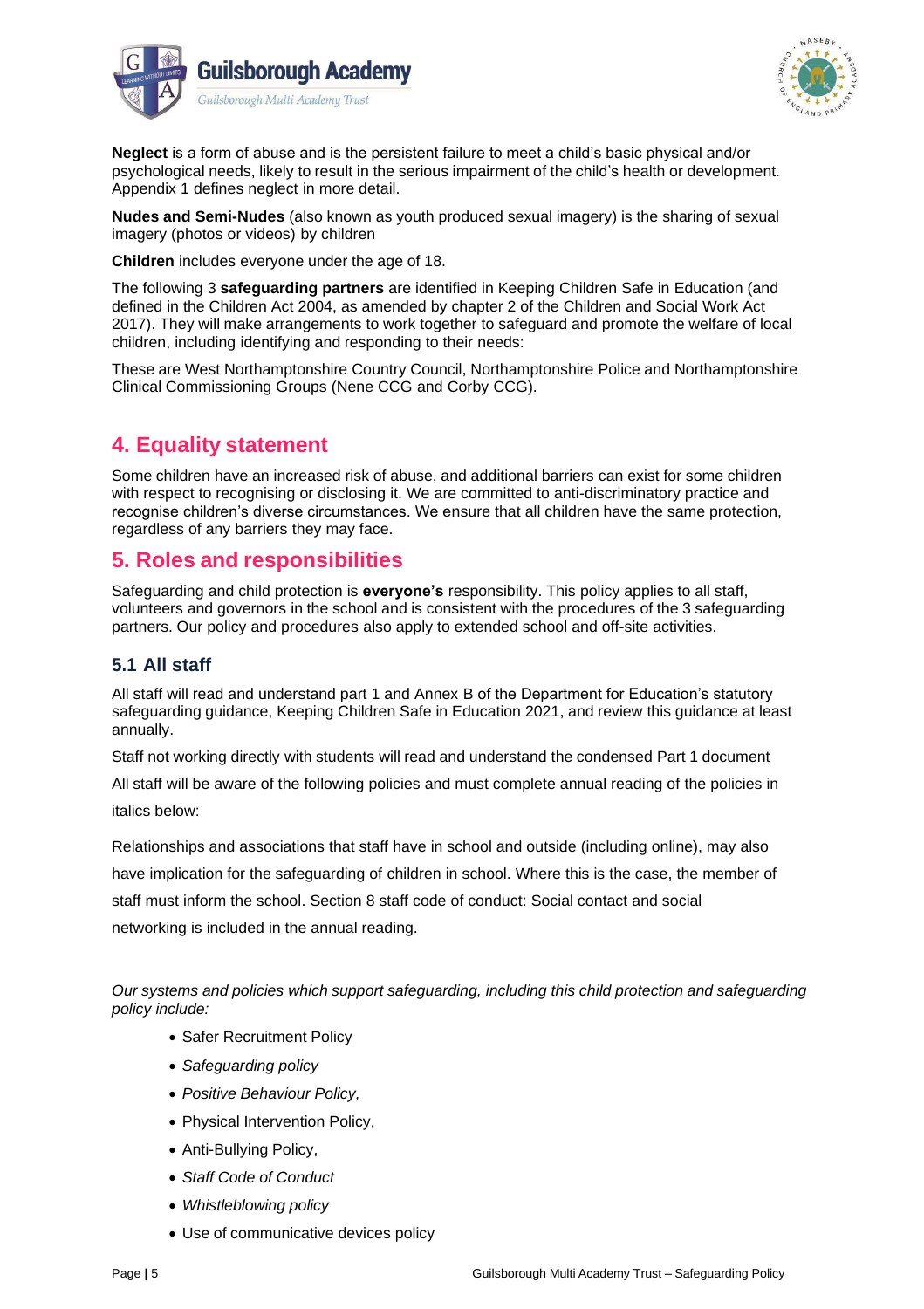**Neglect** is a form of abuse and is the persistent failure to meet a child's basic physical and/or psychological needs, likely to result in the serious impairment of the child's health or development. Appendix 1 defines neglect in more detail.

**Nudes and Semi-Nudes** (also known as youth produced sexual imagery) is the sharing of sexual imagery (photos or videos) by children

**Children** includes everyone under the age of 18.

The following 3 **safeguarding partners** are identified in Keeping Children Safe in Education (and defined in the Children Act 2004, as amended by chapter 2 of the Children and Social Work Act 2017). They will make arrangements to work together to safeguard and promote the welfare of local children, including identifying and responding to their needs:

These are West Northamptonshire Country Council, Northamptonshire Police and Northamptonshire Clinical Commissioning Groups (Nene CCG and Corby CCG).

## 4. Equality statement

Some children have an increased risk of abuse, and additional barriers can exist for some children with respect to recognising or disclosing it. We are committed to anti-discriminatory practice and recognise children's diverse circumstances. We ensure that all children have the same protection, regardless of any barriers they may face.

## 5. Roles and responsibilities

Safeguarding and child protection is **everyone's** responsibility. This policy applies to all staff, volunteers and governors in the school and is consistent with the procedures of the 3 safeguarding partners. Our policy and procedures also apply to extended school and off-site activities.

### 5.1 All staff

All staff will read and understand part 1 and Annex B of the Department for Education's statutory safeguarding guidance, Keeping Children Safe in Education 2021, and review this guidance at least annually.

Staff not working directly with students will read and understand the condensed Part 1 document

All staff will be aware of the following policies and must complete annual reading of the policies in italics below:

Relationships and associations that staff have in school and outside (including online), may also have implication for the safeguarding of children in school. Where this is the case, the member of staff must inform the school. Section 8 staff code of conduct: Social contact and social networking is included in the annual reading.

*Our systems and policies which support safeguarding, including this child protection and safeguarding policy include:*

- Safer Recruitment Policy
- *Safeguarding policy*
- *Positive Behaviour Policy,*
- Physical Intervention Policy,
- Anti-Bullying Policy,
- *Staff Code of Conduct*
- *Whistleblowing policy*
- Use of communicative devices policy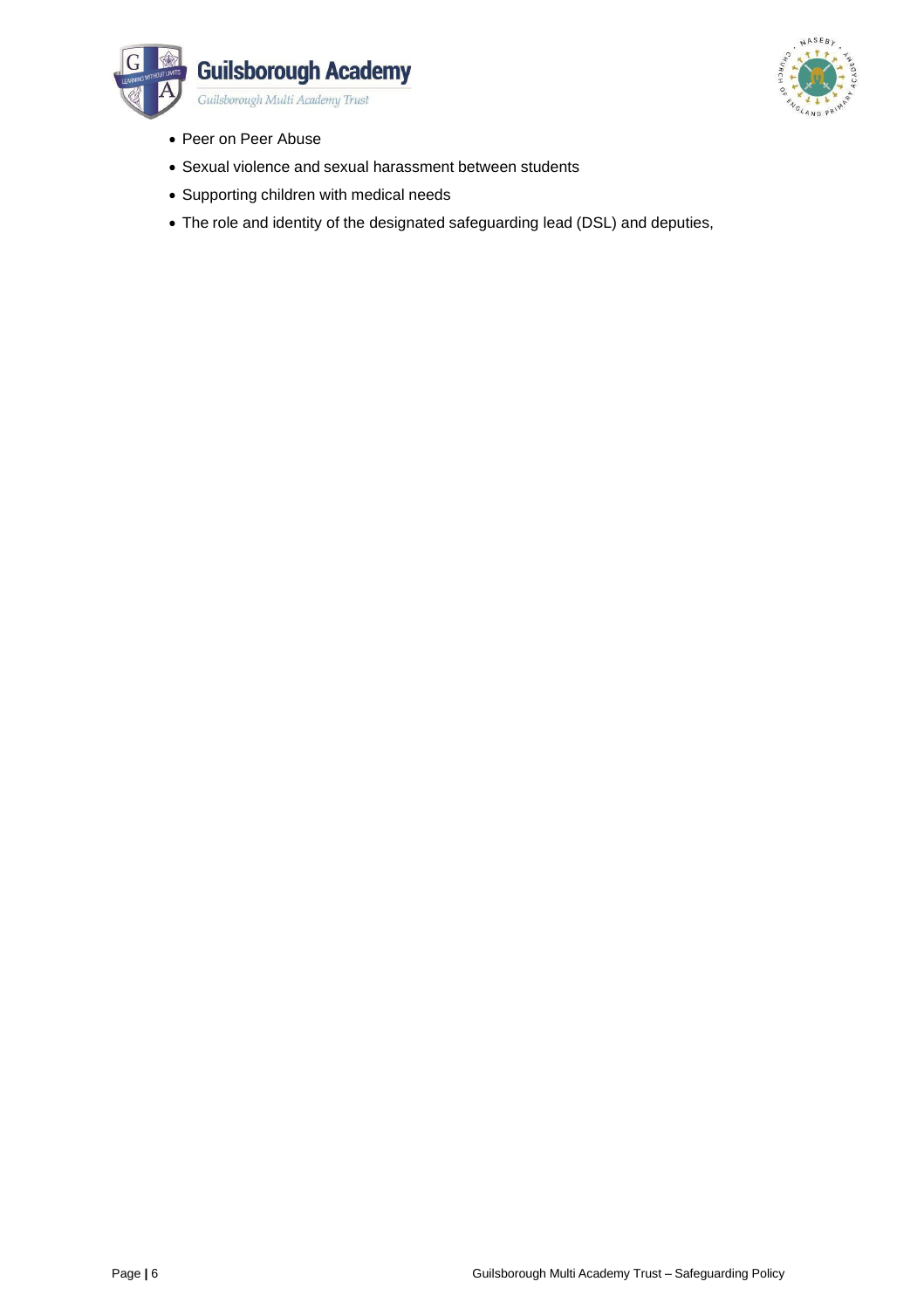- Peer on Peer Abuse
- Sexual violence and sexual harassment between students
- Supporting children with medical needs
- The role and identity of the designated safeguarding lead (DSL) and deputies,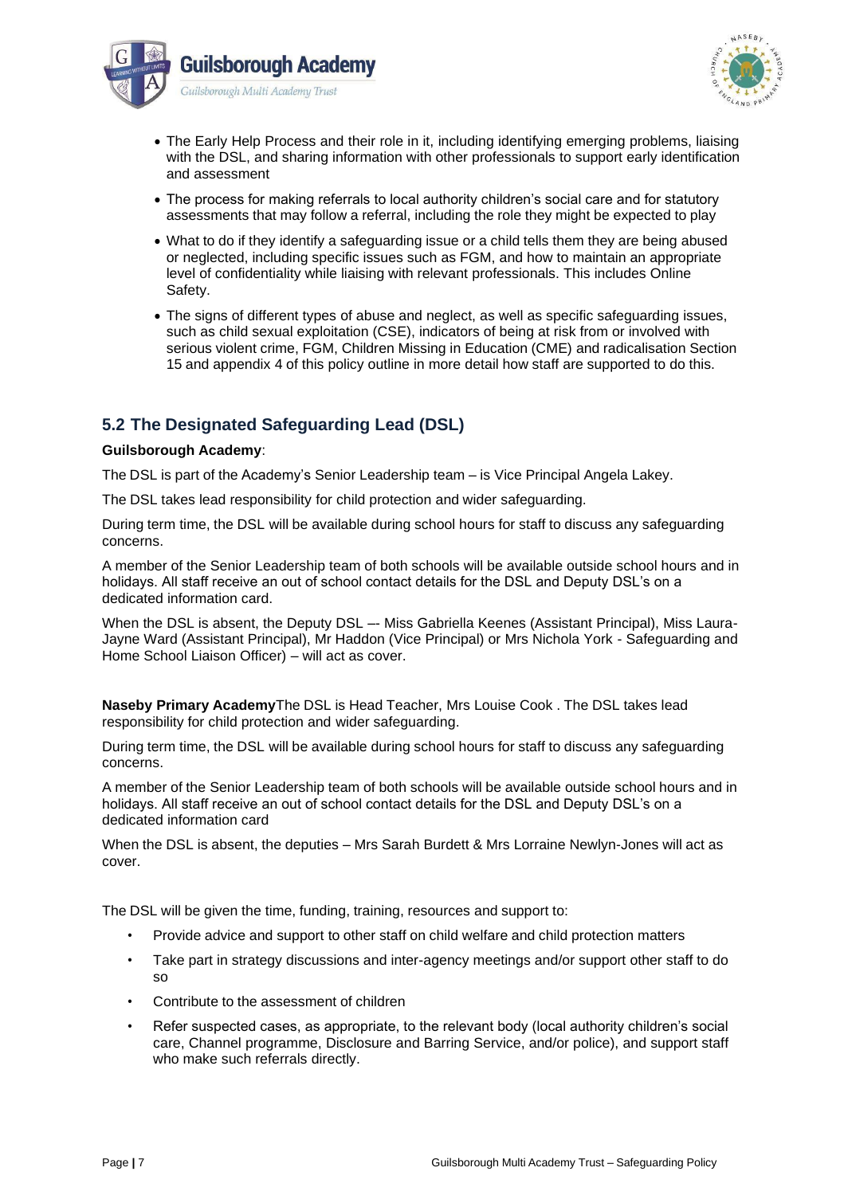- The Early Help Process and their role in it, including identifying emerging problems, liaising with the DSL, and sharing information with other professionals to support early identification and assessment
- The process for making referrals to local authority children's social care and for statutory assessments that may follow a referral, including the role they might be expected to play
- What to do if they identify a safeguarding issue or a child tells them they are being abused or neglected, including specific issues such as FGM, and how to maintain an appropriate level of confidentiality while liaising with relevant professionals. This includes Online Safety.
- The signs of different types of abuse and neglect, as well as specific safeguarding issues, such as child sexual exploitation (CSE), indicators of being at risk from or involved with serious violent crime, FGM, Children Missing in Education (CME) and radicalisation Section 15 and appendix 4 of this policy outline in more detail how staff are supported to do this.

## 5.2 The Designated Safeguarding Lead (DSL)

**Guilsborough Academy**:

The DSL is part of the Academy's Senior Leadership team – is Vice Principal Angela Lakey.

The DSL takes lead responsibility for child protection and wider safeguarding.

During term time, the DSL will be available during school hours for staff to discuss any safeguarding concerns.

A member of the Senior Leadership team of both schools will be available outside school hours and in holidays. All staff receive an out of school contact details for the DSL and Deputy DSL's on a dedicated information card.

When the DSL is absent, the Deputy DSL –- Miss Gabriella Keenes (Assistant Principal), Miss Laura-Jayne Ward (Assistant Principal), Mr Haddon (Vice Principal) or Mrs Nichola York - Safeguarding and Home School Liaison Officer) – will act as cover.

**Naseby Primary Academy**The DSL is Head Teacher, Mrs Louise Cook . The DSL takes lead responsibility for child protection and wider safeguarding.

During term time, the DSL will be available during school hours for staff to discuss any safeguarding concerns.

A member of the Senior Leadership team of both schools will be available outside school hours and in holidays. All staff receive an out of school contact details for the DSL and Deputy DSL's on a dedicated information card

When the DSL is absent, the deputies – Mrs Sarah Burdett & Mrs Lorraine Newlyn-Jones will act as cover.

The DSL will be given the time, funding, training, resources and support to:

- Provide advice and support to other staff on child welfare and child protection matters
- Take part in strategy discussions and inter-agency meetings and/or support other staff to do so
- Contribute to the assessment of children
- Refer suspected cases, as appropriate, to the relevant body (local authority children's social care, Channel programme, Disclosure and Barring Service, and/or police), and support staff who make such referrals directly.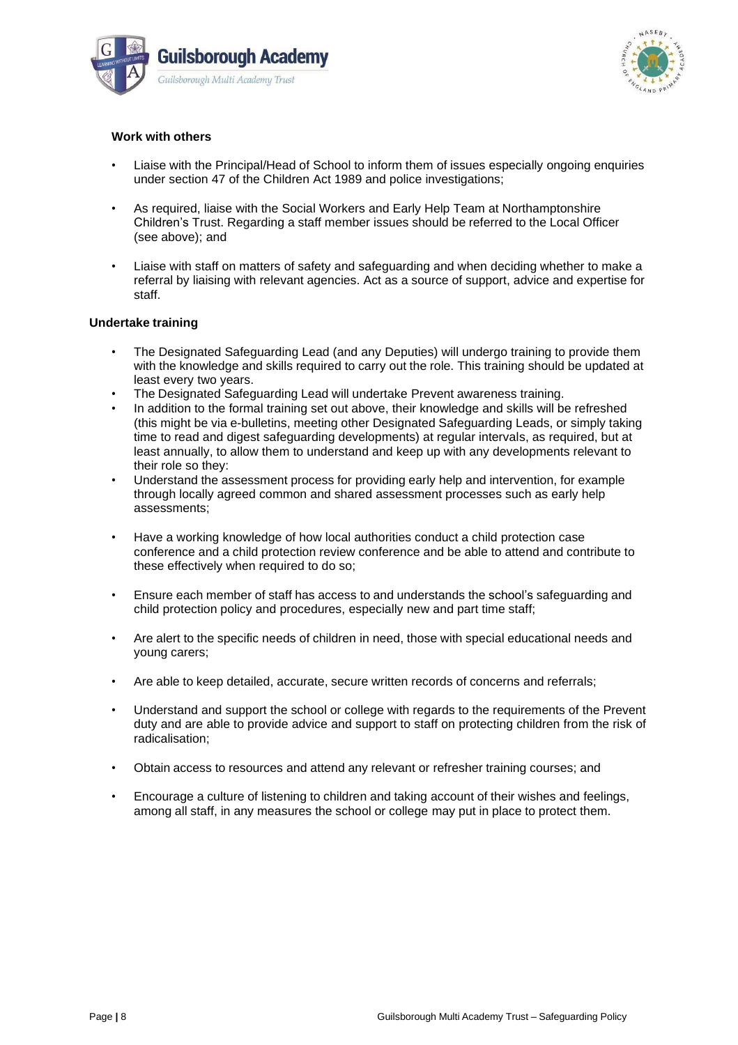**Work with others**

- Liaise with the Principal/Head of School to inform them of issues especially ongoing enquiries under section 47 of the Children Act 1989 and police investigations;

- As required, liaise with the Social Workers and Early Help Team at Northamptonshire Children's Trust. Regarding a staff member issues should be referred to the Local Officer (see above); and

- Liaise with staff on matters of safety and safeguarding and when deciding whether to make a referral by liaising with relevant agencies. Act as a source of support, advice and expertise for staff.

**Undertake training**

- The Designated Safeguarding Lead (and any Deputies) will undergo training to provide them with the knowledge and skills required to carry out the role. This training should be updated at least every two years.
- The Designated Safeguarding Lead will undertake Prevent awareness training.
- In addition to the formal training set out above, their knowledge and skills will be refreshed (this might be via e-bulletins, meeting other Designated Safeguarding Leads, or simply taking time to read and digest safeguarding developments) at regular intervals, as required, but at least annually, to allow them to understand and keep up with any developments relevant to their role so they:
- Understand the assessment process for providing early help and intervention, for example through locally agreed common and shared assessment processes such as early help assessments;

- Have a working knowledge of how local authorities conduct a child protection case conference and a child protection review conference and be able to attend and contribute to these effectively when required to do so;

- Ensure each member of staff has access to and understands the school's safeguarding and child protection policy and procedures, especially new and part time staff;

- Are alert to the specific needs of children in need, those with special educational needs and young carers;

- Are able to keep detailed, accurate, secure written records of concerns and referrals;

- Understand and support the school or college with regards to the requirements of the Prevent duty and are able to provide advice and support to staff on protecting children from the risk of radicalisation;

- Obtain access to resources and attend any relevant or refresher training courses; and

- Encourage a culture of listening to children and taking account of their wishes and feelings, among all staff, in any measures the school or college may put in place to protect them.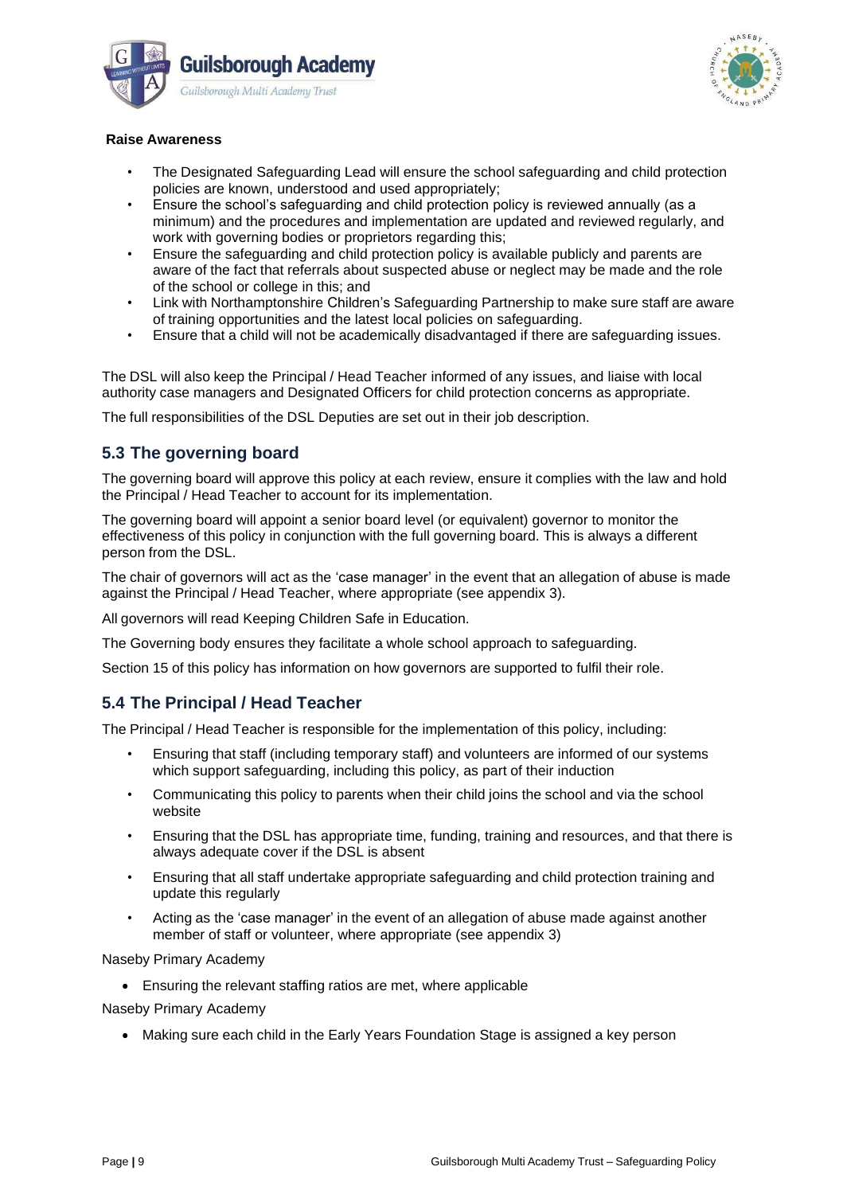**Raise Awareness**

- The Designated Safeguarding Lead will ensure the school safeguarding and child protection policies are known, understood and used appropriately;
- Ensure the school's safeguarding and child protection policy is reviewed annually (as a minimum) and the procedures and implementation are updated and reviewed regularly, and work with governing bodies or proprietors regarding this;
- Ensure the safeguarding and child protection policy is available publicly and parents are aware of the fact that referrals about suspected abuse or neglect may be made and the role of the school or college in this; and
- Link with Northamptonshire Children's Safeguarding Partnership to make sure staff are aware of training opportunities and the latest local policies on safeguarding.
- Ensure that a child will not be academically disadvantaged if there are safeguarding issues.

The DSL will also keep the Principal / Head Teacher informed of any issues, and liaise with local authority case managers and Designated Officers for child protection concerns as appropriate.

The full responsibilities of the DSL Deputies are set out in their job description.

## 5.3 The governing board

The governing board will approve this policy at each review, ensure it complies with the law and hold the Principal / Head Teacher to account for its implementation.

The governing board will appoint a senior board level (or equivalent) governor to monitor the effectiveness of this policy in conjunction with the full governing board. This is always a different person from the DSL.

The chair of governors will act as the 'case manager' in the event that an allegation of abuse is made against the Principal / Head Teacher, where appropriate (see appendix 3).

All governors will read Keeping Children Safe in Education.

The Governing body ensures they facilitate a whole school approach to safeguarding.

Section 15 of this policy has information on how governors are supported to fulfil their role.

## 5.4 The Principal / Head Teacher

The Principal / Head Teacher is responsible for the implementation of this policy, including:

- Ensuring that staff (including temporary staff) and volunteers are informed of our systems which support safeguarding, including this policy, as part of their induction
- Communicating this policy to parents when their child joins the school and via the school website
- Ensuring that the DSL has appropriate time, funding, training and resources, and that there is always adequate cover if the DSL is absent
- Ensuring that all staff undertake appropriate safeguarding and child protection training and update this regularly
- Acting as the 'case manager' in the event of an allegation of abuse made against another member of staff or volunteer, where appropriate (see appendix 3)

Naseby Primary Academy

- Ensuring the relevant staffing ratios are met, where applicable

Naseby Primary Academy

- Making sure each child in the Early Years Foundation Stage is assigned a key person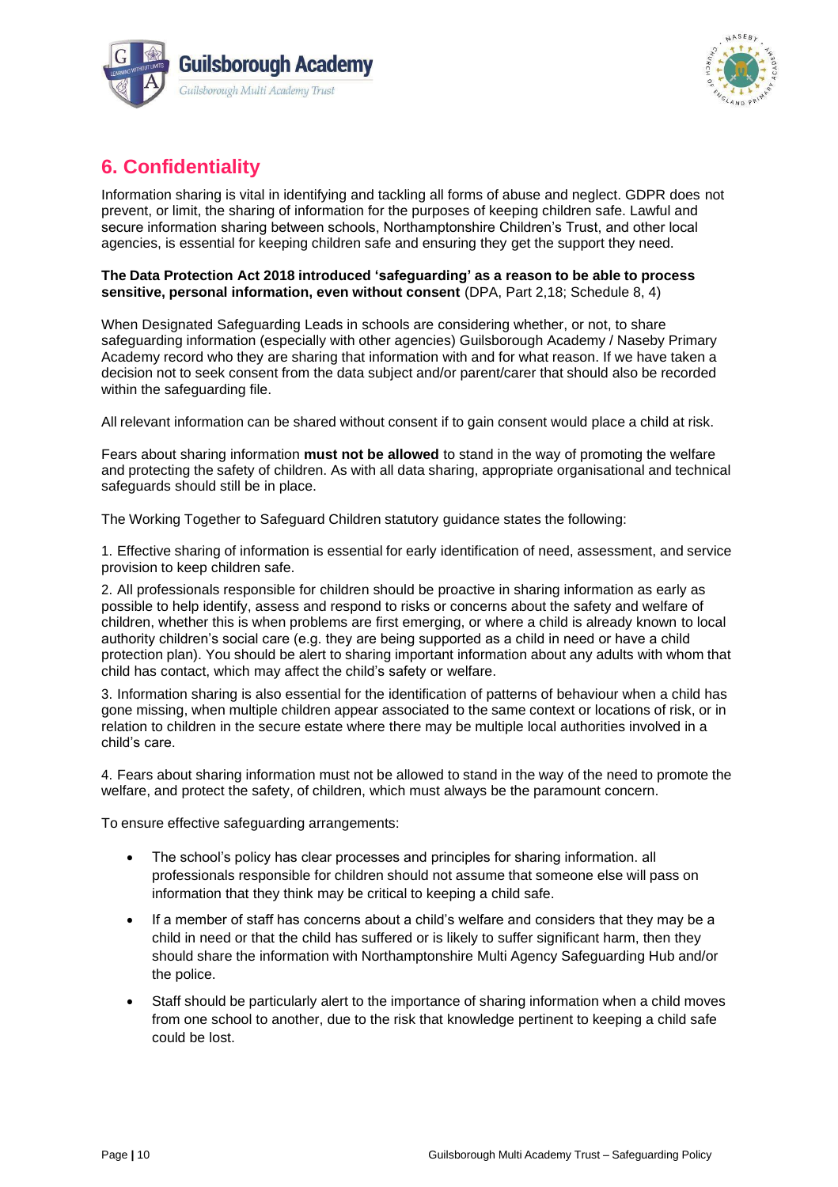## 6. Confidentiality

Information sharing is vital in identifying and tackling all forms of abuse and neglect. GDPR does not prevent, or limit, the sharing of information for the purposes of keeping children safe. Lawful and secure information sharing between schools, Northamptonshire Children's Trust, and other local agencies, is essential for keeping children safe and ensuring they get the support they need.

**The Data Protection Act 2018 introduced 'safeguarding' as a reason to be able to process sensitive, personal information, even without consent** (DPA, Part 2,18; Schedule 8, 4)

When Designated Safeguarding Leads in schools are considering whether, or not, to share safeguarding information (especially with other agencies) Guilsborough Academy / Naseby Primary Academy record who they are sharing that information with and for what reason. If we have taken a decision not to seek consent from the data subject and/or parent/carer that should also be recorded within the safeguarding file.

All relevant information can be shared without consent if to gain consent would place a child at risk.

Fears about sharing information **must not be allowed** to stand in the way of promoting the welfare and protecting the safety of children. As with all data sharing, appropriate organisational and technical safeguards should still be in place.

The Working Together to Safeguard Children statutory guidance states the following:

1. Effective sharing of information is essential for early identification of need, assessment, and service provision to keep children safe.

2. All professionals responsible for children should be proactive in sharing information as early as possible to help identify, assess and respond to risks or concerns about the safety and welfare of children, whether this is when problems are first emerging, or where a child is already known to local authority children's social care (e.g. they are being supported as a child in need or have a child protection plan). You should be alert to sharing important information about any adults with whom that child has contact, which may affect the child's safety or welfare.

3. Information sharing is also essential for the identification of patterns of behaviour when a child has gone missing, when multiple children appear associated to the same context or locations of risk, or in relation to children in the secure estate where there may be multiple local authorities involved in a child's care.

4. Fears about sharing information must not be allowed to stand in the way of the need to promote the welfare, and protect the safety, of children, which must always be the paramount concern.

To ensure effective safeguarding arrangements:

- The school's policy has clear processes and principles for sharing information. all professionals responsible for children should not assume that someone else will pass on information that they think may be critical to keeping a child safe.
- If a member of staff has concerns about a child's welfare and considers that they may be a child in need or that the child has suffered or is likely to suffer significant harm, then they should share the information with Northamptonshire Multi Agency Safeguarding Hub and/or the police.
- Staff should be particularly alert to the importance of sharing information when a child moves from one school to another, due to the risk that knowledge pertinent to keeping a child safe could be lost.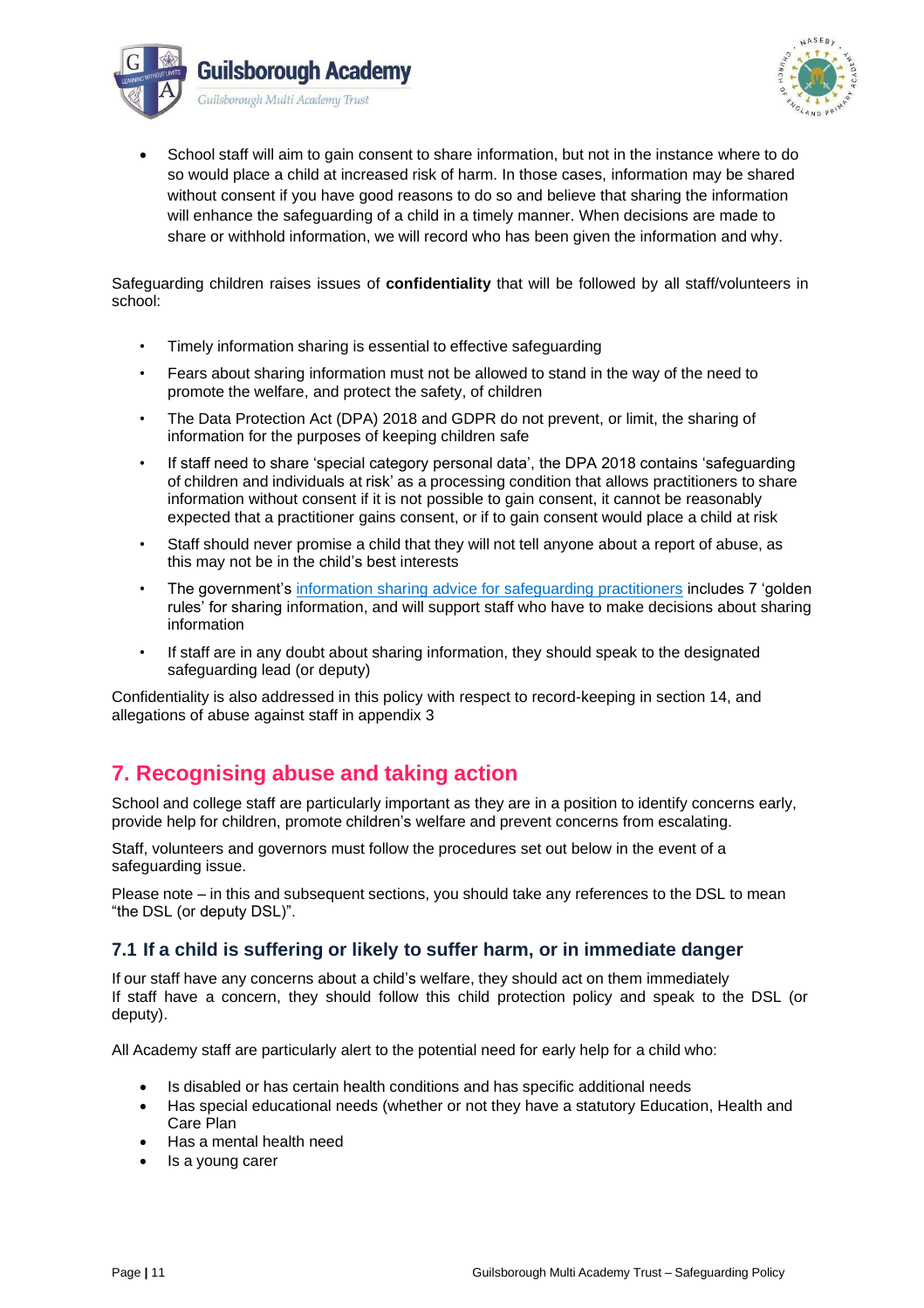- School staff will aim to gain consent to share information, but not in the instance where to do so would place a child at increased risk of harm. In those cases, information may be shared without consent if you have good reasons to do so and believe that sharing the information will enhance the safeguarding of a child in a timely manner. When decisions are made to share or withhold information, we will record who has been given the information and why.

Safeguarding children raises issues of **confidentiality** that will be followed by all staff/volunteers in school:

- Timely information sharing is essential to effective safeguarding
- Fears about sharing information must not be allowed to stand in the way of the need to promote the welfare, and protect the safety, of children
- The Data Protection Act (DPA) 2018 and GDPR do not prevent, or limit, the sharing of information for the purposes of keeping children safe
- If staff need to share 'special category personal data', the DPA 2018 contains 'safeguarding of children and individuals at risk' as a processing condition that allows practitioners to share information without consent if it is not possible to gain consent, it cannot be reasonably expected that a practitioner gains consent, or if to gain consent would place a child at risk
- Staff should never promise a child that they will not tell anyone about a report of abuse, as this may not be in the child's best interests
- The government's information sharing advice for safeguarding practitioners includes 7 'golden rules' for sharing information, and will support staff who have to make decisions about sharing information
- If staff are in any doubt about sharing information, they should speak to the designated safeguarding lead (or deputy)

Confidentiality is also addressed in this policy with respect to record-keeping in section 14, and allegations of abuse against staff in appendix 3

## 7. Recognising abuse and taking action

School and college staff are particularly important as they are in a position to identify concerns early, provide help for children, promote children's welfare and prevent concerns from escalating.

Staff, volunteers and governors must follow the procedures set out below in the event of a safeguarding issue.

Please note – in this and subsequent sections, you should take any references to the DSL to mean "the DSL (or deputy DSL)".

### 7.1 If a child is suffering or likely to suffer harm, or in immediate danger

If our staff have any concerns about a child's welfare, they should act on them immediately
If staff have a concern, they should follow this child protection policy and speak to the DSL (or deputy).

All Academy staff are particularly alert to the potential need for early help for a child who:

- Is disabled or has certain health conditions and has specific additional needs
- Has special educational needs (whether or not they have a statutory Education, Health and Care Plan
- Has a mental health need
- Is a young carer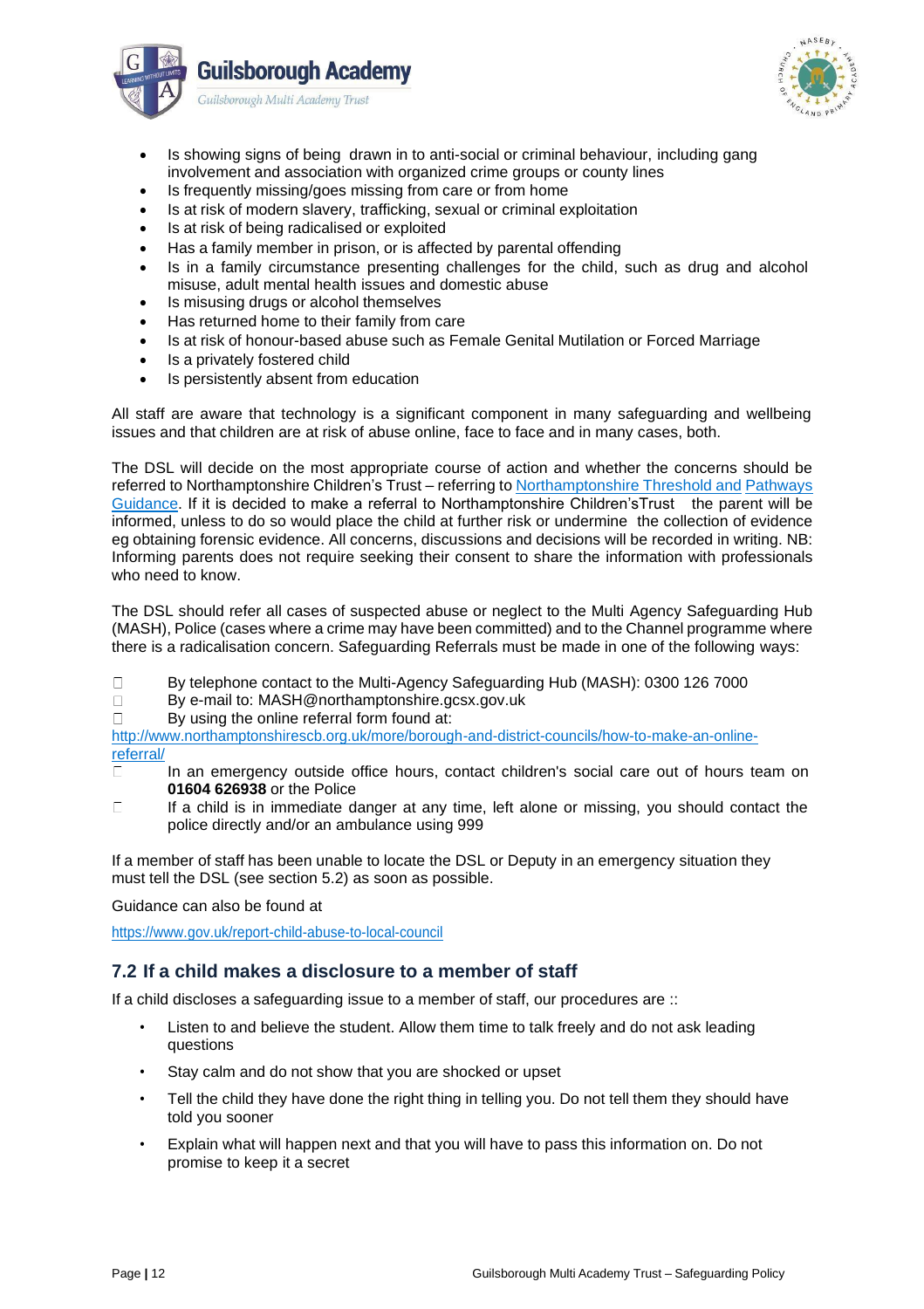- Is showing signs of being drawn in to anti-social or criminal behaviour, including gang involvement and association with organized crime groups or county lines
- Is frequently missing/goes missing from care or from home
- Is at risk of modern slavery, trafficking, sexual or criminal exploitation
- Is at risk of being radicalised or exploited
- Has a family member in prison, or is affected by parental offending
- Is in a family circumstance presenting challenges for the child, such as drug and alcohol misuse, adult mental health issues and domestic abuse
- Is misusing drugs or alcohol themselves
- Has returned home to their family from care
- Is at risk of honour-based abuse such as Female Genital Mutilation or Forced Marriage
- Is a privately fostered child
- Is persistently absent from education

All staff are aware that technology is a significant component in many safeguarding and wellbeing issues and that children are at risk of abuse online, face to face and in many cases, both.

The DSL will decide on the most appropriate course of action and whether the concerns should be referred to Northamptonshire Children's Trust – referring to Northamptonshire Threshold and Pathways Guidance. If it is decided to make a referral to Northamptonshire Children'sTrust the parent will be informed, unless to do so would place the child at further risk or undermine the collection of evidence eg obtaining forensic evidence. All concerns, discussions and decisions will be recorded in writing. NB: Informing parents does not require seeking their consent to share the information with professionals who need to know.

The DSL should refer all cases of suspected abuse or neglect to the Multi Agency Safeguarding Hub (MASH), Police (cases where a crime may have been committed) and to the Channel programme where there is a radicalisation concern. Safeguarding Referrals must be made in one of the following ways:

- By telephone contact to the Multi-Agency Safeguarding Hub (MASH): 0300 126 7000
- By e-mail to: MASH@northamptonshire.gcsx.gov.uk
- By using the online referral form found at: http://www.northamptonshirescb.org.uk/more/borough-and-district-councils/how-to-make-an-online-referral/
- In an emergency outside office hours, contact children's social care out of hours team on **01604 626938** or the Police
- If a child is in immediate danger at any time, left alone or missing, you should contact the police directly and/or an ambulance using 999

If a member of staff has been unable to locate the DSL or Deputy in an emergency situation they must tell the DSL (see section 5.2) as soon as possible.

Guidance can also be found at

https://www.gov.uk/report-child-abuse-to-local-council

## 7.2 If a child makes a disclosure to a member of staff

If a child discloses a safeguarding issue to a member of staff, our procedures are ::

- Listen to and believe the student. Allow them time to talk freely and do not ask leading questions
- Stay calm and do not show that you are shocked or upset
- Tell the child they have done the right thing in telling you. Do not tell them they should have told you sooner
- Explain what will happen next and that you will have to pass this information on. Do not promise to keep it a secret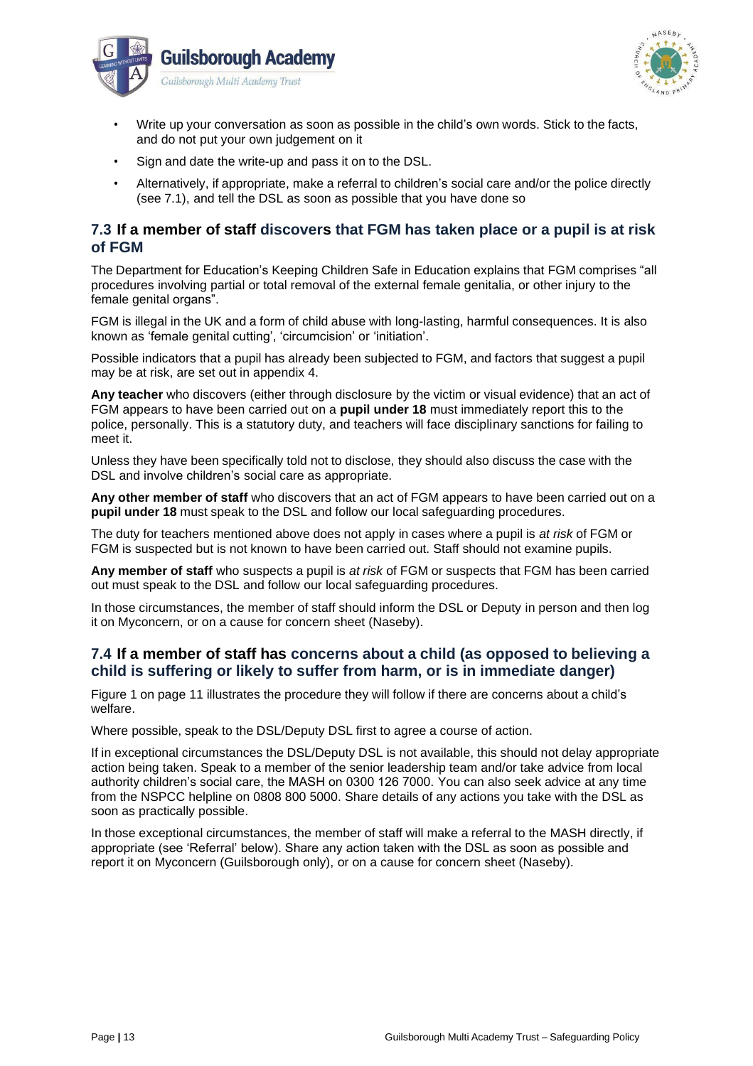- Write up your conversation as soon as possible in the child's own words. Stick to the facts, and do not put your own judgement on it
- Sign and date the write-up and pass it on to the DSL.
- Alternatively, if appropriate, make a referral to children's social care and/or the police directly (see 7.1), and tell the DSL as soon as possible that you have done so

### 7.3 If a member of staff discovers that FGM has taken place or a pupil is at risk of FGM

The Department for Education's Keeping Children Safe in Education explains that FGM comprises "all procedures involving partial or total removal of the external female genitalia, or other injury to the female genital organs".

FGM is illegal in the UK and a form of child abuse with long-lasting, harmful consequences. It is also known as 'female genital cutting', 'circumcision' or 'initiation'.

Possible indicators that a pupil has already been subjected to FGM, and factors that suggest a pupil may be at risk, are set out in appendix 4.

**Any teacher** who discovers (either through disclosure by the victim or visual evidence) that an act of FGM appears to have been carried out on a **pupil under 18** must immediately report this to the police, personally. This is a statutory duty, and teachers will face disciplinary sanctions for failing to meet it.

Unless they have been specifically told not to disclose, they should also discuss the case with the DSL and involve children's social care as appropriate.

**Any other member of staff** who discovers that an act of FGM appears to have been carried out on a **pupil under 18** must speak to the DSL and follow our local safeguarding procedures.

The duty for teachers mentioned above does not apply in cases where a pupil is *at risk* of FGM or FGM is suspected but is not known to have been carried out. Staff should not examine pupils.

**Any member of staff** who suspects a pupil is *at risk* of FGM or suspects that FGM has been carried out must speak to the DSL and follow our local safeguarding procedures.

In those circumstances, the member of staff should inform the DSL or Deputy in person and then log it on Myconcern, or on a cause for concern sheet (Naseby).

### 7.4 If a member of staff has concerns about a child (as opposed to believing a child is suffering or likely to suffer from harm, or is in immediate danger)

Figure 1 on page 11 illustrates the procedure they will follow if there are concerns about a child's welfare.

Where possible, speak to the DSL/Deputy DSL first to agree a course of action.

If in exceptional circumstances the DSL/Deputy DSL is not available, this should not delay appropriate action being taken. Speak to a member of the senior leadership team and/or take advice from local authority children's social care, the MASH on 0300 126 7000. You can also seek advice at any time from the NSPCC helpline on 0808 800 5000. Share details of any actions you take with the DSL as soon as practically possible.

In those exceptional circumstances, the member of staff will make a referral to the MASH directly, if appropriate (see 'Referral' below). Share any action taken with the DSL as soon as possible and report it on Myconcern (Guilsborough only), or on a cause for concern sheet (Naseby).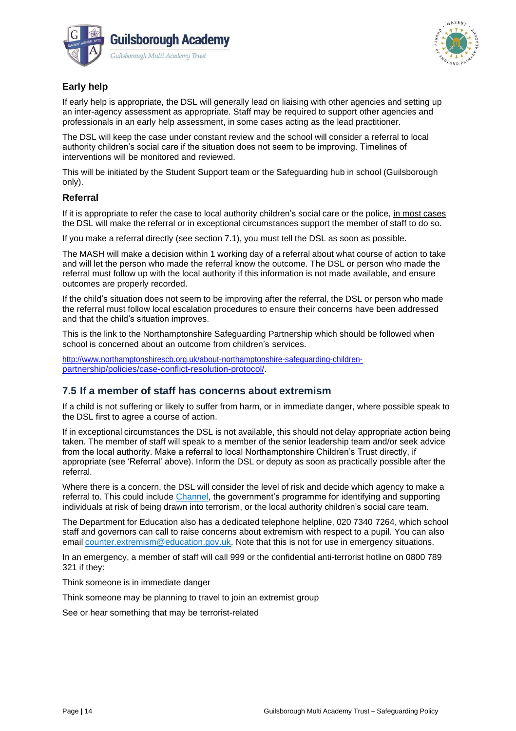### Early help

If early help is appropriate, the DSL will generally lead on liaising with other agencies and setting up an inter-agency assessment as appropriate. Staff may be required to support other agencies and professionals in an early help assessment, in some cases acting as the lead practitioner.

The DSL will keep the case under constant review and the school will consider a referral to local authority children's social care if the situation does not seem to be improving. Timelines of interventions will be monitored and reviewed.

This will be initiated by the Student Support team or the Safeguarding hub in school (Guilsborough only).

### Referral

If it is appropriate to refer the case to local authority children's social care or the police, in most cases the DSL will make the referral or in exceptional circumstances support the member of staff to do so.

If you make a referral directly (see section 7.1), you must tell the DSL as soon as possible.

The MASH will make a decision within 1 working day of a referral about what course of action to take and will let the person who made the referral know the outcome. The DSL or person who made the referral must follow up with the local authority if this information is not made available, and ensure outcomes are properly recorded.

If the child's situation does not seem to be improving after the referral, the DSL or person who made the referral must follow local escalation procedures to ensure their concerns have been addressed and that the child's situation improves.

This is the link to the Northamptonshire Safeguarding Partnership which should be followed when school is concerned about an outcome from children's services.

[http://www.northamptonshirescb.org.uk/about-northamptonshire-safeguarding-children-partnership/policies/case-conflict-resolution-protocol/](http://www.northamptonshirescb.org.uk/about-northamptonshire-safeguarding-children-partnership/policies/case-conflict-resolution-protocol/).

## 7.5 If a member of staff has concerns about extremism

If a child is not suffering or likely to suffer from harm, or in immediate danger, where possible speak to the DSL first to agree a course of action.

If in exceptional circumstances the DSL is not available, this should not delay appropriate action being taken. The member of staff will speak to a member of the senior leadership team and/or seek advice from the local authority. Make a referral to local Northamptonshire Children's Trust directly, if appropriate (see 'Referral' above). Inform the DSL or deputy as soon as practically possible after the referral.

Where there is a concern, the DSL will consider the level of risk and decide which agency to make a referral to. This could include Channel, the government's programme for identifying and supporting individuals at risk of being drawn into terrorism, or the local authority children's social care team.

The Department for Education also has a dedicated telephone helpline, 020 7340 7264, which school staff and governors can call to raise concerns about extremism with respect to a pupil. You can also email counter.extremism@education.gov.uk. Note that this is not for use in emergency situations.

In an emergency, a member of staff will call 999 or the confidential anti-terrorist hotline on 0800 789 321 if they:

Think someone is in immediate danger

Think someone may be planning to travel to join an extremist group

See or hear something that may be terrorist-related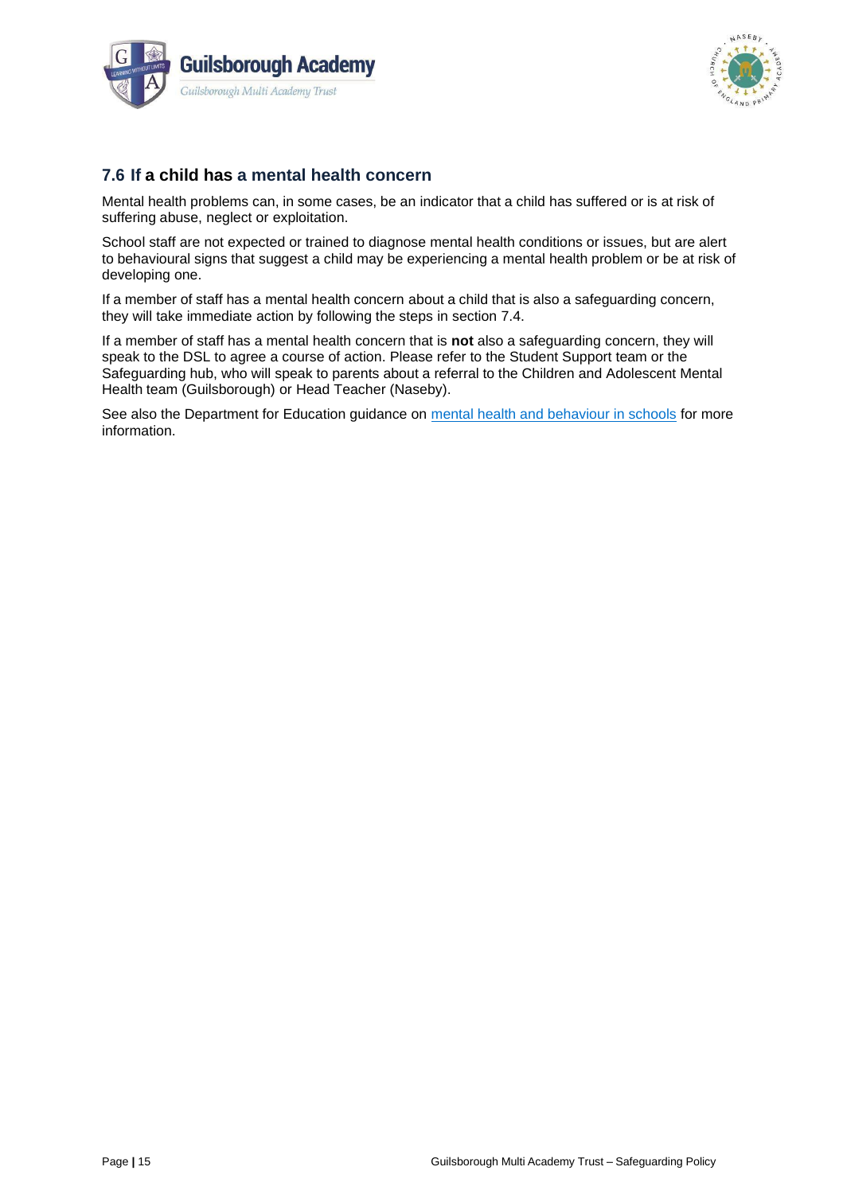### 7.6 If a child has a mental health concern

Mental health problems can, in some cases, be an indicator that a child has suffered or is at risk of suffering abuse, neglect or exploitation.

School staff are not expected or trained to diagnose mental health conditions or issues, but are alert to behavioural signs that suggest a child may be experiencing a mental health problem or be at risk of developing one.

If a member of staff has a mental health concern about a child that is also a safeguarding concern, they will take immediate action by following the steps in section 7.4.

If a member of staff has a mental health concern that is **not** also a safeguarding concern, they will speak to the DSL to agree a course of action. Please refer to the Student Support team or the Safeguarding hub, who will speak to parents about a referral to the Children and Adolescent Mental Health team (Guilsborough) or Head Teacher (Naseby).

See also the Department for Education guidance on mental health and behaviour in schools for more information.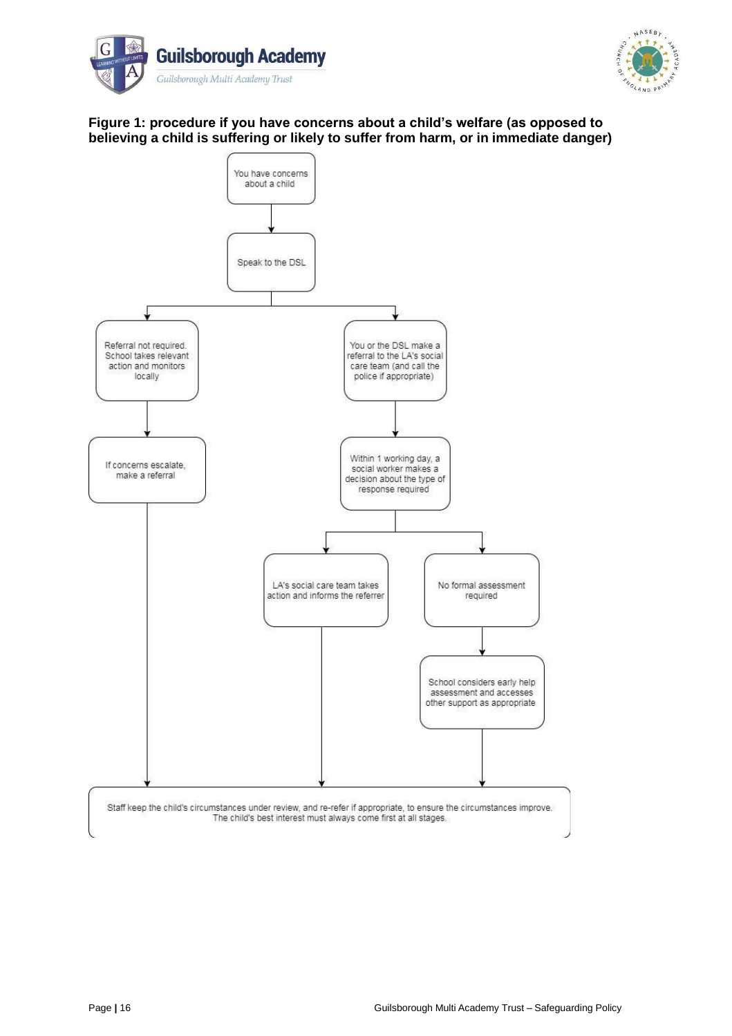**Figure 1: procedure if you have concerns about a child's welfare (as opposed to believing a child is suffering or likely to suffer from harm, or in immediate danger)**

You have concerns about a child

Speak to the DSL

Referral not required. School takes relevant action and monitors locally

If concerns escalate, make a referral

You or the DSL make a referral to the LA's social care team (and call the police if appropriate)

Within 1 working day, a social worker makes a decision about the type of response required

LA's social care team takes action and informs the referrer

No formal assessment required

School considers early help assessment and accesses other support as appropriate

Staff keep the child's circumstances under review, and re-refer if appropriate, to ensure the circumstances improve. The child's best interest must always come first at all stages.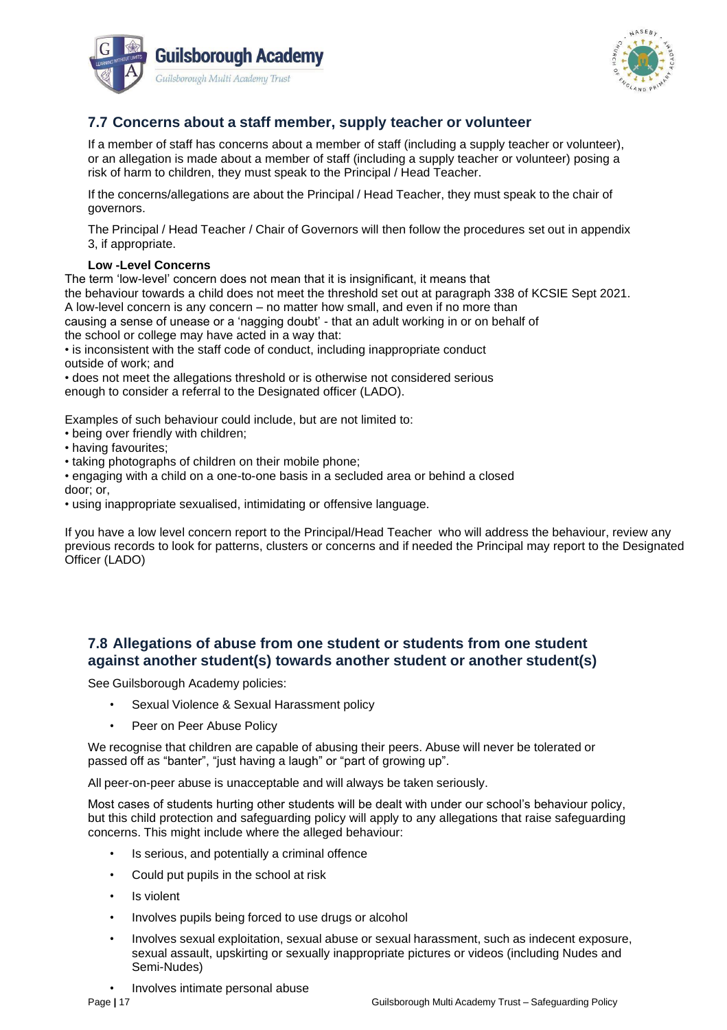## 7.7 Concerns about a staff member, supply teacher or volunteer

If a member of staff has concerns about a member of staff (including a supply teacher or volunteer), or an allegation is made about a member of staff (including a supply teacher or volunteer) posing a risk of harm to children, they must speak to the Principal / Head Teacher.

If the concerns/allegations are about the Principal / Head Teacher, they must speak to the chair of governors.

The Principal / Head Teacher / Chair of Governors will then follow the procedures set out in appendix 3, if appropriate.

**Low -Level Concerns**

The term 'low-level' concern does not mean that it is insignificant, it means that the behaviour towards a child does not meet the threshold set out at paragraph 338 of KCSIE Sept 2021. A low-level concern is any concern – no matter how small, and even if no more than causing a sense of unease or a 'nagging doubt' - that an adult working in or on behalf of the school or college may have acted in a way that:

- is inconsistent with the staff code of conduct, including inappropriate conduct outside of work; and
- does not meet the allegations threshold or is otherwise not considered serious enough to consider a referral to the Designated officer (LADO).

Examples of such behaviour could include, but are not limited to:

- being over friendly with children;
- having favourites;
- taking photographs of children on their mobile phone;
- engaging with a child on a one-to-one basis in a secluded area or behind a closed door; or,
- using inappropriate sexualised, intimidating or offensive language.

If you have a low level concern report to the Principal/Head Teacher who will address the behaviour, review any previous records to look for patterns, clusters or concerns and if needed the Principal may report to the Designated Officer (LADO)

## 7.8 Allegations of abuse from one student or students from one student against another student(s) towards another student or another student(s)

See Guilsborough Academy policies:

- Sexual Violence & Sexual Harassment policy
- Peer on Peer Abuse Policy

We recognise that children are capable of abusing their peers. Abuse will never be tolerated or passed off as "banter", "just having a laugh" or "part of growing up".

All peer-on-peer abuse is unacceptable and will always be taken seriously.

Most cases of students hurting other students will be dealt with under our school's behaviour policy, but this child protection and safeguarding policy will apply to any allegations that raise safeguarding concerns. This might include where the alleged behaviour:

- Is serious, and potentially a criminal offence
- Could put pupils in the school at risk
- Is violent
- Involves pupils being forced to use drugs or alcohol
- Involves sexual exploitation, sexual abuse or sexual harassment, such as indecent exposure, sexual assault, upskirting or sexually inappropriate pictures or videos (including Nudes and Semi-Nudes)
- Involves intimate personal abuse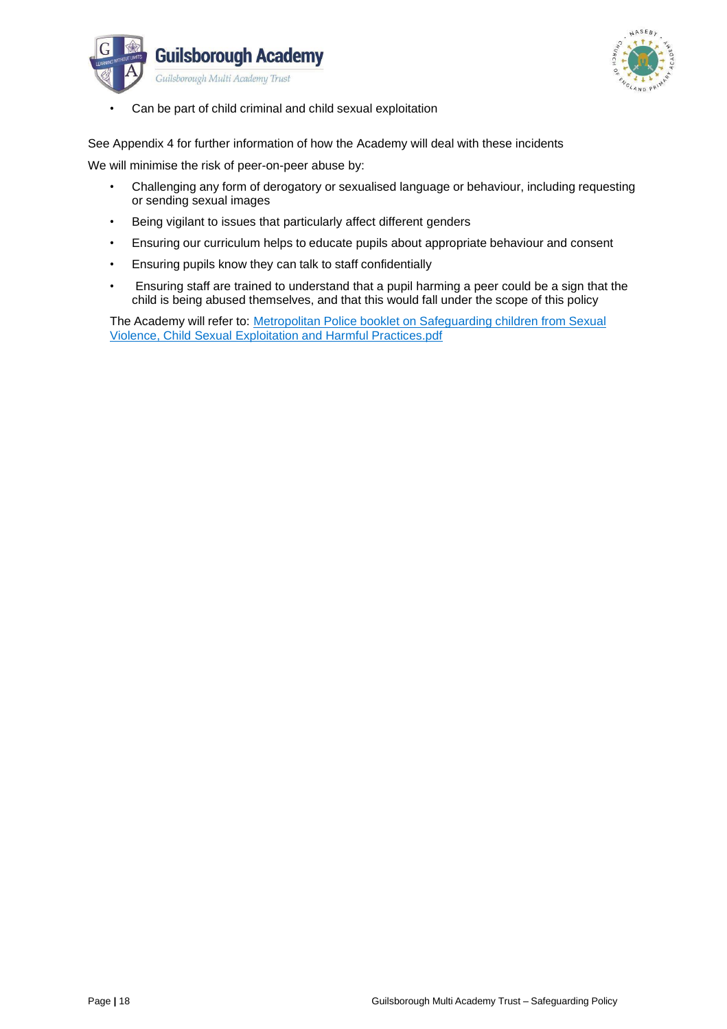- Can be part of child criminal and child sexual exploitation

See Appendix 4 for further information of how the Academy will deal with these incidents

We will minimise the risk of peer-on-peer abuse by:

- Challenging any form of derogatory or sexualised language or behaviour, including requesting or sending sexual images
- Being vigilant to issues that particularly affect different genders
- Ensuring our curriculum helps to educate pupils about appropriate behaviour and consent
- Ensuring pupils know they can talk to staff confidentially
- Ensuring staff are trained to understand that a pupil harming a peer could be a sign that the child is being abused themselves, and that this would fall under the scope of this policy

The Academy will refer to: Metropolitan Police booklet on Safeguarding children from Sexual Violence, Child Sexual Exploitation and Harmful Practices.pdf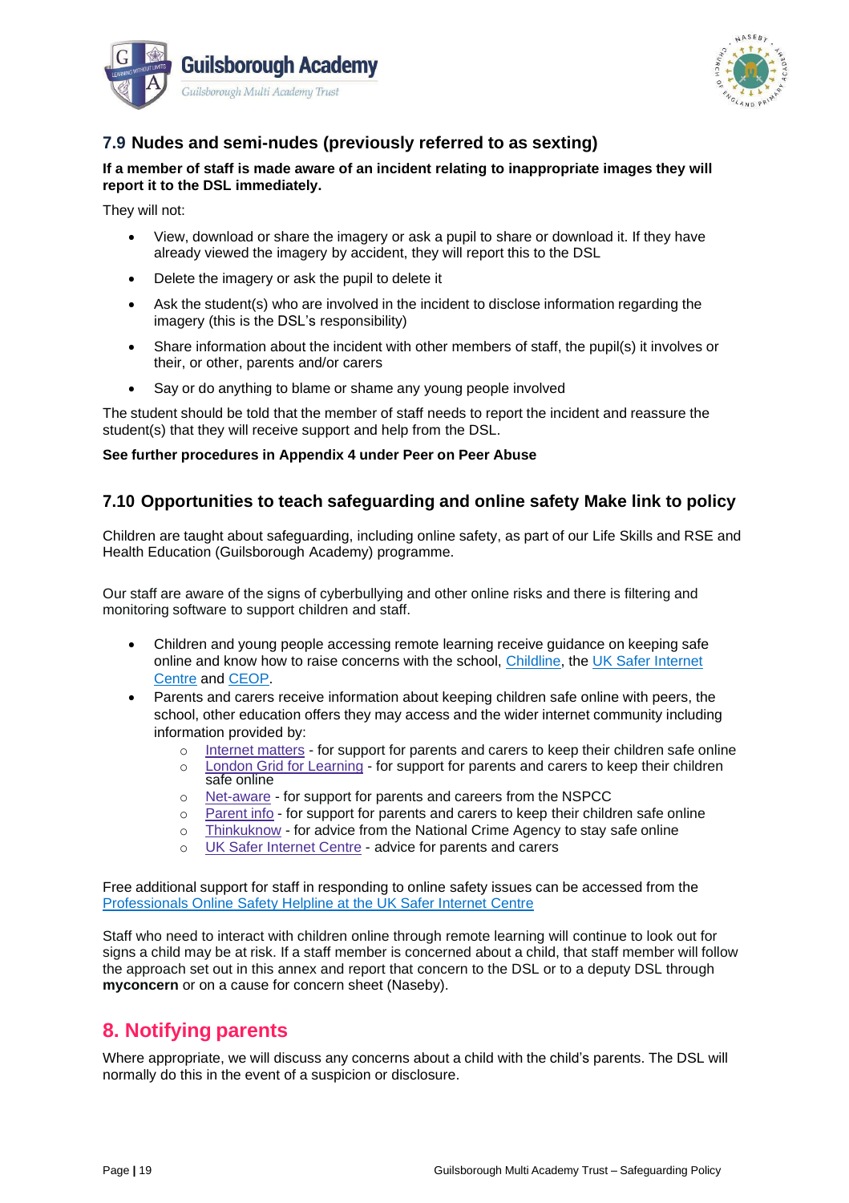### 7.9 Nudes and semi-nudes (previously referred to as sexting)

**If a member of staff is made aware of an incident relating to inappropriate images they will report it to the DSL immediately.**

They will not:

- View, download or share the imagery or ask a pupil to share or download it. If they have already viewed the imagery by accident, they will report this to the DSL
- Delete the imagery or ask the pupil to delete it
- Ask the student(s) who are involved in the incident to disclose information regarding the imagery (this is the DSL's responsibility)
- Share information about the incident with other members of staff, the pupil(s) it involves or their, or other, parents and/or carers
- Say or do anything to blame or shame any young people involved

The student should be told that the member of staff needs to report the incident and reassure the student(s) that they will receive support and help from the DSL.

**See further procedures in Appendix 4 under Peer on Peer Abuse**

### 7.10 Opportunities to teach safeguarding and online safety Make link to policy

Children are taught about safeguarding, including online safety, as part of our Life Skills and RSE and Health Education (Guilsborough Academy) programme.

Our staff are aware of the signs of cyberbullying and other online risks and there is filtering and monitoring software to support children and staff.

- Children and young people accessing remote learning receive guidance on keeping safe online and know how to raise concerns with the school, Childline, the UK Safer Internet Centre and CEOP.
- Parents and carers receive information about keeping children safe online with peers, the school, other education offers they may access and the wider internet community including information provided by:
  - Internet matters - for support for parents and carers to keep their children safe online
  - London Grid for Learning - for support for parents and carers to keep their children safe online
  - Net-aware - for support for parents and careers from the NSPCC
  - Parent info - for support for parents and carers to keep their children safe online
  - Thinkuknow - for advice from the National Crime Agency to stay safe online
  - UK Safer Internet Centre - advice for parents and carers

Free additional support for staff in responding to online safety issues can be accessed from the Professionals Online Safety Helpline at the UK Safer Internet Centre

Staff who need to interact with children online through remote learning will continue to look out for signs a child may be at risk. If a staff member is concerned about a child, that staff member will follow the approach set out in this annex and report that concern to the DSL or to a deputy DSL through **myconcern** or on a cause for concern sheet (Naseby).

## 8. Notifying parents

Where appropriate, we will discuss any concerns about a child with the child's parents. The DSL will normally do this in the event of a suspicion or disclosure.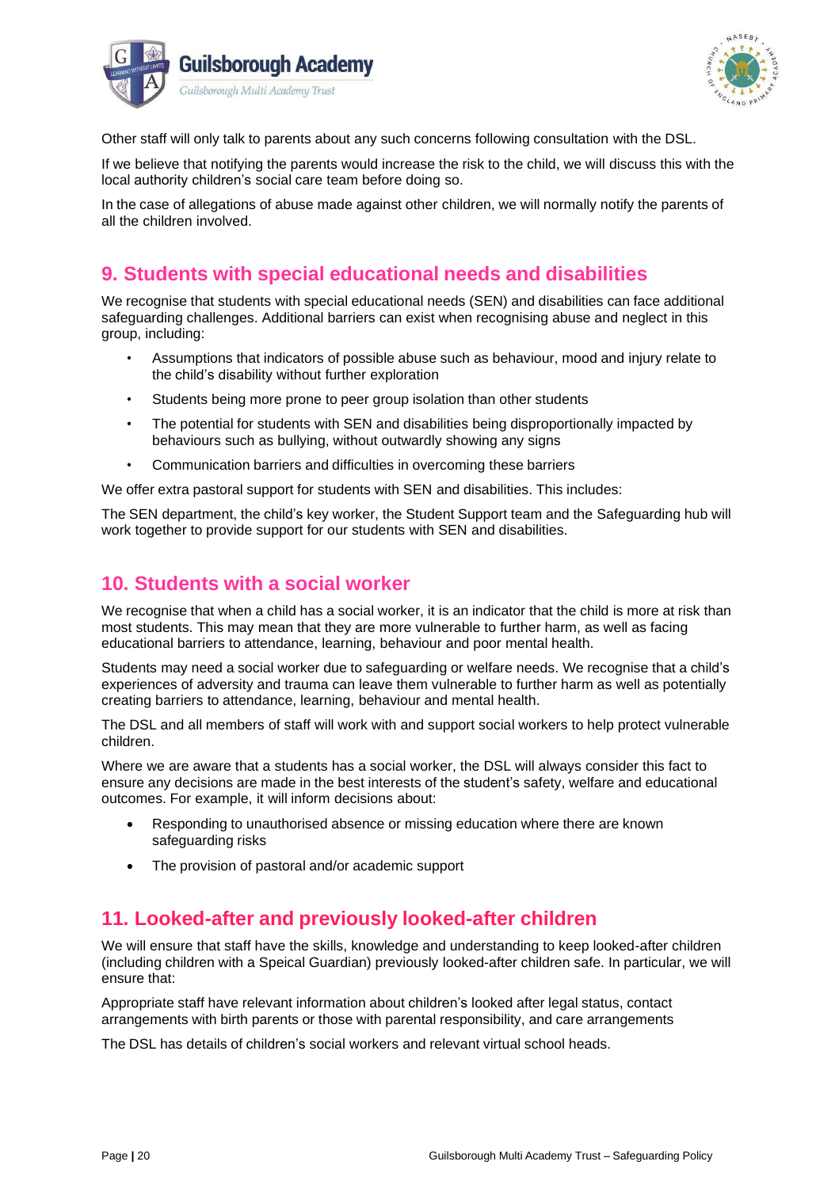Other staff will only talk to parents about any such concerns following consultation with the DSL.

If we believe that notifying the parents would increase the risk to the child, we will discuss this with the local authority children's social care team before doing so.

In the case of allegations of abuse made against other children, we will normally notify the parents of all the children involved.

## 9. Students with special educational needs and disabilities

We recognise that students with special educational needs (SEN) and disabilities can face additional safeguarding challenges. Additional barriers can exist when recognising abuse and neglect in this group, including:

- Assumptions that indicators of possible abuse such as behaviour, mood and injury relate to the child's disability without further exploration
- Students being more prone to peer group isolation than other students
- The potential for students with SEN and disabilities being disproportionally impacted by behaviours such as bullying, without outwardly showing any signs
- Communication barriers and difficulties in overcoming these barriers

We offer extra pastoral support for students with SEN and disabilities. This includes:

The SEN department, the child's key worker, the Student Support team and the Safeguarding hub will work together to provide support for our students with SEN and disabilities.

## 10. Students with a social worker

We recognise that when a child has a social worker, it is an indicator that the child is more at risk than most students. This may mean that they are more vulnerable to further harm, as well as facing educational barriers to attendance, learning, behaviour and poor mental health.

Students may need a social worker due to safeguarding or welfare needs. We recognise that a child's experiences of adversity and trauma can leave them vulnerable to further harm as well as potentially creating barriers to attendance, learning, behaviour and mental health.

The DSL and all members of staff will work with and support social workers to help protect vulnerable children.

Where we are aware that a students has a social worker, the DSL will always consider this fact to ensure any decisions are made in the best interests of the student's safety, welfare and educational outcomes. For example, it will inform decisions about:

- Responding to unauthorised absence or missing education where there are known safeguarding risks
- The provision of pastoral and/or academic support

## 11. Looked-after and previously looked-after children

We will ensure that staff have the skills, knowledge and understanding to keep looked-after children (including children with a Speical Guardian) previously looked-after children safe. In particular, we will ensure that:

Appropriate staff have relevant information about children's looked after legal status, contact arrangements with birth parents or those with parental responsibility, and care arrangements

The DSL has details of children's social workers and relevant virtual school heads.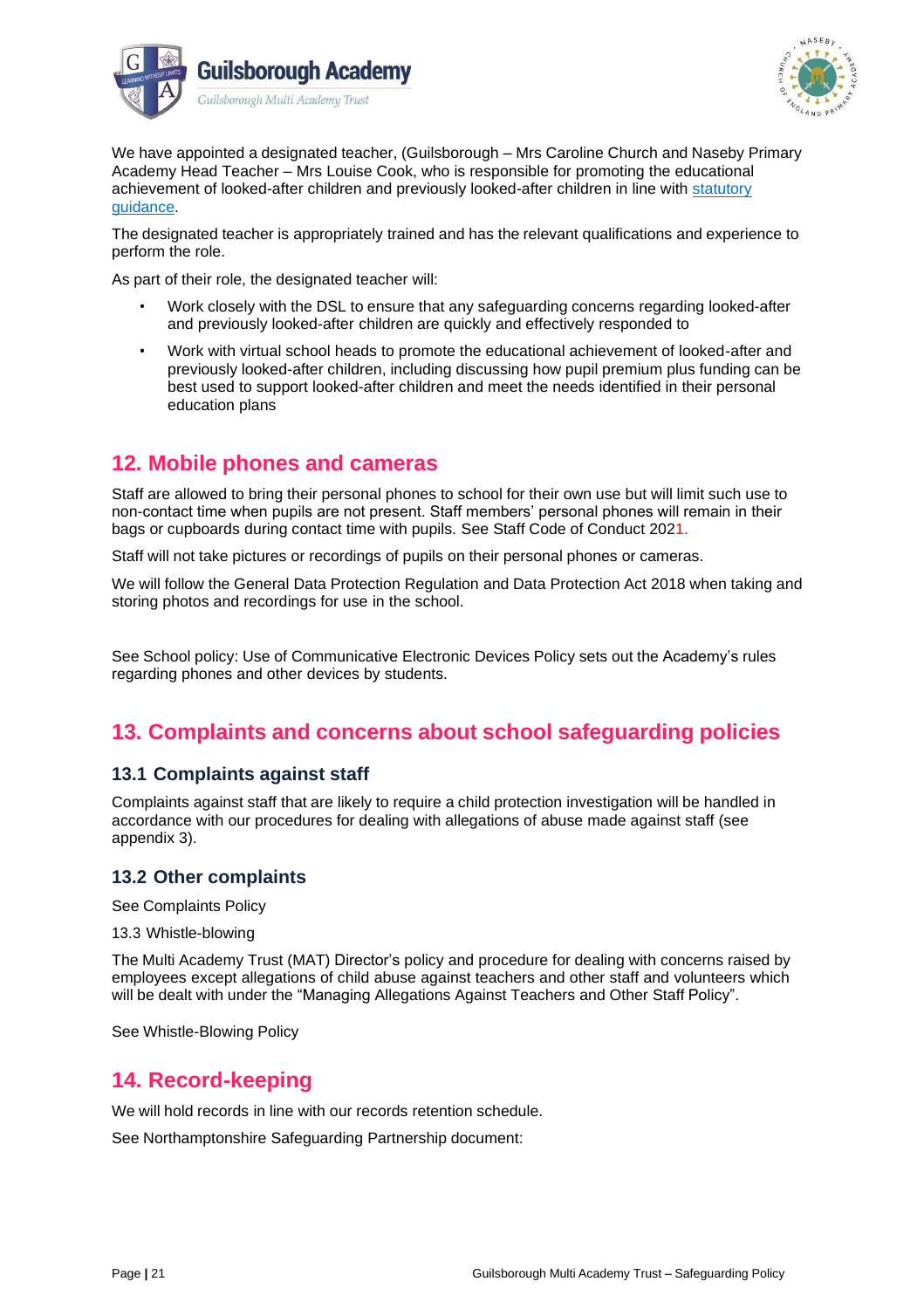We have appointed a designated teacher, (Guilsborough – Mrs Caroline Church and Naseby Primary Academy Head Teacher – Mrs Louise Cook, who is responsible for promoting the educational achievement of looked-after children and previously looked-after children in line with statutory guidance.

The designated teacher is appropriately trained and has the relevant qualifications and experience to perform the role.

As part of their role, the designated teacher will:

- Work closely with the DSL to ensure that any safeguarding concerns regarding looked-after and previously looked-after children are quickly and effectively responded to
- Work with virtual school heads to promote the educational achievement of looked-after and previously looked-after children, including discussing how pupil premium plus funding can be best used to support looked-after children and meet the needs identified in their personal education plans

## 12. Mobile phones and cameras

Staff are allowed to bring their personal phones to school for their own use but will limit such use to non-contact time when pupils are not present. Staff members' personal phones will remain in their bags or cupboards during contact time with pupils. See Staff Code of Conduct 2021.

Staff will not take pictures or recordings of pupils on their personal phones or cameras.

We will follow the General Data Protection Regulation and Data Protection Act 2018 when taking and storing photos and recordings for use in the school.

See School policy: Use of Communicative Electronic Devices Policy sets out the Academy's rules regarding phones and other devices by students.

## 13. Complaints and concerns about school safeguarding policies

### 13.1 Complaints against staff

Complaints against staff that are likely to require a child protection investigation will be handled in accordance with our procedures for dealing with allegations of abuse made against staff (see appendix 3).

### 13.2 Other complaints

See Complaints Policy

13.3 Whistle-blowing

The Multi Academy Trust (MAT) Director's policy and procedure for dealing with concerns raised by employees except allegations of child abuse against teachers and other staff and volunteers which will be dealt with under the "Managing Allegations Against Teachers and Other Staff Policy".

See Whistle-Blowing Policy

## 14. Record-keeping

We will hold records in line with our records retention schedule.

See Northamptonshire Safeguarding Partnership document: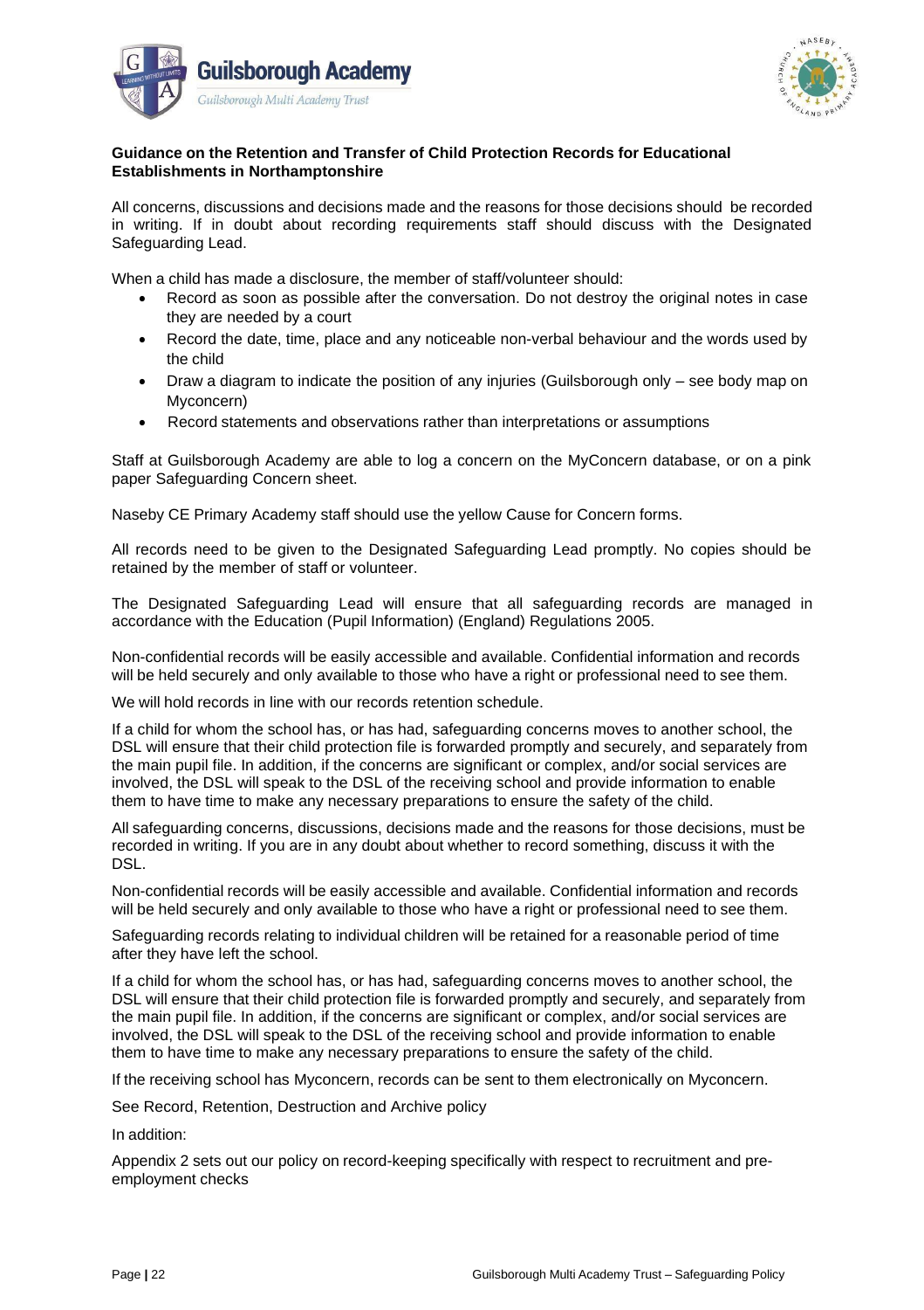**Guidance on the Retention and Transfer of Child Protection Records for Educational Establishments in Northamptonshire**

All concerns, discussions and decisions made and the reasons for those decisions should be recorded in writing. If in doubt about recording requirements staff should discuss with the Designated Safeguarding Lead.

When a child has made a disclosure, the member of staff/volunteer should:

- Record as soon as possible after the conversation. Do not destroy the original notes in case they are needed by a court
- Record the date, time, place and any noticeable non-verbal behaviour and the words used by the child
- Draw a diagram to indicate the position of any injuries (Guilsborough only – see body map on Myconcern)
- Record statements and observations rather than interpretations or assumptions

Staff at Guilsborough Academy are able to log a concern on the MyConcern database, or on a pink paper Safeguarding Concern sheet.

Naseby CE Primary Academy staff should use the yellow Cause for Concern forms.

All records need to be given to the Designated Safeguarding Lead promptly. No copies should be retained by the member of staff or volunteer.

The Designated Safeguarding Lead will ensure that all safeguarding records are managed in accordance with the Education (Pupil Information) (England) Regulations 2005.

Non-confidential records will be easily accessible and available. Confidential information and records will be held securely and only available to those who have a right or professional need to see them.

We will hold records in line with our records retention schedule.

If a child for whom the school has, or has had, safeguarding concerns moves to another school, the DSL will ensure that their child protection file is forwarded promptly and securely, and separately from the main pupil file. In addition, if the concerns are significant or complex, and/or social services are involved, the DSL will speak to the DSL of the receiving school and provide information to enable them to have time to make any necessary preparations to ensure the safety of the child.

All safeguarding concerns, discussions, decisions made and the reasons for those decisions, must be recorded in writing. If you are in any doubt about whether to record something, discuss it with the DSL.

Non-confidential records will be easily accessible and available. Confidential information and records will be held securely and only available to those who have a right or professional need to see them.

Safeguarding records relating to individual children will be retained for a reasonable period of time after they have left the school.

If a child for whom the school has, or has had, safeguarding concerns moves to another school, the DSL will ensure that their child protection file is forwarded promptly and securely, and separately from the main pupil file. In addition, if the concerns are significant or complex, and/or social services are involved, the DSL will speak to the DSL of the receiving school and provide information to enable them to have time to make any necessary preparations to ensure the safety of the child.

If the receiving school has Myconcern, records can be sent to them electronically on Myconcern.

See Record, Retention, Destruction and Archive policy

In addition:

Appendix 2 sets out our policy on record-keeping specifically with respect to recruitment and pre-employment checks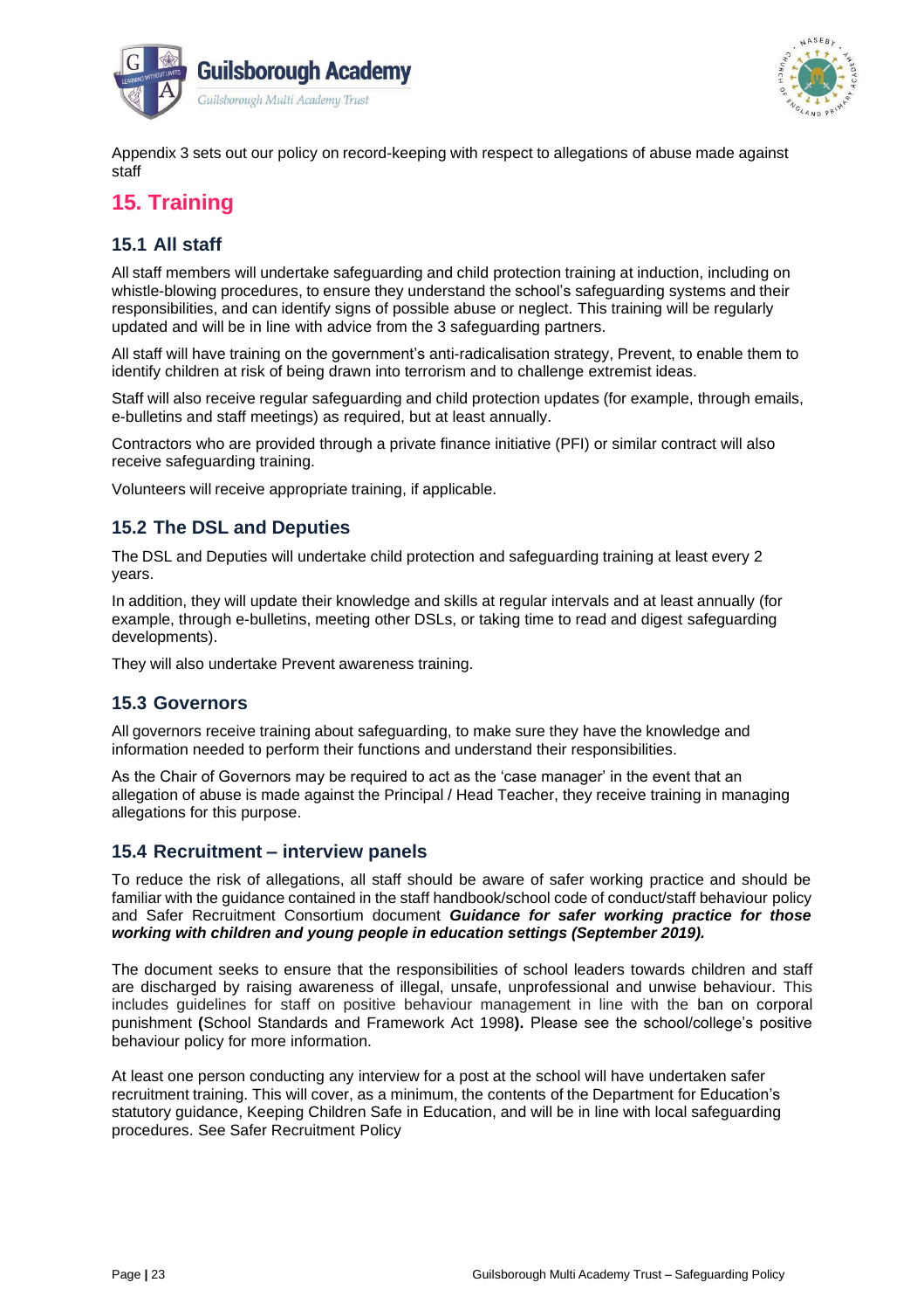Appendix 3 sets out our policy on record-keeping with respect to allegations of abuse made against staff

## 15. Training

### 15.1 All staff

All staff members will undertake safeguarding and child protection training at induction, including on whistle-blowing procedures, to ensure they understand the school's safeguarding systems and their responsibilities, and can identify signs of possible abuse or neglect. This training will be regularly updated and will be in line with advice from the 3 safeguarding partners.

All staff will have training on the government's anti-radicalisation strategy, Prevent, to enable them to identify children at risk of being drawn into terrorism and to challenge extremist ideas.

Staff will also receive regular safeguarding and child protection updates (for example, through emails, e-bulletins and staff meetings) as required, but at least annually.

Contractors who are provided through a private finance initiative (PFI) or similar contract will also receive safeguarding training.

Volunteers will receive appropriate training, if applicable.

### 15.2 The DSL and Deputies

The DSL and Deputies will undertake child protection and safeguarding training at least every 2 years.

In addition, they will update their knowledge and skills at regular intervals and at least annually (for example, through e-bulletins, meeting other DSLs, or taking time to read and digest safeguarding developments).

They will also undertake Prevent awareness training.

### 15.3 Governors

All governors receive training about safeguarding, to make sure they have the knowledge and information needed to perform their functions and understand their responsibilities.

As the Chair of Governors may be required to act as the 'case manager' in the event that an allegation of abuse is made against the Principal / Head Teacher, they receive training in managing allegations for this purpose.

### 15.4 Recruitment – interview panels

To reduce the risk of allegations, all staff should be aware of safer working practice and should be familiar with the guidance contained in the staff handbook/school code of conduct/staff behaviour policy and Safer Recruitment Consortium document ***Guidance for safer working practice for those working with children and young people in education settings (September 2019).***

The document seeks to ensure that the responsibilities of school leaders towards children and staff are discharged by raising awareness of illegal, unsafe, unprofessional and unwise behaviour. This includes guidelines for staff on positive behaviour management in line with the ban on corporal punishment **(**School Standards and Framework Act 1998**).** Please see the school/college's positive behaviour policy for more information.

At least one person conducting any interview for a post at the school will have undertaken safer recruitment training. This will cover, as a minimum, the contents of the Department for Education's statutory guidance, Keeping Children Safe in Education, and will be in line with local safeguarding procedures. See Safer Recruitment Policy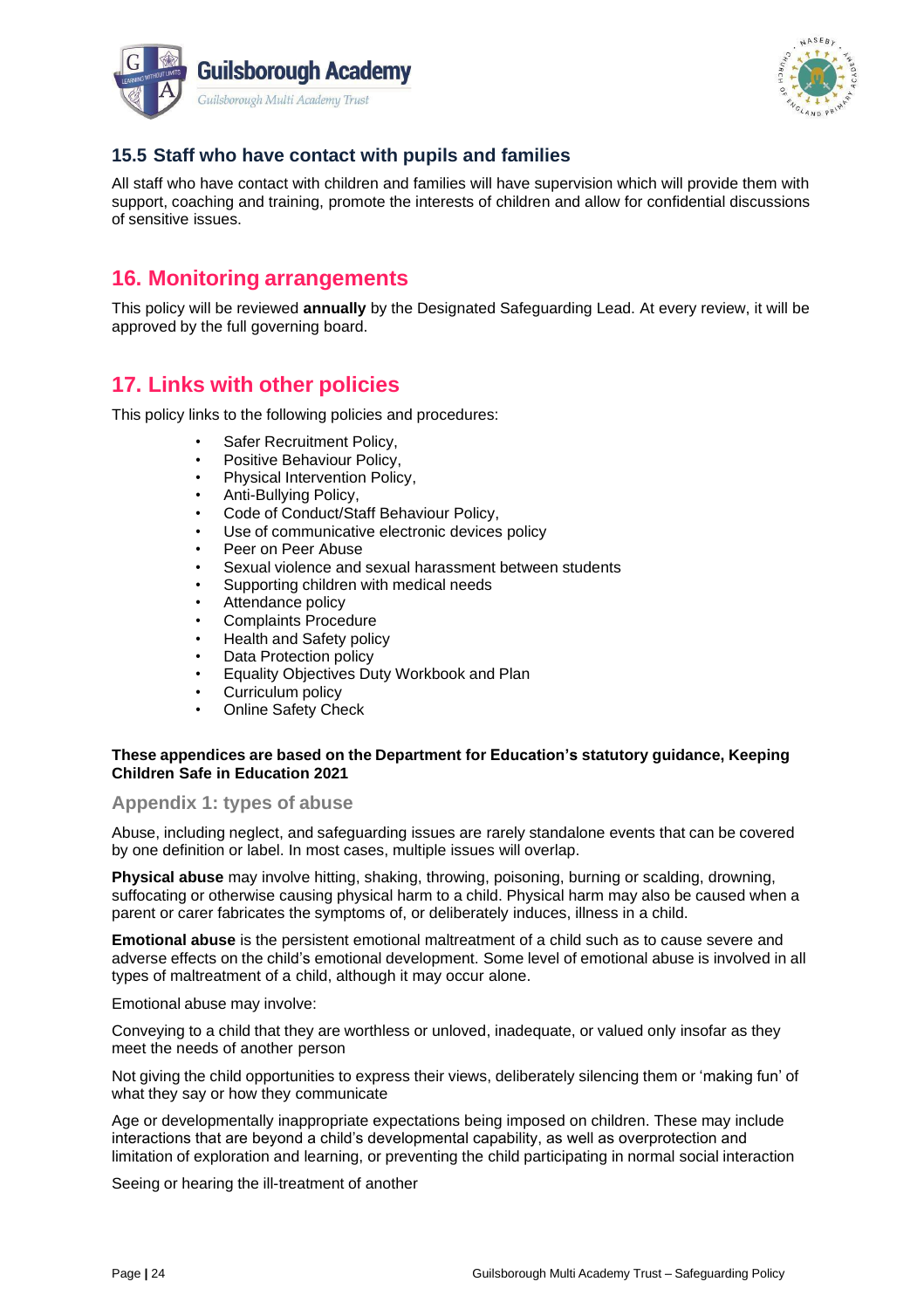### 15.5 Staff who have contact with pupils and families

All staff who have contact with children and families will have supervision which will provide them with support, coaching and training, promote the interests of children and allow for confidential discussions of sensitive issues.

## 16. Monitoring arrangements

This policy will be reviewed **annually** by the Designated Safeguarding Lead. At every review, it will be approved by the full governing board.

## 17. Links with other policies

This policy links to the following policies and procedures:

- Safer Recruitment Policy,
- Positive Behaviour Policy,
- Physical Intervention Policy,
- Anti-Bullying Policy,
- Code of Conduct/Staff Behaviour Policy,
- Use of communicative electronic devices policy
- Peer on Peer Abuse
- Sexual violence and sexual harassment between students
- Supporting children with medical needs
- Attendance policy
- Complaints Procedure
- Health and Safety policy
- Data Protection policy
- Equality Objectives Duty Workbook and Plan
- Curriculum policy
- Online Safety Check

**These appendices are based on the Department for Education's statutory guidance, Keeping Children Safe in Education 2021**

### Appendix 1: types of abuse

Abuse, including neglect, and safeguarding issues are rarely standalone events that can be covered by one definition or label. In most cases, multiple issues will overlap.

**Physical abuse** may involve hitting, shaking, throwing, poisoning, burning or scalding, drowning, suffocating or otherwise causing physical harm to a child. Physical harm may also be caused when a parent or carer fabricates the symptoms of, or deliberately induces, illness in a child.

**Emotional abuse** is the persistent emotional maltreatment of a child such as to cause severe and adverse effects on the child's emotional development. Some level of emotional abuse is involved in all types of maltreatment of a child, although it may occur alone.

Emotional abuse may involve:

Conveying to a child that they are worthless or unloved, inadequate, or valued only insofar as they meet the needs of another person

Not giving the child opportunities to express their views, deliberately silencing them or 'making fun' of what they say or how they communicate

Age or developmentally inappropriate expectations being imposed on children. These may include interactions that are beyond a child's developmental capability, as well as overprotection and limitation of exploration and learning, or preventing the child participating in normal social interaction

Seeing or hearing the ill-treatment of another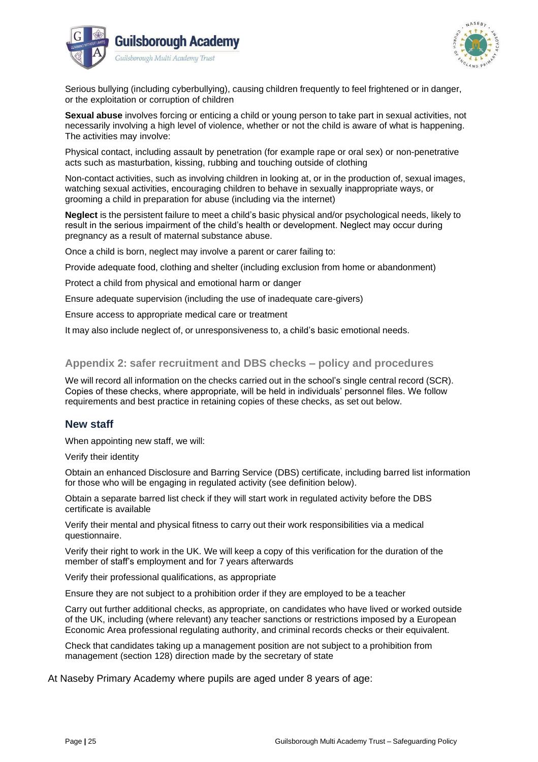Serious bullying (including cyberbullying), causing children frequently to feel frightened or in danger, or the exploitation or corruption of children

**Sexual abuse** involves forcing or enticing a child or young person to take part in sexual activities, not necessarily involving a high level of violence, whether or not the child is aware of what is happening. The activities may involve:

Physical contact, including assault by penetration (for example rape or oral sex) or non-penetrative acts such as masturbation, kissing, rubbing and touching outside of clothing

Non-contact activities, such as involving children in looking at, or in the production of, sexual images, watching sexual activities, encouraging children to behave in sexually inappropriate ways, or grooming a child in preparation for abuse (including via the internet)

**Neglect** is the persistent failure to meet a child's basic physical and/or psychological needs, likely to result in the serious impairment of the child's health or development. Neglect may occur during pregnancy as a result of maternal substance abuse.

Once a child is born, neglect may involve a parent or carer failing to:

Provide adequate food, clothing and shelter (including exclusion from home or abandonment)

Protect a child from physical and emotional harm or danger

Ensure adequate supervision (including the use of inadequate care-givers)

Ensure access to appropriate medical care or treatment

It may also include neglect of, or unresponsiveness to, a child's basic emotional needs.

## Appendix 2: safer recruitment and DBS checks – policy and procedures

We will record all information on the checks carried out in the school's single central record (SCR). Copies of these checks, where appropriate, will be held in individuals' personnel files. We follow requirements and best practice in retaining copies of these checks, as set out below.

### New staff

When appointing new staff, we will:

Verify their identity

Obtain an enhanced Disclosure and Barring Service (DBS) certificate, including barred list information for those who will be engaging in regulated activity (see definition below).

Obtain a separate barred list check if they will start work in regulated activity before the DBS certificate is available

Verify their mental and physical fitness to carry out their work responsibilities via a medical questionnaire.

Verify their right to work in the UK. We will keep a copy of this verification for the duration of the member of staff's employment and for 7 years afterwards

Verify their professional qualifications, as appropriate

Ensure they are not subject to a prohibition order if they are employed to be a teacher

Carry out further additional checks, as appropriate, on candidates who have lived or worked outside of the UK, including (where relevant) any teacher sanctions or restrictions imposed by a European Economic Area professional regulating authority, and criminal records checks or their equivalent.

Check that candidates taking up a management position are not subject to a prohibition from management (section 128) direction made by the secretary of state

At Naseby Primary Academy where pupils are aged under 8 years of age: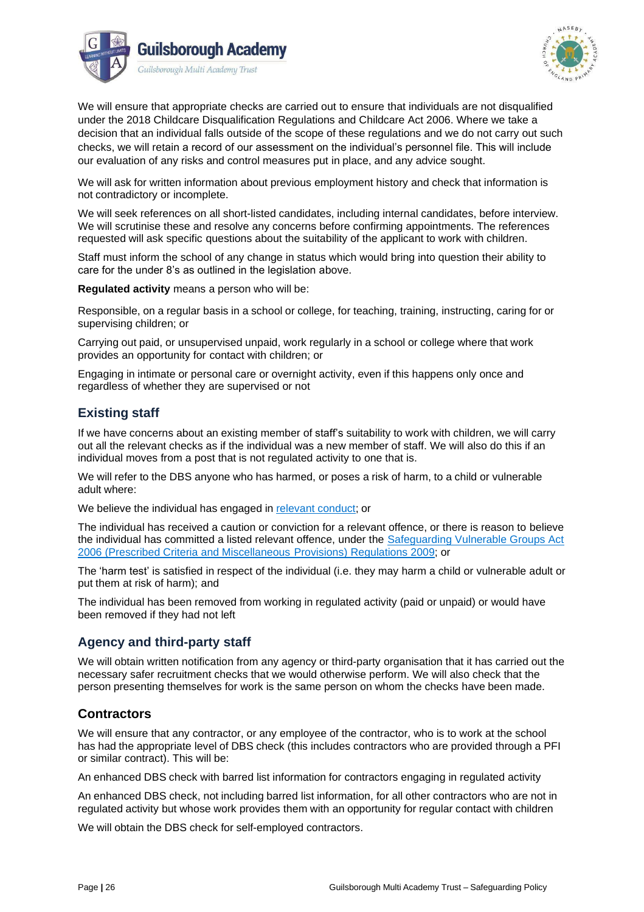We will ensure that appropriate checks are carried out to ensure that individuals are not disqualified under the 2018 Childcare Disqualification Regulations and Childcare Act 2006. Where we take a decision that an individual falls outside of the scope of these regulations and we do not carry out such checks, we will retain a record of our assessment on the individual's personnel file. This will include our evaluation of any risks and control measures put in place, and any advice sought.

We will ask for written information about previous employment history and check that information is not contradictory or incomplete.

We will seek references on all short-listed candidates, including internal candidates, before interview. We will scrutinise these and resolve any concerns before confirming appointments. The references requested will ask specific questions about the suitability of the applicant to work with children.

Staff must inform the school of any change in status which would bring into question their ability to care for the under 8's as outlined in the legislation above.

**Regulated activity** means a person who will be:

Responsible, on a regular basis in a school or college, for teaching, training, instructing, caring for or supervising children; or

Carrying out paid, or unsupervised unpaid, work regularly in a school or college where that work provides an opportunity for contact with children; or

Engaging in intimate or personal care or overnight activity, even if this happens only once and regardless of whether they are supervised or not

## Existing staff

If we have concerns about an existing member of staff's suitability to work with children, we will carry out all the relevant checks as if the individual was a new member of staff. We will also do this if an individual moves from a post that is not regulated activity to one that is.

We will refer to the DBS anyone who has harmed, or poses a risk of harm, to a child or vulnerable adult where:

We believe the individual has engaged in relevant conduct; or

The individual has received a caution or conviction for a relevant offence, or there is reason to believe the individual has committed a listed relevant offence, under the Safeguarding Vulnerable Groups Act 2006 (Prescribed Criteria and Miscellaneous Provisions) Regulations 2009; or

The 'harm test' is satisfied in respect of the individual (i.e. they may harm a child or vulnerable adult or put them at risk of harm); and

The individual has been removed from working in regulated activity (paid or unpaid) or would have been removed if they had not left

## Agency and third-party staff

We will obtain written notification from any agency or third-party organisation that it has carried out the necessary safer recruitment checks that we would otherwise perform. We will also check that the person presenting themselves for work is the same person on whom the checks have been made.

## Contractors

We will ensure that any contractor, or any employee of the contractor, who is to work at the school has had the appropriate level of DBS check (this includes contractors who are provided through a PFI or similar contract). This will be:

An enhanced DBS check with barred list information for contractors engaging in regulated activity

An enhanced DBS check, not including barred list information, for all other contractors who are not in regulated activity but whose work provides them with an opportunity for regular contact with children

We will obtain the DBS check for self-employed contractors.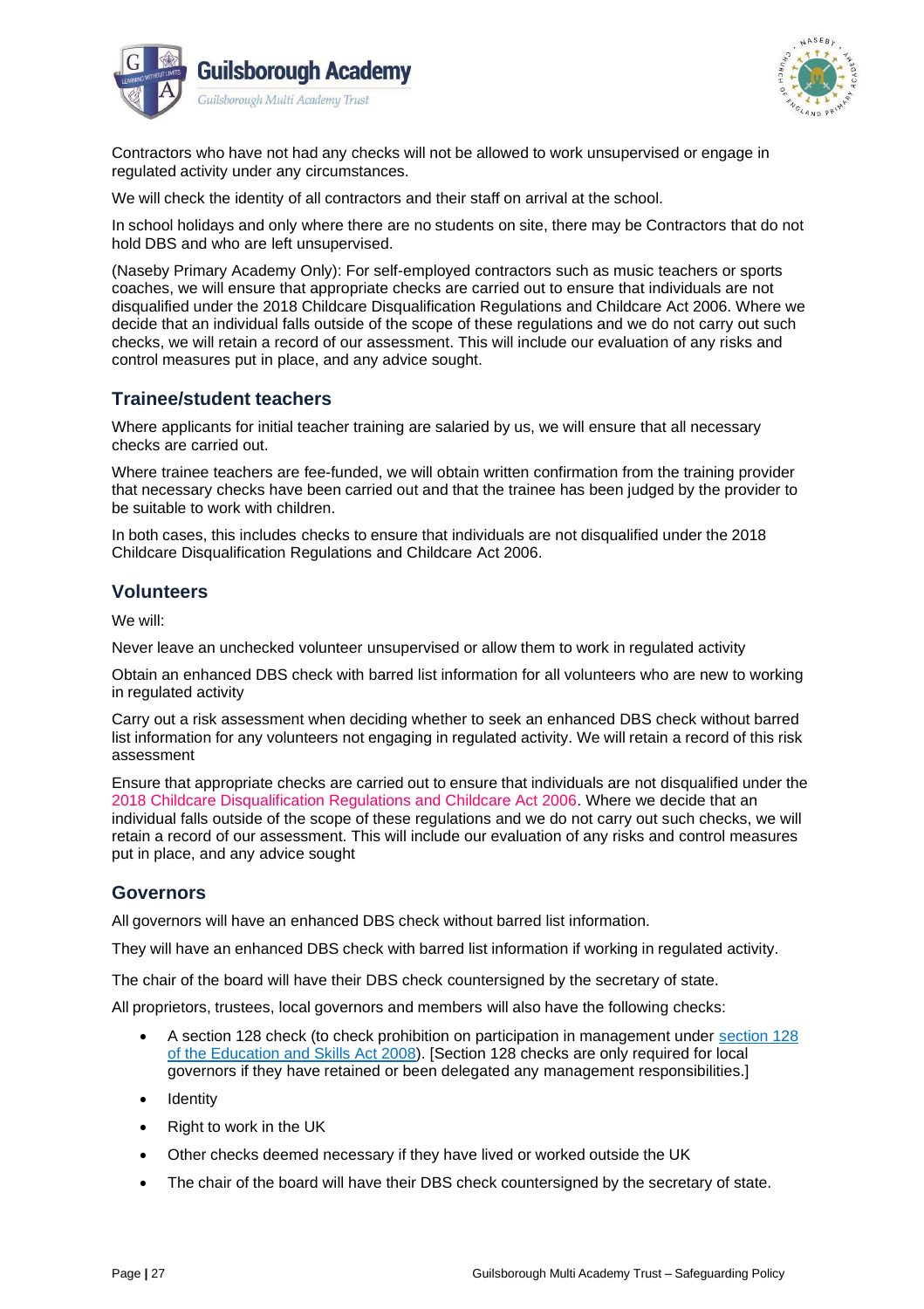Contractors who have not had any checks will not be allowed to work unsupervised or engage in regulated activity under any circumstances.

We will check the identity of all contractors and their staff on arrival at the school.

In school holidays and only where there are no students on site, there may be Contractors that do not hold DBS and who are left unsupervised.

(Naseby Primary Academy Only): For self-employed contractors such as music teachers or sports coaches, we will ensure that appropriate checks are carried out to ensure that individuals are not disqualified under the 2018 Childcare Disqualification Regulations and Childcare Act 2006. Where we decide that an individual falls outside of the scope of these regulations and we do not carry out such checks, we will retain a record of our assessment. This will include our evaluation of any risks and control measures put in place, and any advice sought.

### Trainee/student teachers

Where applicants for initial teacher training are salaried by us, we will ensure that all necessary checks are carried out.

Where trainee teachers are fee-funded, we will obtain written confirmation from the training provider that necessary checks have been carried out and that the trainee has been judged by the provider to be suitable to work with children.

In both cases, this includes checks to ensure that individuals are not disqualified under the 2018 Childcare Disqualification Regulations and Childcare Act 2006.

### Volunteers

We will:

Never leave an unchecked volunteer unsupervised or allow them to work in regulated activity

Obtain an enhanced DBS check with barred list information for all volunteers who are new to working in regulated activity

Carry out a risk assessment when deciding whether to seek an enhanced DBS check without barred list information for any volunteers not engaging in regulated activity. We will retain a record of this risk assessment

Ensure that appropriate checks are carried out to ensure that individuals are not disqualified under the 2018 Childcare Disqualification Regulations and Childcare Act 2006. Where we decide that an individual falls outside of the scope of these regulations and we do not carry out such checks, we will retain a record of our assessment. This will include our evaluation of any risks and control measures put in place, and any advice sought

### Governors

All governors will have an enhanced DBS check without barred list information.

They will have an enhanced DBS check with barred list information if working in regulated activity.

The chair of the board will have their DBS check countersigned by the secretary of state.

All proprietors, trustees, local governors and members will also have the following checks:

- A section 128 check (to check prohibition on participation in management under section 128 of the Education and Skills Act 2008). [Section 128 checks are only required for local governors if they have retained or been delegated any management responsibilities.]
- Identity
- Right to work in the UK
- Other checks deemed necessary if they have lived or worked outside the UK
- The chair of the board will have their DBS check countersigned by the secretary of state.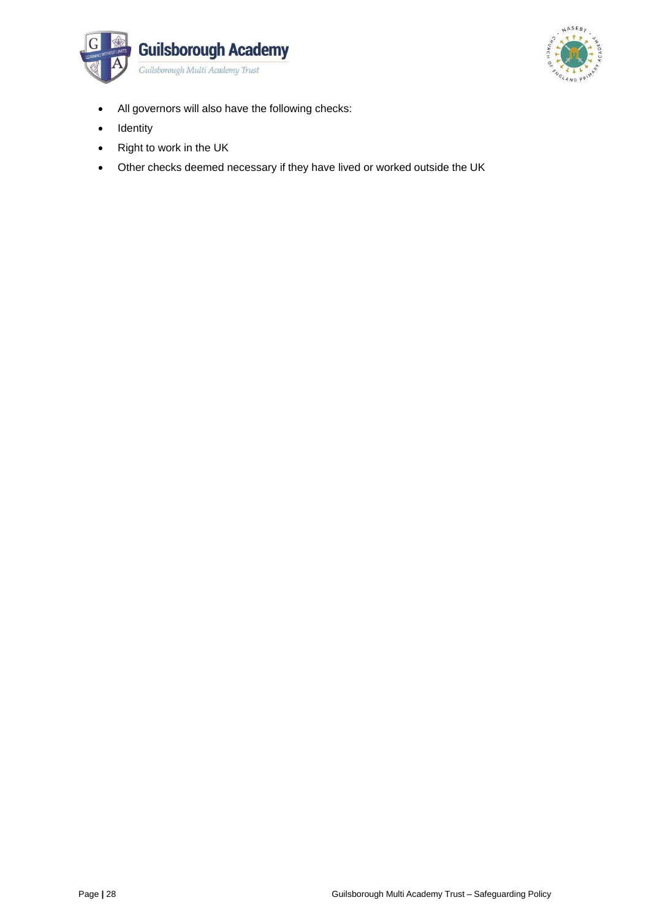- All governors will also have the following checks:
- Identity
- Right to work in the UK
- Other checks deemed necessary if they have lived or worked outside the UK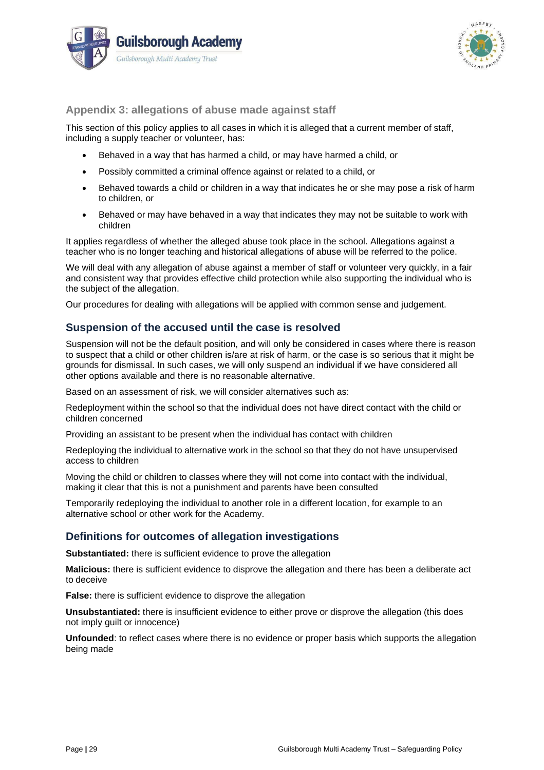## Appendix 3: allegations of abuse made against staff

This section of this policy applies to all cases in which it is alleged that a current member of staff, including a supply teacher or volunteer, has:

- Behaved in a way that has harmed a child, or may have harmed a child, or
- Possibly committed a criminal offence against or related to a child, or
- Behaved towards a child or children in a way that indicates he or she may pose a risk of harm to children, or
- Behaved or may have behaved in a way that indicates they may not be suitable to work with children

It applies regardless of whether the alleged abuse took place in the school. Allegations against a teacher who is no longer teaching and historical allegations of abuse will be referred to the police.

We will deal with any allegation of abuse against a member of staff or volunteer very quickly, in a fair and consistent way that provides effective child protection while also supporting the individual who is the subject of the allegation.

Our procedures for dealing with allegations will be applied with common sense and judgement.

### Suspension of the accused until the case is resolved

Suspension will not be the default position, and will only be considered in cases where there is reason to suspect that a child or other children is/are at risk of harm, or the case is so serious that it might be grounds for dismissal. In such cases, we will only suspend an individual if we have considered all other options available and there is no reasonable alternative.

Based on an assessment of risk, we will consider alternatives such as:

Redeployment within the school so that the individual does not have direct contact with the child or children concerned

Providing an assistant to be present when the individual has contact with children

Redeploying the individual to alternative work in the school so that they do not have unsupervised access to children

Moving the child or children to classes where they will not come into contact with the individual, making it clear that this is not a punishment and parents have been consulted

Temporarily redeploying the individual to another role in a different location, for example to an alternative school or other work for the Academy.

### Definitions for outcomes of allegation investigations

**Substantiated:** there is sufficient evidence to prove the allegation

**Malicious:** there is sufficient evidence to disprove the allegation and there has been a deliberate act to deceive

**False:** there is sufficient evidence to disprove the allegation

**Unsubstantiated:** there is insufficient evidence to either prove or disprove the allegation (this does not imply guilt or innocence)

**Unfounded**: to reflect cases where there is no evidence or proper basis which supports the allegation being made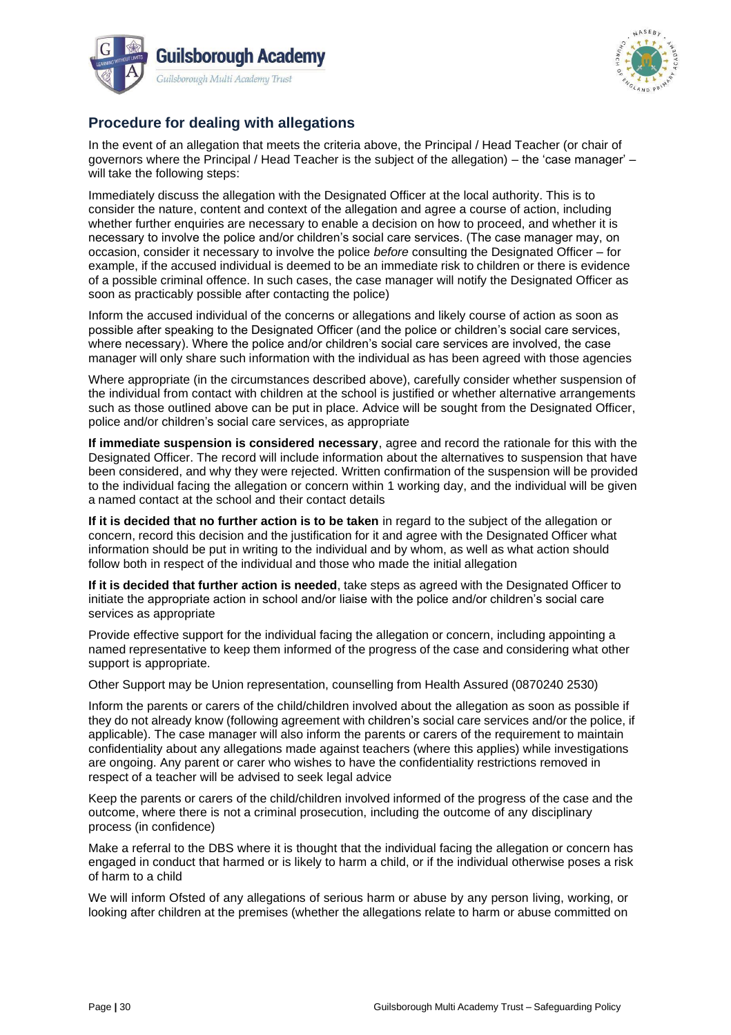## Procedure for dealing with allegations

In the event of an allegation that meets the criteria above, the Principal / Head Teacher (or chair of governors where the Principal / Head Teacher is the subject of the allegation) – the 'case manager' – will take the following steps:

Immediately discuss the allegation with the Designated Officer at the local authority. This is to consider the nature, content and context of the allegation and agree a course of action, including whether further enquiries are necessary to enable a decision on how to proceed, and whether it is necessary to involve the police and/or children's social care services. (The case manager may, on occasion, consider it necessary to involve the police *before* consulting the Designated Officer – for example, if the accused individual is deemed to be an immediate risk to children or there is evidence of a possible criminal offence. In such cases, the case manager will notify the Designated Officer as soon as practicably possible after contacting the police)

Inform the accused individual of the concerns or allegations and likely course of action as soon as possible after speaking to the Designated Officer (and the police or children's social care services, where necessary). Where the police and/or children's social care services are involved, the case manager will only share such information with the individual as has been agreed with those agencies

Where appropriate (in the circumstances described above), carefully consider whether suspension of the individual from contact with children at the school is justified or whether alternative arrangements such as those outlined above can be put in place. Advice will be sought from the Designated Officer, police and/or children's social care services, as appropriate

**If immediate suspension is considered necessary**, agree and record the rationale for this with the Designated Officer. The record will include information about the alternatives to suspension that have been considered, and why they were rejected. Written confirmation of the suspension will be provided to the individual facing the allegation or concern within 1 working day, and the individual will be given a named contact at the school and their contact details

**If it is decided that no further action is to be taken** in regard to the subject of the allegation or concern, record this decision and the justification for it and agree with the Designated Officer what information should be put in writing to the individual and by whom, as well as what action should follow both in respect of the individual and those who made the initial allegation

**If it is decided that further action is needed**, take steps as agreed with the Designated Officer to initiate the appropriate action in school and/or liaise with the police and/or children's social care services as appropriate

Provide effective support for the individual facing the allegation or concern, including appointing a named representative to keep them informed of the progress of the case and considering what other support is appropriate.

Other Support may be Union representation, counselling from Health Assured (0870240 2530)

Inform the parents or carers of the child/children involved about the allegation as soon as possible if they do not already know (following agreement with children's social care services and/or the police, if applicable). The case manager will also inform the parents or carers of the requirement to maintain confidentiality about any allegations made against teachers (where this applies) while investigations are ongoing. Any parent or carer who wishes to have the confidentiality restrictions removed in respect of a teacher will be advised to seek legal advice

Keep the parents or carers of the child/children involved informed of the progress of the case and the outcome, where there is not a criminal prosecution, including the outcome of any disciplinary process (in confidence)

Make a referral to the DBS where it is thought that the individual facing the allegation or concern has engaged in conduct that harmed or is likely to harm a child, or if the individual otherwise poses a risk of harm to a child

We will inform Ofsted of any allegations of serious harm or abuse by any person living, working, or looking after children at the premises (whether the allegations relate to harm or abuse committed on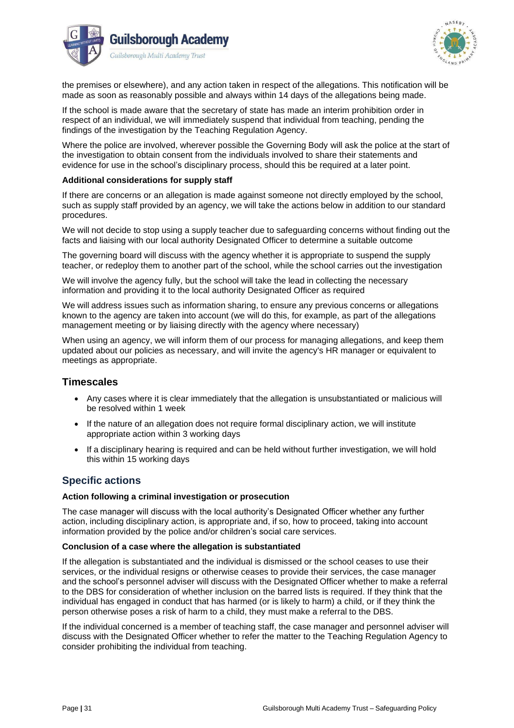the premises or elsewhere), and any action taken in respect of the allegations. This notification will be made as soon as reasonably possible and always within 14 days of the allegations being made.

If the school is made aware that the secretary of state has made an interim prohibition order in respect of an individual, we will immediately suspend that individual from teaching, pending the findings of the investigation by the Teaching Regulation Agency.

Where the police are involved, wherever possible the Governing Body will ask the police at the start of the investigation to obtain consent from the individuals involved to share their statements and evidence for use in the school's disciplinary process, should this be required at a later point.

**Additional considerations for supply staff**

If there are concerns or an allegation is made against someone not directly employed by the school, such as supply staff provided by an agency, we will take the actions below in addition to our standard procedures.

We will not decide to stop using a supply teacher due to safeguarding concerns without finding out the facts and liaising with our local authority Designated Officer to determine a suitable outcome

The governing board will discuss with the agency whether it is appropriate to suspend the supply teacher, or redeploy them to another part of the school, while the school carries out the investigation

We will involve the agency fully, but the school will take the lead in collecting the necessary information and providing it to the local authority Designated Officer as required

We will address issues such as information sharing, to ensure any previous concerns or allegations known to the agency are taken into account (we will do this, for example, as part of the allegations management meeting or by liaising directly with the agency where necessary)

When using an agency, we will inform them of our process for managing allegations, and keep them updated about our policies as necessary, and will invite the agency's HR manager or equivalent to meetings as appropriate.

## Timescales

- Any cases where it is clear immediately that the allegation is unsubstantiated or malicious will be resolved within 1 week
- If the nature of an allegation does not require formal disciplinary action, we will institute appropriate action within 3 working days
- If a disciplinary hearing is required and can be held without further investigation, we will hold this within 15 working days

## Specific actions

**Action following a criminal investigation or prosecution**

The case manager will discuss with the local authority's Designated Officer whether any further action, including disciplinary action, is appropriate and, if so, how to proceed, taking into account information provided by the police and/or children's social care services.

**Conclusion of a case where the allegation is substantiated**

If the allegation is substantiated and the individual is dismissed or the school ceases to use their services, or the individual resigns or otherwise ceases to provide their services, the case manager and the school's personnel adviser will discuss with the Designated Officer whether to make a referral to the DBS for consideration of whether inclusion on the barred lists is required. If they think that the individual has engaged in conduct that has harmed (or is likely to harm) a child, or if they think the person otherwise poses a risk of harm to a child, they must make a referral to the DBS.

If the individual concerned is a member of teaching staff, the case manager and personnel adviser will discuss with the Designated Officer whether to refer the matter to the Teaching Regulation Agency to consider prohibiting the individual from teaching.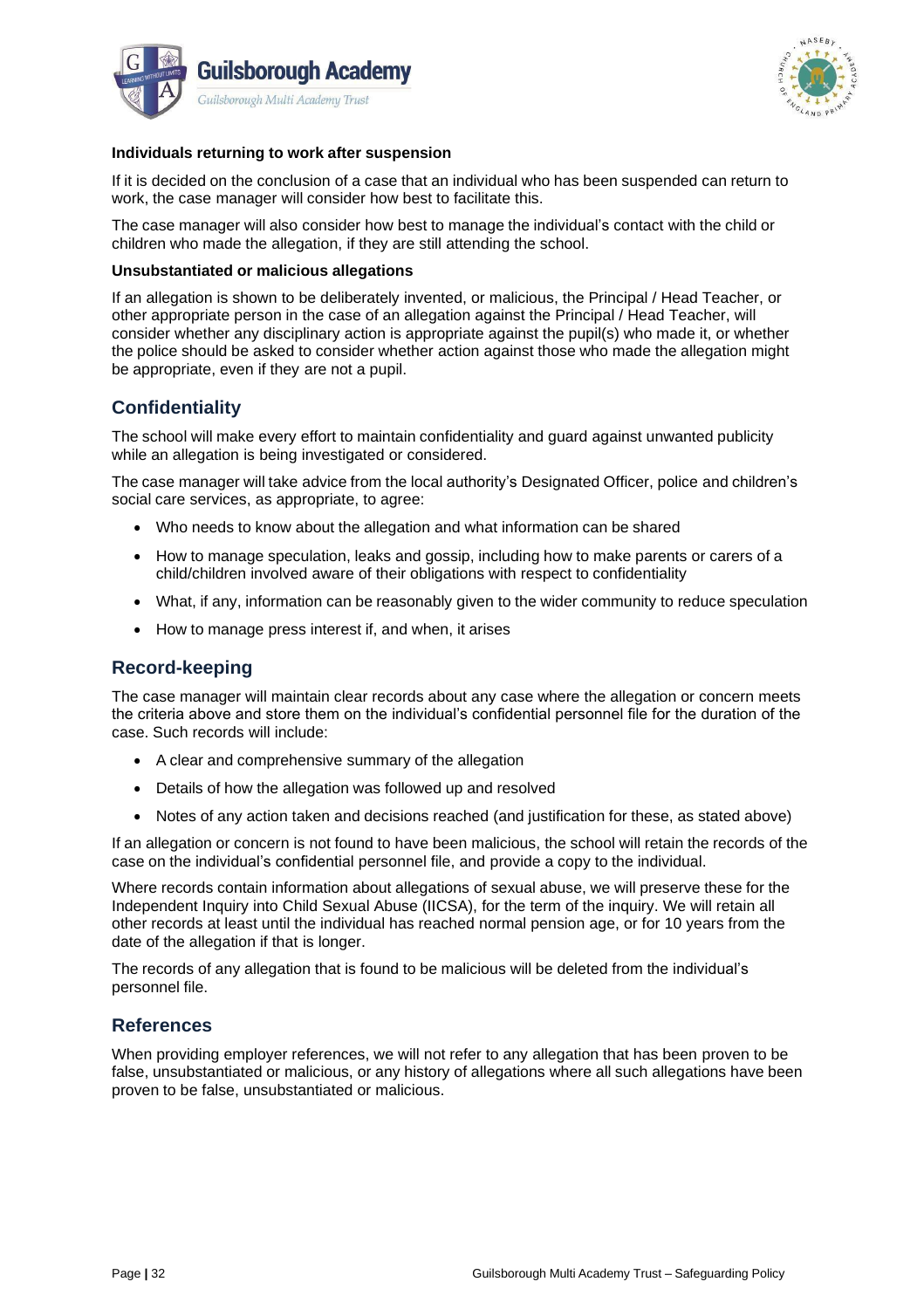**Individuals returning to work after suspension**

If it is decided on the conclusion of a case that an individual who has been suspended can return to work, the case manager will consider how best to facilitate this.

The case manager will also consider how best to manage the individual's contact with the child or children who made the allegation, if they are still attending the school.

**Unsubstantiated or malicious allegations**

If an allegation is shown to be deliberately invented, or malicious, the Principal / Head Teacher, or other appropriate person in the case of an allegation against the Principal / Head Teacher, will consider whether any disciplinary action is appropriate against the pupil(s) who made it, or whether the police should be asked to consider whether action against those who made the allegation might be appropriate, even if they are not a pupil.

## Confidentiality

The school will make every effort to maintain confidentiality and guard against unwanted publicity while an allegation is being investigated or considered.

The case manager will take advice from the local authority's Designated Officer, police and children's social care services, as appropriate, to agree:

- Who needs to know about the allegation and what information can be shared
- How to manage speculation, leaks and gossip, including how to make parents or carers of a child/children involved aware of their obligations with respect to confidentiality
- What, if any, information can be reasonably given to the wider community to reduce speculation
- How to manage press interest if, and when, it arises

## Record-keeping

The case manager will maintain clear records about any case where the allegation or concern meets the criteria above and store them on the individual's confidential personnel file for the duration of the case. Such records will include:

- A clear and comprehensive summary of the allegation
- Details of how the allegation was followed up and resolved
- Notes of any action taken and decisions reached (and justification for these, as stated above)

If an allegation or concern is not found to have been malicious, the school will retain the records of the case on the individual's confidential personnel file, and provide a copy to the individual.

Where records contain information about allegations of sexual abuse, we will preserve these for the Independent Inquiry into Child Sexual Abuse (IICSA), for the term of the inquiry. We will retain all other records at least until the individual has reached normal pension age, or for 10 years from the date of the allegation if that is longer.

The records of any allegation that is found to be malicious will be deleted from the individual's personnel file.

## References

When providing employer references, we will not refer to any allegation that has been proven to be false, unsubstantiated or malicious, or any history of allegations where all such allegations have been proven to be false, unsubstantiated or malicious.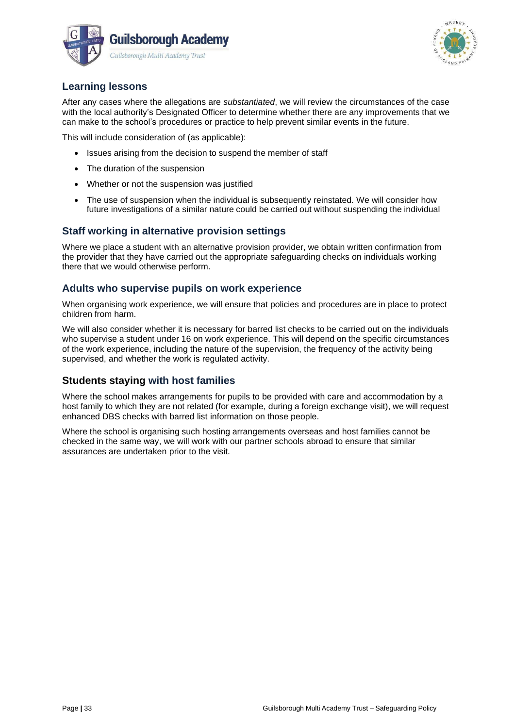### Learning lessons

After any cases where the allegations are *substantiated*, we will review the circumstances of the case with the local authority's Designated Officer to determine whether there are any improvements that we can make to the school's procedures or practice to help prevent similar events in the future.

This will include consideration of (as applicable):

- Issues arising from the decision to suspend the member of staff
- The duration of the suspension
- Whether or not the suspension was justified
- The use of suspension when the individual is subsequently reinstated. We will consider how future investigations of a similar nature could be carried out without suspending the individual

### Staff working in alternative provision settings

Where we place a student with an alternative provision provider, we obtain written confirmation from the provider that they have carried out the appropriate safeguarding checks on individuals working there that we would otherwise perform.

### Adults who supervise pupils on work experience

When organising work experience, we will ensure that policies and procedures are in place to protect children from harm.

We will also consider whether it is necessary for barred list checks to be carried out on the individuals who supervise a student under 16 on work experience. This will depend on the specific circumstances of the work experience, including the nature of the supervision, the frequency of the activity being supervised, and whether the work is regulated activity.

### Students staying with host families

Where the school makes arrangements for pupils to be provided with care and accommodation by a host family to which they are not related (for example, during a foreign exchange visit), we will request enhanced DBS checks with barred list information on those people.

Where the school is organising such hosting arrangements overseas and host families cannot be checked in the same way, we will work with our partner schools abroad to ensure that similar assurances are undertaken prior to the visit.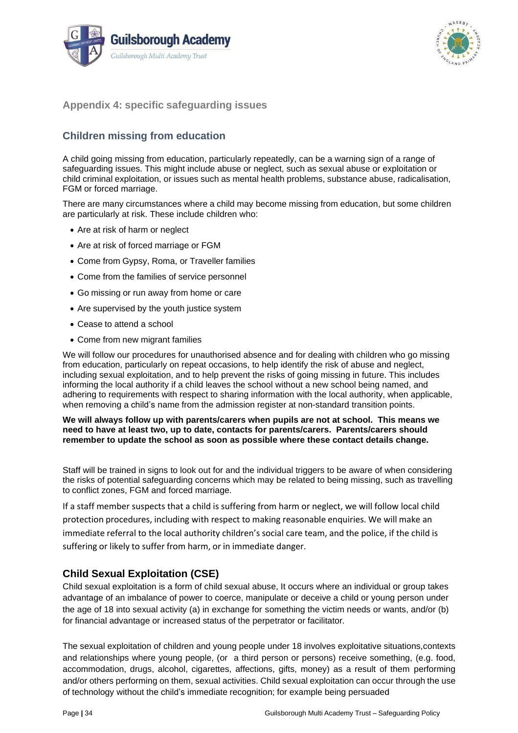## Appendix 4: specific safeguarding issues

### Children missing from education

A child going missing from education, particularly repeatedly, can be a warning sign of a range of safeguarding issues. This might include abuse or neglect, such as sexual abuse or exploitation or child criminal exploitation, or issues such as mental health problems, substance abuse, radicalisation, FGM or forced marriage.

There are many circumstances where a child may become missing from education, but some children are particularly at risk. These include children who:

- Are at risk of harm or neglect
- Are at risk of forced marriage or FGM
- Come from Gypsy, Roma, or Traveller families
- Come from the families of service personnel
- Go missing or run away from home or care
- Are supervised by the youth justice system
- Cease to attend a school
- Come from new migrant families

We will follow our procedures for unauthorised absence and for dealing with children who go missing from education, particularly on repeat occasions, to help identify the risk of abuse and neglect, including sexual exploitation, and to help prevent the risks of going missing in future. This includes informing the local authority if a child leaves the school without a new school being named, and adhering to requirements with respect to sharing information with the local authority, when applicable, when removing a child's name from the admission register at non-standard transition points.

**We will always follow up with parents/carers when pupils are not at school. This means we need to have at least two, up to date, contacts for parents/carers. Parents/carers should remember to update the school as soon as possible where these contact details change.**

Staff will be trained in signs to look out for and the individual triggers to be aware of when considering the risks of potential safeguarding concerns which may be related to being missing, such as travelling to conflict zones, FGM and forced marriage.

If a staff member suspects that a child is suffering from harm or neglect, we will follow local child protection procedures, including with respect to making reasonable enquiries. We will make an immediate referral to the local authority children's social care team, and the police, if the child is suffering or likely to suffer from harm, or in immediate danger.

### Child Sexual Exploitation (CSE)

Child sexual exploitation is a form of child sexual abuse, It occurs where an individual or group takes advantage of an imbalance of power to coerce, manipulate or deceive a child or young person under the age of 18 into sexual activity (a) in exchange for something the victim needs or wants, and/or (b) for financial advantage or increased status of the perpetrator or facilitator.

The sexual exploitation of children and young people under 18 involves exploitative situations,contexts and relationships where young people, (or a third person or persons) receive something, (e.g. food, accommodation, drugs, alcohol, cigarettes, affections, gifts, money) as a result of them performing and/or others performing on them, sexual activities. Child sexual exploitation can occur through the use of technology without the child's immediate recognition; for example being persuaded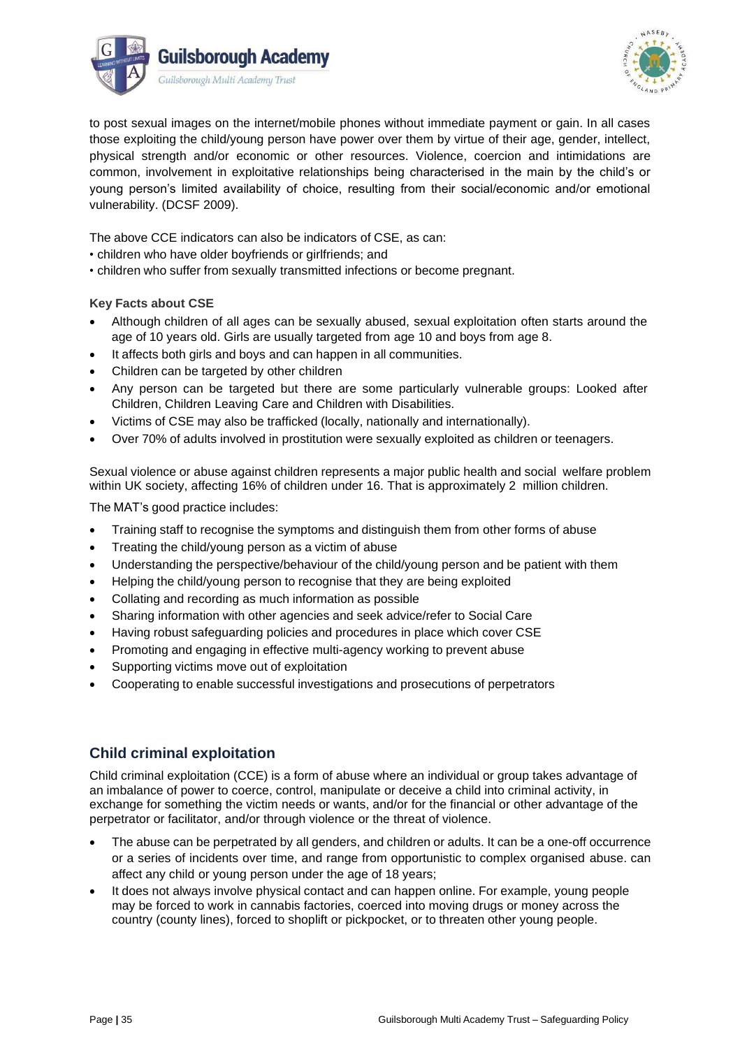to post sexual images on the internet/mobile phones without immediate payment or gain. In all cases those exploiting the child/young person have power over them by virtue of their age, gender, intellect, physical strength and/or economic or other resources. Violence, coercion and intimidations are common, involvement in exploitative relationships being characterised in the main by the child's or young person's limited availability of choice, resulting from their social/economic and/or emotional vulnerability. (DCSF 2009).

The above CCE indicators can also be indicators of CSE, as can:

- children who have older boyfriends or girlfriends; and
- children who suffer from sexually transmitted infections or become pregnant.

**Key Facts about CSE**

- Although children of all ages can be sexually abused, sexual exploitation often starts around the age of 10 years old. Girls are usually targeted from age 10 and boys from age 8.
- It affects both girls and boys and can happen in all communities.
- Children can be targeted by other children
- Any person can be targeted but there are some particularly vulnerable groups: Looked after Children, Children Leaving Care and Children with Disabilities.
- Victims of CSE may also be trafficked (locally, nationally and internationally).
- Over 70% of adults involved in prostitution were sexually exploited as children or teenagers.

Sexual violence or abuse against children represents a major public health and social welfare problem within UK society, affecting 16% of children under 16. That is approximately 2 million children.

The MAT's good practice includes:

- Training staff to recognise the symptoms and distinguish them from other forms of abuse
- Treating the child/young person as a victim of abuse
- Understanding the perspective/behaviour of the child/young person and be patient with them
- Helping the child/young person to recognise that they are being exploited
- Collating and recording as much information as possible
- Sharing information with other agencies and seek advice/refer to Social Care
- Having robust safeguarding policies and procedures in place which cover CSE
- Promoting and engaging in effective multi-agency working to prevent abuse
- Supporting victims move out of exploitation
- Cooperating to enable successful investigations and prosecutions of perpetrators

## Child criminal exploitation

Child criminal exploitation (CCE) is a form of abuse where an individual or group takes advantage of an imbalance of power to coerce, control, manipulate or deceive a child into criminal activity, in exchange for something the victim needs or wants, and/or for the financial or other advantage of the perpetrator or facilitator, and/or through violence or the threat of violence.

- The abuse can be perpetrated by all genders, and children or adults. It can be a one-off occurrence or a series of incidents over time, and range from opportunistic to complex organised abuse. can affect any child or young person under the age of 18 years;
- It does not always involve physical contact and can happen online. For example, young people may be forced to work in cannabis factories, coerced into moving drugs or money across the country (county lines), forced to shoplift or pickpocket, or to threaten other young people.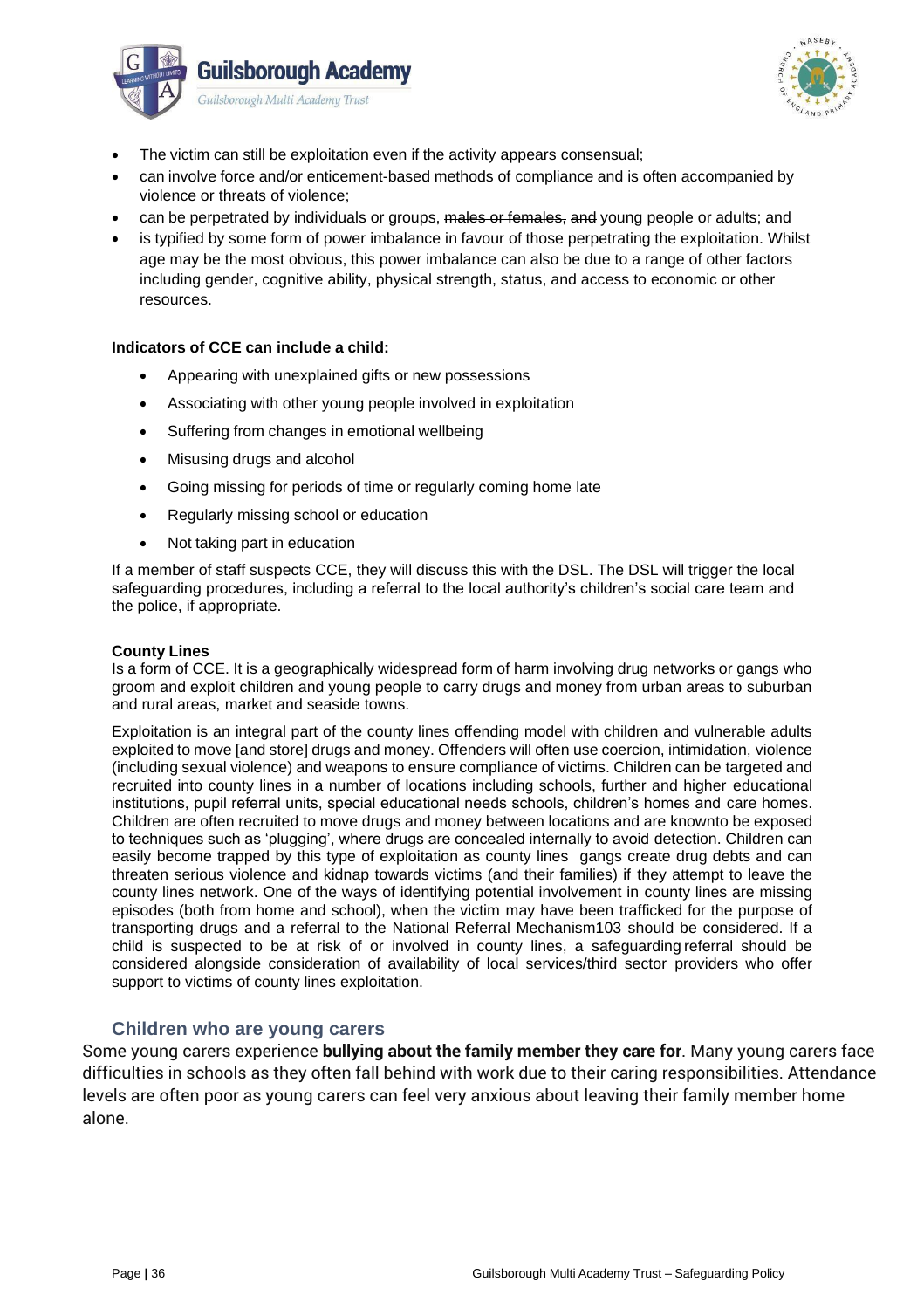- The victim can still be exploitation even if the activity appears consensual;
- can involve force and/or enticement-based methods of compliance and is often accompanied by violence or threats of violence;
- can be perpetrated by individuals or groups, ~~males or females, and~~ young people or adults; and
- is typified by some form of power imbalance in favour of those perpetrating the exploitation. Whilst age may be the most obvious, this power imbalance can also be due to a range of other factors including gender, cognitive ability, physical strength, status, and access to economic or other resources.

**Indicators of CCE can include a child:**

- Appearing with unexplained gifts or new possessions
- Associating with other young people involved in exploitation
- Suffering from changes in emotional wellbeing
- Misusing drugs and alcohol
- Going missing for periods of time or regularly coming home late
- Regularly missing school or education
- Not taking part in education

If a member of staff suspects CCE, they will discuss this with the DSL. The DSL will trigger the local safeguarding procedures, including a referral to the local authority's children's social care team and the police, if appropriate.

**County Lines**

Is a form of CCE. It is a geographically widespread form of harm involving drug networks or gangs who groom and exploit children and young people to carry drugs and money from urban areas to suburban and rural areas, market and seaside towns.

Exploitation is an integral part of the county lines offending model with children and vulnerable adults exploited to move [and store] drugs and money. Offenders will often use coercion, intimidation, violence (including sexual violence) and weapons to ensure compliance of victims. Children can be targeted and recruited into county lines in a number of locations including schools, further and higher educational institutions, pupil referral units, special educational needs schools, children's homes and care homes. Children are often recruited to move drugs and money between locations and are knownto be exposed to techniques such as 'plugging', where drugs are concealed internally to avoid detection. Children can easily become trapped by this type of exploitation as county lines gangs create drug debts and can threaten serious violence and kidnap towards victims (and their families) if they attempt to leave the county lines network. One of the ways of identifying potential involvement in county lines are missing episodes (both from home and school), when the victim may have been trafficked for the purpose of transporting drugs and a referral to the National Referral Mechanism103 should be considered. If a child is suspected to be at risk of or involved in county lines, a safeguarding referral should be considered alongside consideration of availability of local services/third sector providers who offer support to victims of county lines exploitation.

### Children who are young carers

Some young carers experience **bullying about the family member they care for**. Many young carers face difficulties in schools as they often fall behind with work due to their caring responsibilities. Attendance levels are often poor as young carers can feel very anxious about leaving their family member home alone.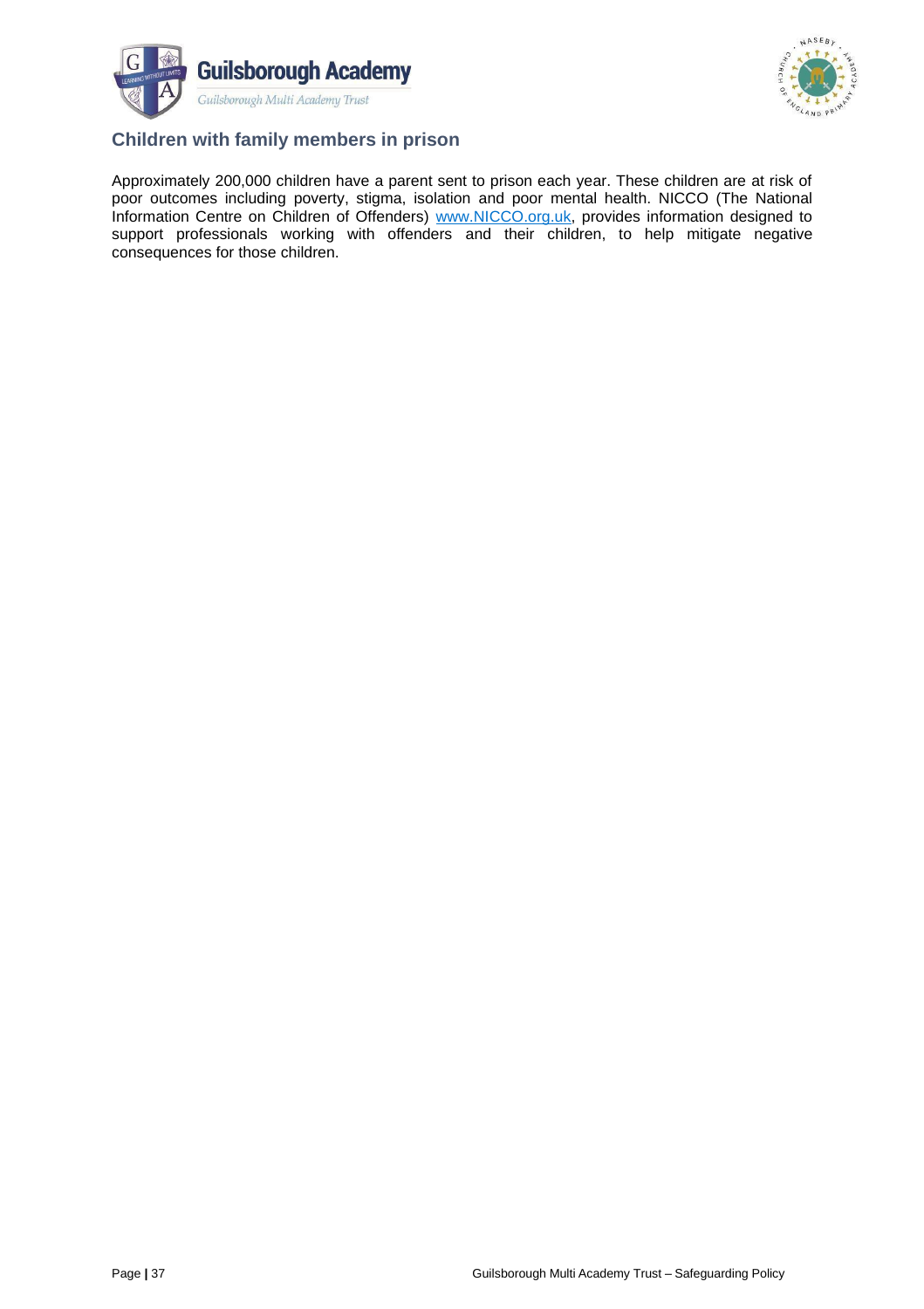## Children with family members in prison

Approximately 200,000 children have a parent sent to prison each year. These children are at risk of poor outcomes including poverty, stigma, isolation and poor mental health. NICCO (The National Information Centre on Children of Offenders) [www.NICCO.org.uk](http://www.NICCO.org.uk), provides information designed to support professionals working with offenders and their children, to help mitigate negative consequences for those children.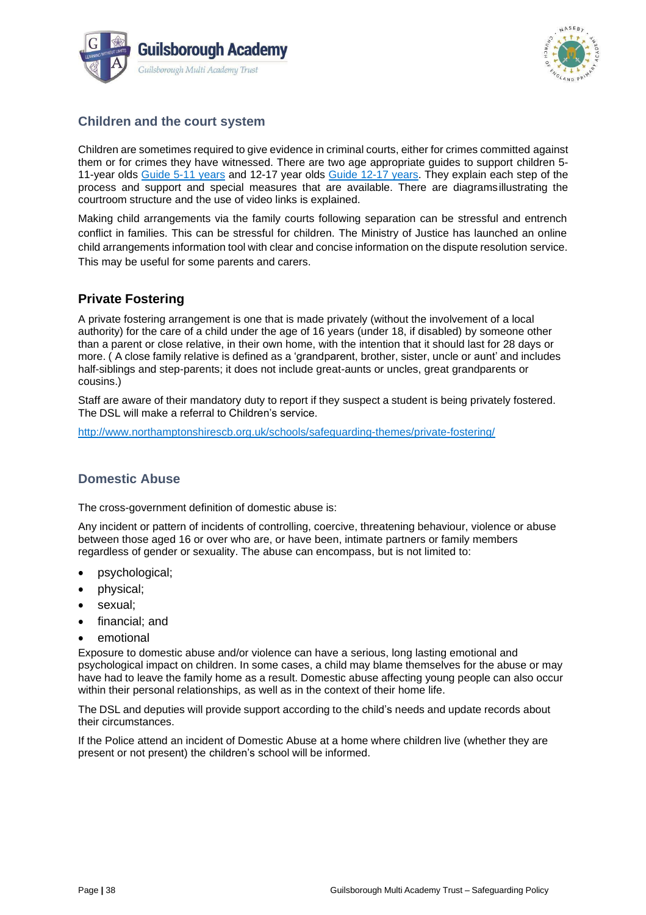## Children and the court system

Children are sometimes required to give evidence in criminal courts, either for crimes committed against them or for crimes they have witnessed. There are two age appropriate guides to support children 5-11-year olds [Guide 5-11 years] and 12-17 year olds [Guide 12-17 years]. They explain each step of the process and support and special measures that are available. There are diagrams illustrating the courtroom structure and the use of video links is explained.

Making child arrangements via the family courts following separation can be stressful and entrench conflict in families. This can be stressful for children. The Ministry of Justice has launched an online child arrangements information tool with clear and concise information on the dispute resolution service. This may be useful for some parents and carers.

## Private Fostering

A private fostering arrangement is one that is made privately (without the involvement of a local authority) for the care of a child under the age of 16 years (under 18, if disabled) by someone other than a parent or close relative, in their own home, with the intention that it should last for 28 days or more. ( A close family relative is defined as a 'grandparent, brother, sister, uncle or aunt' and includes half-siblings and step-parents; it does not include great-aunts or uncles, great grandparents or cousins.)

Staff are aware of their mandatory duty to report if they suspect a student is being privately fostered. The DSL will make a referral to Children's service.

http://www.northamptonshirescb.org.uk/schools/safeguarding-themes/private-fostering/

## Domestic Abuse

The cross-government definition of domestic abuse is:

Any incident or pattern of incidents of controlling, coercive, threatening behaviour, violence or abuse between those aged 16 or over who are, or have been, intimate partners or family members regardless of gender or sexuality. The abuse can encompass, but is not limited to:

- psychological;
- physical;
- sexual;
- financial; and
- emotional

Exposure to domestic abuse and/or violence can have a serious, long lasting emotional and psychological impact on children. In some cases, a child may blame themselves for the abuse or may have had to leave the family home as a result. Domestic abuse affecting young people can also occur within their personal relationships, as well as in the context of their home life.

The DSL and deputies will provide support according to the child's needs and update records about their circumstances.

If the Police attend an incident of Domestic Abuse at a home where children live (whether they are present or not present) the children's school will be informed.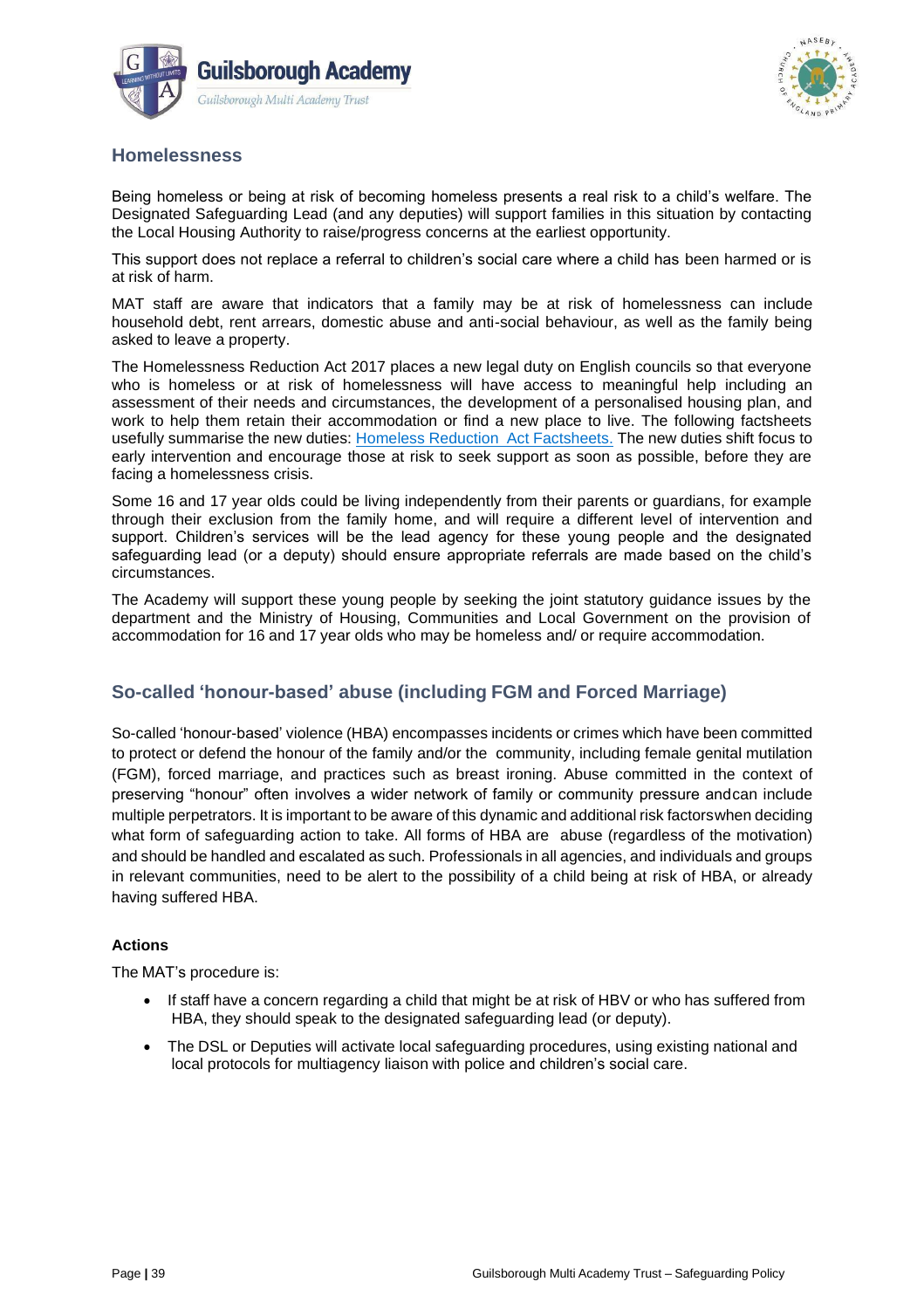## Homelessness

Being homeless or being at risk of becoming homeless presents a real risk to a child's welfare. The Designated Safeguarding Lead (and any deputies) will support families in this situation by contacting the Local Housing Authority to raise/progress concerns at the earliest opportunity.

This support does not replace a referral to children's social care where a child has been harmed or is at risk of harm.

MAT staff are aware that indicators that a family may be at risk of homelessness can include household debt, rent arrears, domestic abuse and anti-social behaviour, as well as the family being asked to leave a property.

The Homelessness Reduction Act 2017 places a new legal duty on English councils so that everyone who is homeless or at risk of homelessness will have access to meaningful help including an assessment of their needs and circumstances, the development of a personalised housing plan, and work to help them retain their accommodation or find a new place to live. The following factsheets usefully summarise the new duties: Homeless Reduction Act Factsheets. The new duties shift focus to early intervention and encourage those at risk to seek support as soon as possible, before they are facing a homelessness crisis.

Some 16 and 17 year olds could be living independently from their parents or guardians, for example through their exclusion from the family home, and will require a different level of intervention and support. Children's services will be the lead agency for these young people and the designated safeguarding lead (or a deputy) should ensure appropriate referrals are made based on the child's circumstances.

The Academy will support these young people by seeking the joint statutory guidance issues by the department and the Ministry of Housing, Communities and Local Government on the provision of accommodation for 16 and 17 year olds who may be homeless and/ or require accommodation.

## So-called 'honour-based' abuse (including FGM and Forced Marriage)

So-called 'honour-based' violence (HBA) encompasses incidents or crimes which have been committed to protect or defend the honour of the family and/or the community, including female genital mutilation (FGM), forced marriage, and practices such as breast ironing. Abuse committed in the context of preserving "honour" often involves a wider network of family or community pressure andcan include multiple perpetrators. It is important to be aware of this dynamic and additional risk factorswhen deciding what form of safeguarding action to take. All forms of HBA are abuse (regardless of the motivation) and should be handled and escalated as such. Professionals in all agencies, and individuals and groups in relevant communities, need to be alert to the possibility of a child being at risk of HBA, or already having suffered HBA.

#### Actions

The MAT's procedure is:

- If staff have a concern regarding a child that might be at risk of HBV or who has suffered from HBA, they should speak to the designated safeguarding lead (or deputy).
- The DSL or Deputies will activate local safeguarding procedures, using existing national and local protocols for multiagency liaison with police and children's social care.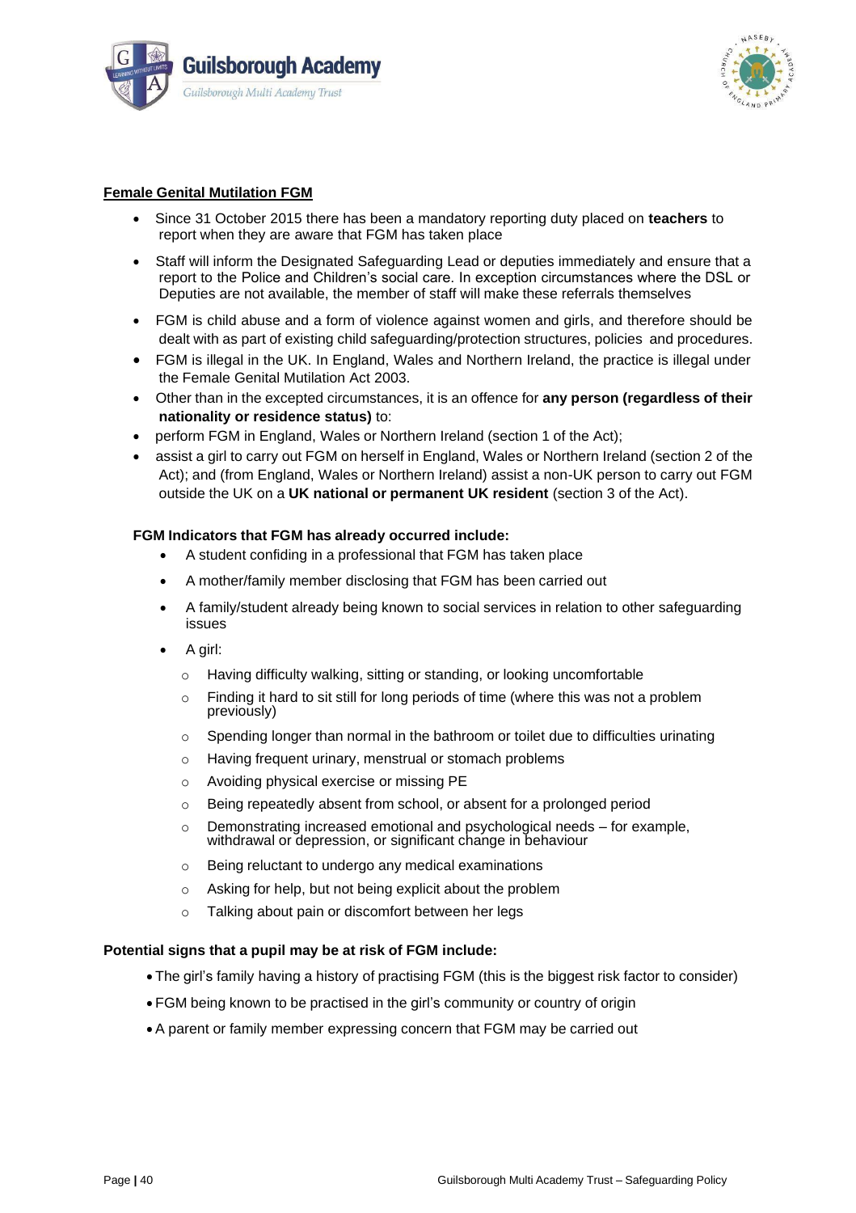## Female Genital Mutilation FGM

- Since 31 October 2015 there has been a mandatory reporting duty placed on **teachers** to report when they are aware that FGM has taken place
- Staff will inform the Designated Safeguarding Lead or deputies immediately and ensure that a report to the Police and Children's social care. In exception circumstances where the DSL or Deputies are not available, the member of staff will make these referrals themselves
- FGM is child abuse and a form of violence against women and girls, and therefore should be dealt with as part of existing child safeguarding/protection structures, policies and procedures.
- FGM is illegal in the UK. In England, Wales and Northern Ireland, the practice is illegal under the Female Genital Mutilation Act 2003.
- Other than in the excepted circumstances, it is an offence for **any person (regardless of their nationality or residence status)** to:
- perform FGM in England, Wales or Northern Ireland (section 1 of the Act);
- assist a girl to carry out FGM on herself in England, Wales or Northern Ireland (section 2 of the Act); and (from England, Wales or Northern Ireland) assist a non-UK person to carry out FGM outside the UK on a **UK national or permanent UK resident** (section 3 of the Act).

**FGM Indicators that FGM has already occurred include:**

- A student confiding in a professional that FGM has taken place
- A mother/family member disclosing that FGM has been carried out
- A family/student already being known to social services in relation to other safeguarding issues
- A girl:
  - Having difficulty walking, sitting or standing, or looking uncomfortable
  - Finding it hard to sit still for long periods of time (where this was not a problem previously)
  - Spending longer than normal in the bathroom or toilet due to difficulties urinating
  - Having frequent urinary, menstrual or stomach problems
  - Avoiding physical exercise or missing PE
  - Being repeatedly absent from school, or absent for a prolonged period
  - Demonstrating increased emotional and psychological needs – for example, withdrawal or depression, or significant change in behaviour
  - Being reluctant to undergo any medical examinations
  - Asking for help, but not being explicit about the problem
  - Talking about pain or discomfort between her legs

**Potential signs that a pupil may be at risk of FGM include:**

- The girl's family having a history of practising FGM (this is the biggest risk factor to consider)
- FGM being known to be practised in the girl's community or country of origin
- A parent or family member expressing concern that FGM may be carried out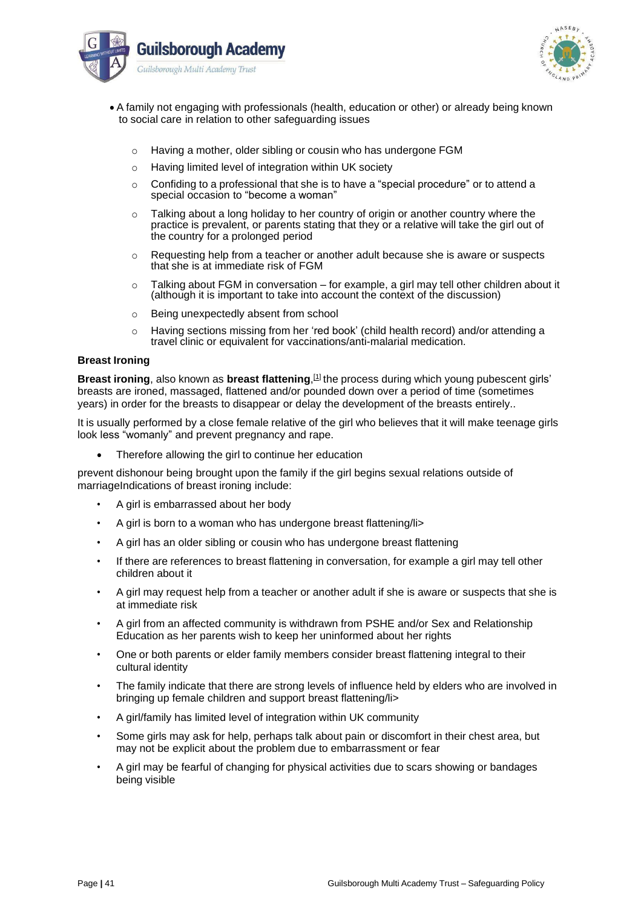- A family not engaging with professionals (health, education or other) or already being known to social care in relation to other safeguarding issues
  - Having a mother, older sibling or cousin who has undergone FGM
  - Having limited level of integration within UK society
  - Confiding to a professional that she is to have a "special procedure" or to attend a special occasion to "become a woman"
  - Talking about a long holiday to her country of origin or another country where the practice is prevalent, or parents stating that they or a relative will take the girl out of the country for a prolonged period
  - Requesting help from a teacher or another adult because she is aware or suspects that she is at immediate risk of FGM
  - Talking about FGM in conversation – for example, a girl may tell other children about it (although it is important to take into account the context of the discussion)
  - Being unexpectedly absent from school
  - Having sections missing from her 'red book' (child health record) and/or attending a travel clinic or equivalent for vaccinations/anti-malarial medication.

**Breast Ironing**

**Breast ironing**, also known as **breast flattening**,[1] the process during which young pubescent girls' breasts are ironed, massaged, flattened and/or pounded down over a period of time (sometimes years) in order for the breasts to disappear or delay the development of the breasts entirely..

It is usually performed by a close female relative of the girl who believes that it will make teenage girls look less "womanly" and prevent pregnancy and rape.

- Therefore allowing the girl to continue her education

prevent dishonour being brought upon the family if the girl begins sexual relations outside of marriageIndications of breast ironing include:

- A girl is embarrassed about her body
- A girl is born to a woman who has undergone breast flattening/li>
- A girl has an older sibling or cousin who has undergone breast flattening
- If there are references to breast flattening in conversation, for example a girl may tell other children about it
- A girl may request help from a teacher or another adult if she is aware or suspects that she is at immediate risk
- A girl from an affected community is withdrawn from PSHE and/or Sex and Relationship Education as her parents wish to keep her uninformed about her rights
- One or both parents or elder family members consider breast flattening integral to their cultural identity
- The family indicate that there are strong levels of influence held by elders who are involved in bringing up female children and support breast flattening/li>
- A girl/family has limited level of integration within UK community
- Some girls may ask for help, perhaps talk about pain or discomfort in their chest area, but may not be explicit about the problem due to embarrassment or fear
- A girl may be fearful of changing for physical activities due to scars showing or bandages being visible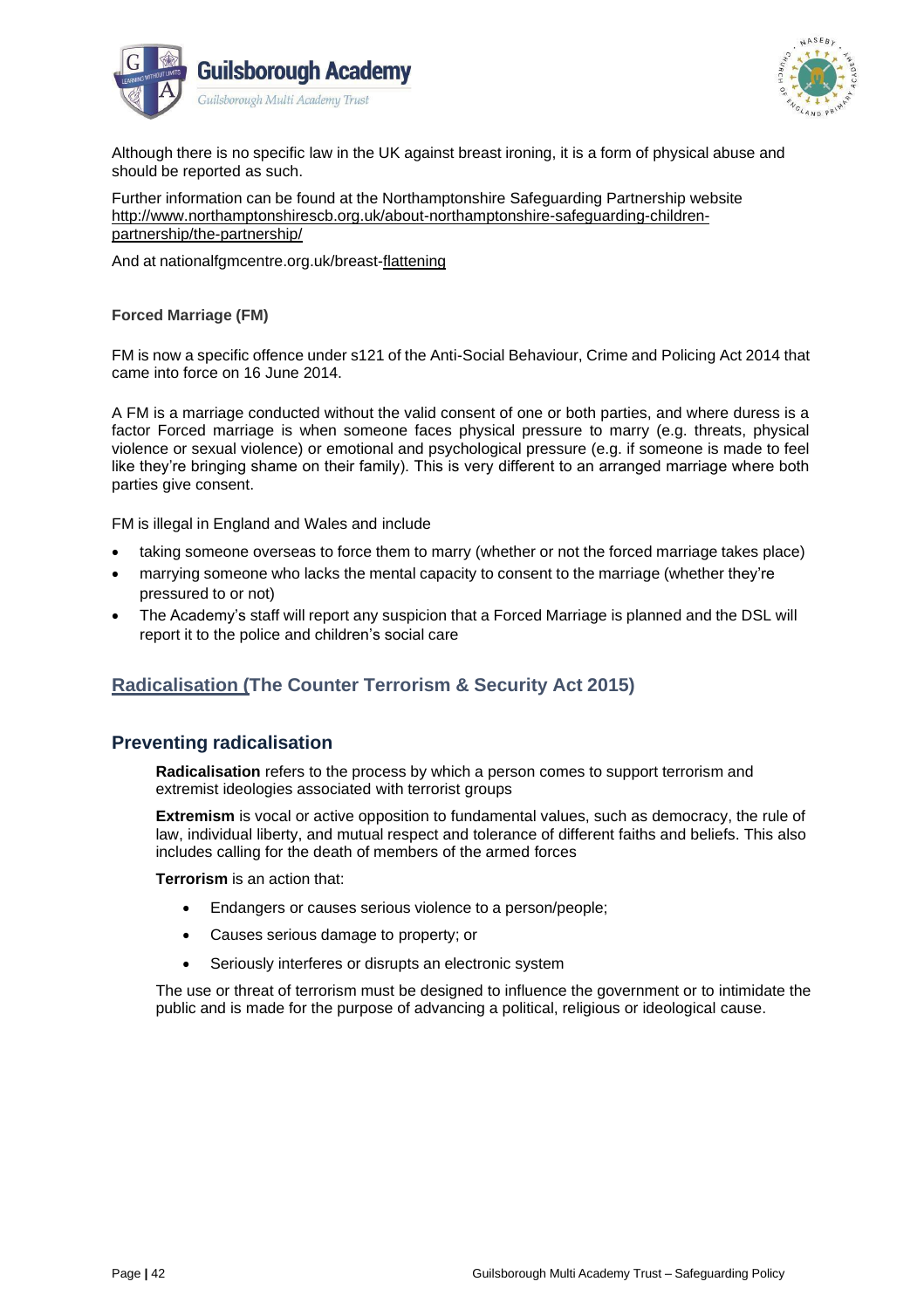Although there is no specific law in the UK against breast ironing, it is a form of physical abuse and should be reported as such.

Further information can be found at the Northamptonshire Safeguarding Partnership website http://www.northamptonshirescb.org.uk/about-northamptonshire-safeguarding-children-partnership/the-partnership/

And at nationalfgmcentre.org.uk/breast-flattening

**Forced Marriage (FM)**

FM is now a specific offence under s121 of the Anti-Social Behaviour, Crime and Policing Act 2014 that came into force on 16 June 2014.

A FM is a marriage conducted without the valid consent of one or both parties, and where duress is a factor Forced marriage is when someone faces physical pressure to marry (e.g. threats, physical violence or sexual violence) or emotional and psychological pressure (e.g. if someone is made to feel like they're bringing shame on their family). This is very different to an arranged marriage where both parties give consent.

FM is illegal in England and Wales and include

- taking someone overseas to force them to marry (whether or not the forced marriage takes place)
- marrying someone who lacks the mental capacity to consent to the marriage (whether they're pressured to or not)
- The Academy's staff will report any suspicion that a Forced Marriage is planned and the DSL will report it to the police and children's social care

## Radicalisation (The Counter Terrorism & Security Act 2015)

## Preventing radicalisation

**Radicalisation** refers to the process by which a person comes to support terrorism and extremist ideologies associated with terrorist groups

**Extremism** is vocal or active opposition to fundamental values, such as democracy, the rule of law, individual liberty, and mutual respect and tolerance of different faiths and beliefs. This also includes calling for the death of members of the armed forces

**Terrorism** is an action that:

- Endangers or causes serious violence to a person/people;
- Causes serious damage to property; or
- Seriously interferes or disrupts an electronic system

The use or threat of terrorism must be designed to influence the government or to intimidate the public and is made for the purpose of advancing a political, religious or ideological cause.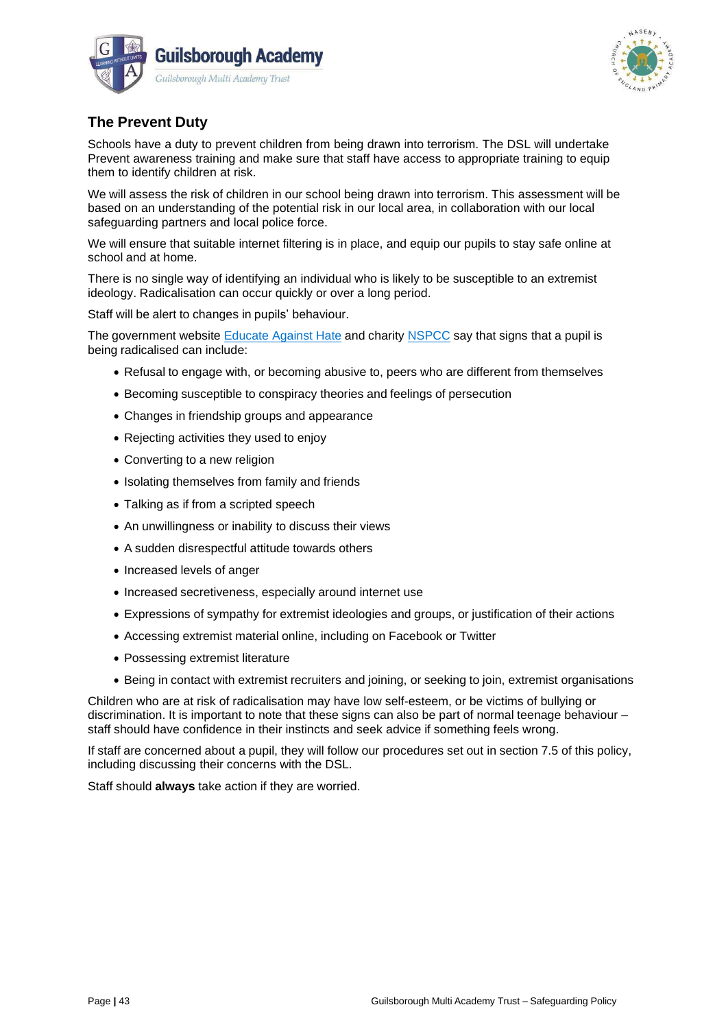## The Prevent Duty

Schools have a duty to prevent children from being drawn into terrorism. The DSL will undertake Prevent awareness training and make sure that staff have access to appropriate training to equip them to identify children at risk.

We will assess the risk of children in our school being drawn into terrorism. This assessment will be based on an understanding of the potential risk in our local area, in collaboration with our local safeguarding partners and local police force.

We will ensure that suitable internet filtering is in place, and equip our pupils to stay safe online at school and at home.

There is no single way of identifying an individual who is likely to be susceptible to an extremist ideology. Radicalisation can occur quickly or over a long period.

Staff will be alert to changes in pupils' behaviour.

The government website Educate Against Hate and charity NSPCC say that signs that a pupil is being radicalised can include:

- Refusal to engage with, or becoming abusive to, peers who are different from themselves
- Becoming susceptible to conspiracy theories and feelings of persecution
- Changes in friendship groups and appearance
- Rejecting activities they used to enjoy
- Converting to a new religion
- Isolating themselves from family and friends
- Talking as if from a scripted speech
- An unwillingness or inability to discuss their views
- A sudden disrespectful attitude towards others
- Increased levels of anger
- Increased secretiveness, especially around internet use
- Expressions of sympathy for extremist ideologies and groups, or justification of their actions
- Accessing extremist material online, including on Facebook or Twitter
- Possessing extremist literature
- Being in contact with extremist recruiters and joining, or seeking to join, extremist organisations

Children who are at risk of radicalisation may have low self-esteem, or be victims of bullying or discrimination. It is important to note that these signs can also be part of normal teenage behaviour – staff should have confidence in their instincts and seek advice if something feels wrong.

If staff are concerned about a pupil, they will follow our procedures set out in section 7.5 of this policy, including discussing their concerns with the DSL.

Staff should **always** take action if they are worried.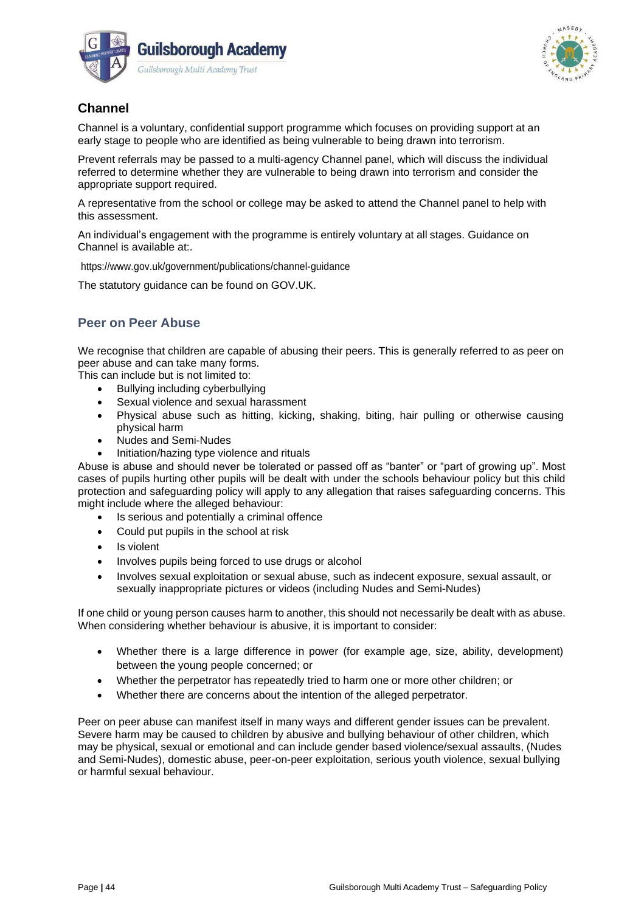## Channel

Channel is a voluntary, confidential support programme which focuses on providing support at an early stage to people who are identified as being vulnerable to being drawn into terrorism.

Prevent referrals may be passed to a multi-agency Channel panel, which will discuss the individual referred to determine whether they are vulnerable to being drawn into terrorism and consider the appropriate support required.

A representative from the school or college may be asked to attend the Channel panel to help with this assessment.

An individual's engagement with the programme is entirely voluntary at all stages. Guidance on Channel is available at:.

https://www.gov.uk/government/publications/channel-guidance

The statutory guidance can be found on GOV.UK.

## Peer on Peer Abuse

We recognise that children are capable of abusing their peers. This is generally referred to as peer on peer abuse and can take many forms.
This can include but is not limited to:

- Bullying including cyberbullying
- Sexual violence and sexual harassment
- Physical abuse such as hitting, kicking, shaking, biting, hair pulling or otherwise causing physical harm
- Nudes and Semi-Nudes
- Initiation/hazing type violence and rituals

Abuse is abuse and should never be tolerated or passed off as "banter" or "part of growing up". Most cases of pupils hurting other pupils will be dealt with under the schools behaviour policy but this child protection and safeguarding policy will apply to any allegation that raises safeguarding concerns. This might include where the alleged behaviour:

- Is serious and potentially a criminal offence
- Could put pupils in the school at risk
- Is violent
- Involves pupils being forced to use drugs or alcohol
- Involves sexual exploitation or sexual abuse, such as indecent exposure, sexual assault, or sexually inappropriate pictures or videos (including Nudes and Semi-Nudes)

If one child or young person causes harm to another, this should not necessarily be dealt with as abuse. When considering whether behaviour is abusive, it is important to consider:

- Whether there is a large difference in power (for example age, size, ability, development) between the young people concerned; or
- Whether the perpetrator has repeatedly tried to harm one or more other children; or
- Whether there are concerns about the intention of the alleged perpetrator.

Peer on peer abuse can manifest itself in many ways and different gender issues can be prevalent. Severe harm may be caused to children by abusive and bullying behaviour of other children, which may be physical, sexual or emotional and can include gender based violence/sexual assaults, (Nudes and Semi-Nudes), domestic abuse, peer-on-peer exploitation, serious youth violence, sexual bullying or harmful sexual behaviour.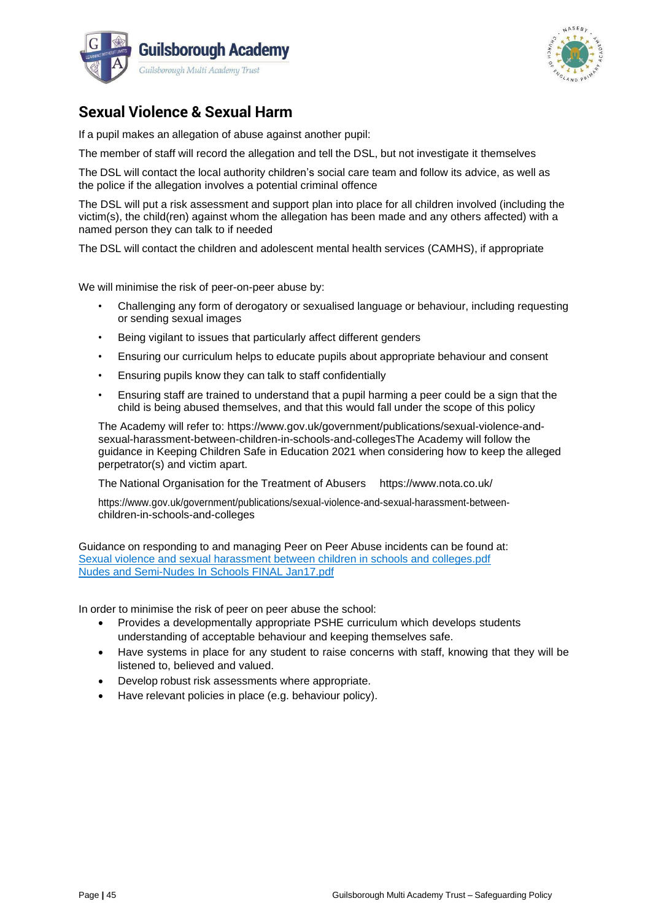## Sexual Violence & Sexual Harm

If a pupil makes an allegation of abuse against another pupil:

The member of staff will record the allegation and tell the DSL, but not investigate it themselves

The DSL will contact the local authority children's social care team and follow its advice, as well as the police if the allegation involves a potential criminal offence

The DSL will put a risk assessment and support plan into place for all children involved (including the victim(s), the child(ren) against whom the allegation has been made and any others affected) with a named person they can talk to if needed

The DSL will contact the children and adolescent mental health services (CAMHS), if appropriate

We will minimise the risk of peer-on-peer abuse by:

- Challenging any form of derogatory or sexualised language or behaviour, including requesting or sending sexual images
- Being vigilant to issues that particularly affect different genders
- Ensuring our curriculum helps to educate pupils about appropriate behaviour and consent
- Ensuring pupils know they can talk to staff confidentially
- Ensuring staff are trained to understand that a pupil harming a peer could be a sign that the child is being abused themselves, and that this would fall under the scope of this policy

The Academy will refer to: https://www.gov.uk/government/publications/sexual-violence-and-sexual-harassment-between-children-in-schools-and-collegesThe Academy will follow the guidance in Keeping Children Safe in Education 2021 when considering how to keep the alleged perpetrator(s) and victim apart.

The National Organisation for the Treatment of Abusers https://www.nota.co.uk/

https://www.gov.uk/government/publications/sexual-violence-and-sexual-harassment-between-children-in-schools-and-colleges

Guidance on responding to and managing Peer on Peer Abuse incidents can be found at:
Sexual violence and sexual harassment between children in schools and colleges.pdf
Nudes and Semi-Nudes In Schools FINAL Jan17.pdf

In order to minimise the risk of peer on peer abuse the school:

- Provides a developmentally appropriate PSHE curriculum which develops students understanding of acceptable behaviour and keeping themselves safe.
- Have systems in place for any student to raise concerns with staff, knowing that they will be listened to, believed and valued.
- Develop robust risk assessments where appropriate.
- Have relevant policies in place (e.g. behaviour policy).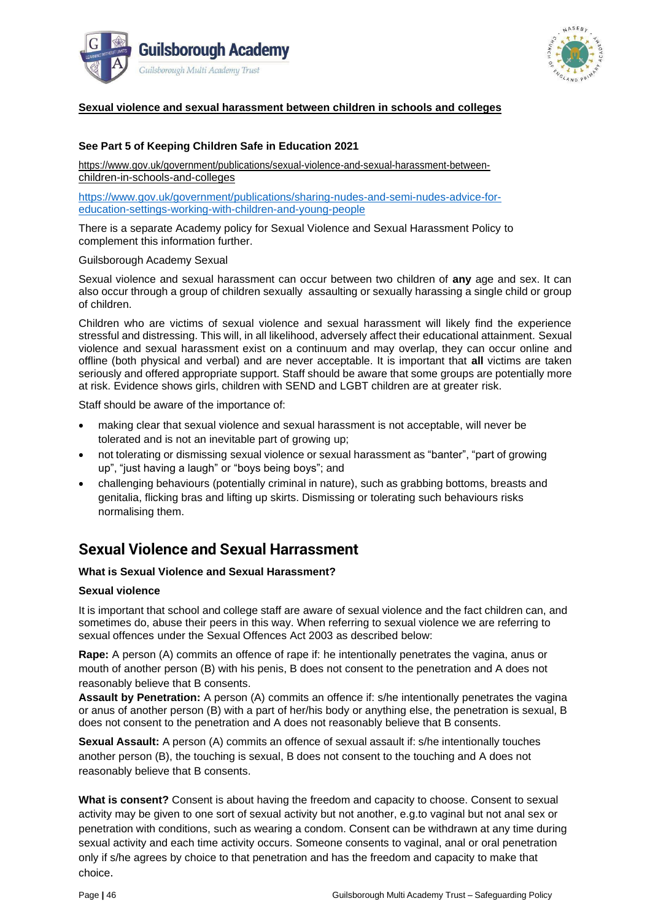**Sexual violence and sexual harassment between children in schools and colleges**

**See Part 5 of Keeping Children Safe in Education 2021**

https://www.gov.uk/government/publications/sexual-violence-and-sexual-harassment-between-children-in-schools-and-colleges

https://www.gov.uk/government/publications/sharing-nudes-and-semi-nudes-advice-for-education-settings-working-with-children-and-young-people

There is a separate Academy policy for Sexual Violence and Sexual Harassment Policy to complement this information further.

Guilsborough Academy Sexual

Sexual violence and sexual harassment can occur between two children of **any** age and sex. It can also occur through a group of children sexually assaulting or sexually harassing a single child or group of children.

Children who are victims of sexual violence and sexual harassment will likely find the experience stressful and distressing. This will, in all likelihood, adversely affect their educational attainment. Sexual violence and sexual harassment exist on a continuum and may overlap, they can occur online and offline (both physical and verbal) and are never acceptable. It is important that **all** victims are taken seriously and offered appropriate support. Staff should be aware that some groups are potentially more at risk. Evidence shows girls, children with SEND and LGBT children are at greater risk.

Staff should be aware of the importance of:

- making clear that sexual violence and sexual harassment is not acceptable, will never be tolerated and is not an inevitable part of growing up;
- not tolerating or dismissing sexual violence or sexual harassment as "banter", "part of growing up", "just having a laugh" or "boys being boys"; and
- challenging behaviours (potentially criminal in nature), such as grabbing bottoms, breasts and genitalia, flicking bras and lifting up skirts. Dismissing or tolerating such behaviours risks normalising them.

## Sexual Violence and Sexual Harrassment

**What is Sexual Violence and Sexual Harassment?**

**Sexual violence**

It is important that school and college staff are aware of sexual violence and the fact children can, and sometimes do, abuse their peers in this way. When referring to sexual violence we are referring to sexual offences under the Sexual Offences Act 2003 as described below:

**Rape:** A person (A) commits an offence of rape if: he intentionally penetrates the vagina, anus or mouth of another person (B) with his penis, B does not consent to the penetration and A does not reasonably believe that B consents.

**Assault by Penetration:** A person (A) commits an offence if: s/he intentionally penetrates the vagina or anus of another person (B) with a part of her/his body or anything else, the penetration is sexual, B does not consent to the penetration and A does not reasonably believe that B consents.

**Sexual Assault:** A person (A) commits an offence of sexual assault if: s/he intentionally touches another person (B), the touching is sexual, B does not consent to the touching and A does not reasonably believe that B consents.

**What is consent?** Consent is about having the freedom and capacity to choose. Consent to sexual activity may be given to one sort of sexual activity but not another, e.g.to vaginal but not anal sex or penetration with conditions, such as wearing a condom. Consent can be withdrawn at any time during sexual activity and each time activity occurs. Someone consents to vaginal, anal or oral penetration only if s/he agrees by choice to that penetration and has the freedom and capacity to make that choice.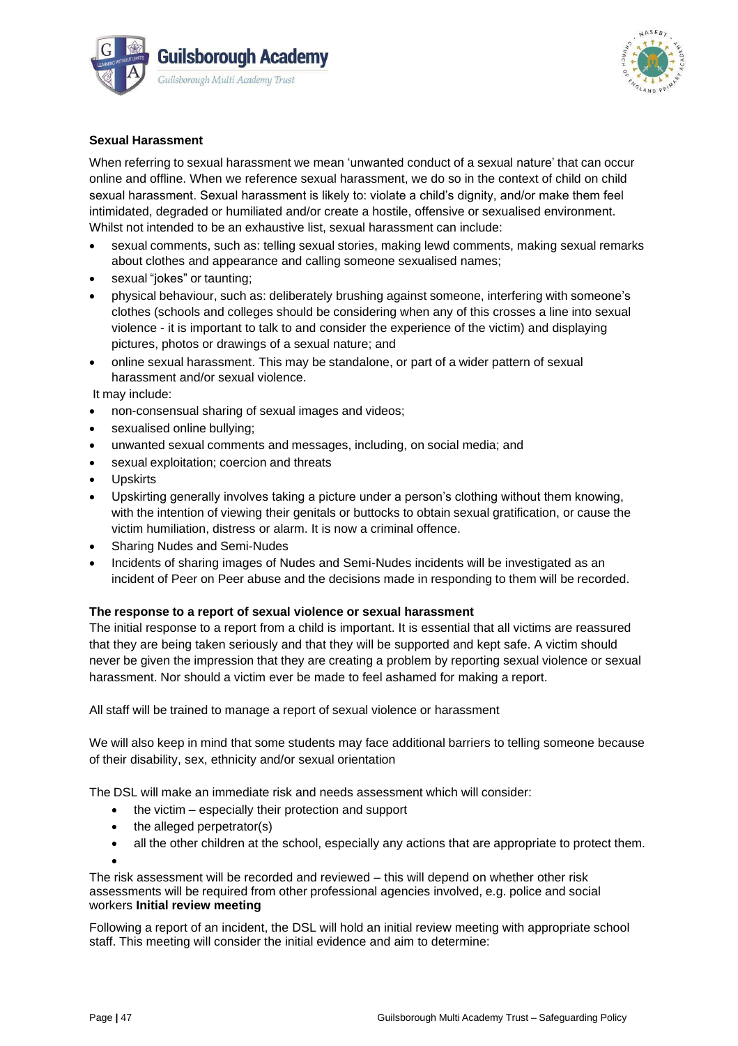**Sexual Harassment**

When referring to sexual harassment we mean 'unwanted conduct of a sexual nature' that can occur online and offline. When we reference sexual harassment, we do so in the context of child on child sexual harassment. Sexual harassment is likely to: violate a child's dignity, and/or make them feel intimidated, degraded or humiliated and/or create a hostile, offensive or sexualised environment. Whilst not intended to be an exhaustive list, sexual harassment can include:

- sexual comments, such as: telling sexual stories, making lewd comments, making sexual remarks about clothes and appearance and calling someone sexualised names;
- sexual "jokes" or taunting;
- physical behaviour, such as: deliberately brushing against someone, interfering with someone's clothes (schools and colleges should be considering when any of this crosses a line into sexual violence - it is important to talk to and consider the experience of the victim) and displaying pictures, photos or drawings of a sexual nature; and
- online sexual harassment. This may be standalone, or part of a wider pattern of sexual harassment and/or sexual violence.

It may include:

- non-consensual sharing of sexual images and videos;
- sexualised online bullying;
- unwanted sexual comments and messages, including, on social media; and
- sexual exploitation; coercion and threats
- Upskirts
- Upskirting generally involves taking a picture under a person's clothing without them knowing, with the intention of viewing their genitals or buttocks to obtain sexual gratification, or cause the victim humiliation, distress or alarm. It is now a criminal offence.
- Sharing Nudes and Semi-Nudes
- Incidents of sharing images of Nudes and Semi-Nudes incidents will be investigated as an incident of Peer on Peer abuse and the decisions made in responding to them will be recorded.

**The response to a report of sexual violence or sexual harassment**

The initial response to a report from a child is important. It is essential that all victims are reassured that they are being taken seriously and that they will be supported and kept safe. A victim should never be given the impression that they are creating a problem by reporting sexual violence or sexual harassment. Nor should a victim ever be made to feel ashamed for making a report.

All staff will be trained to manage a report of sexual violence or harassment

We will also keep in mind that some students may face additional barriers to telling someone because of their disability, sex, ethnicity and/or sexual orientation

The DSL will make an immediate risk and needs assessment which will consider:

- the victim – especially their protection and support
- the alleged perpetrator(s)
- all the other children at the school, especially any actions that are appropriate to protect them.

The risk assessment will be recorded and reviewed – this will depend on whether other risk assessments will be required from other professional agencies involved, e.g. police and social workers **Initial review meeting**

Following a report of an incident, the DSL will hold an initial review meeting with appropriate school staff. This meeting will consider the initial evidence and aim to determine: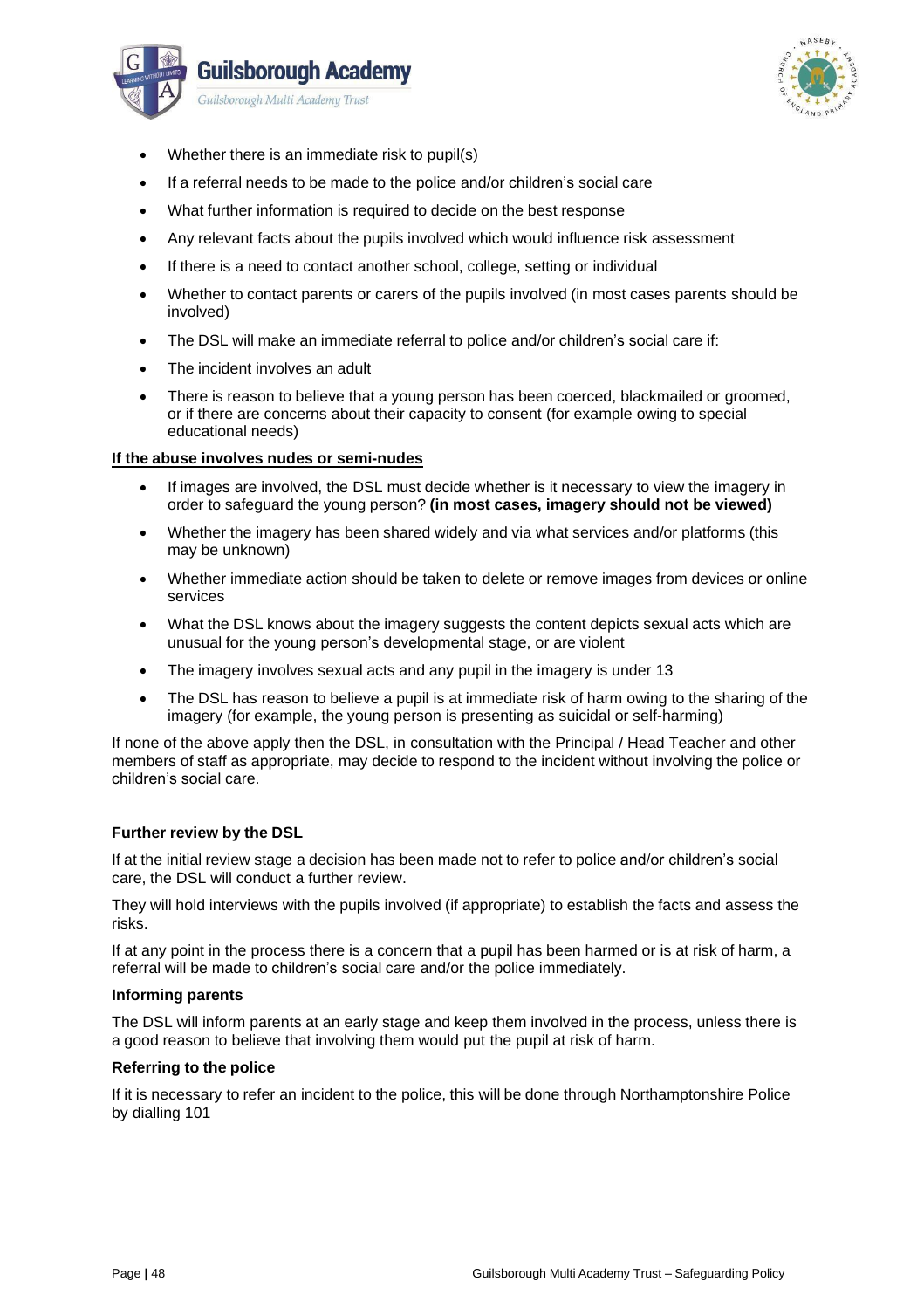- Whether there is an immediate risk to pupil(s)
- If a referral needs to be made to the police and/or children's social care
- What further information is required to decide on the best response
- Any relevant facts about the pupils involved which would influence risk assessment
- If there is a need to contact another school, college, setting or individual
- Whether to contact parents or carers of the pupils involved (in most cases parents should be involved)
- The DSL will make an immediate referral to police and/or children's social care if:
- The incident involves an adult
- There is reason to believe that a young person has been coerced, blackmailed or groomed, or if there are concerns about their capacity to consent (for example owing to special educational needs)

**If the abuse involves nudes or semi-nudes**

- If images are involved, the DSL must decide whether is it necessary to view the imagery in order to safeguard the young person? **(in most cases, imagery should not be viewed)**
- Whether the imagery has been shared widely and via what services and/or platforms (this may be unknown)
- Whether immediate action should be taken to delete or remove images from devices or online services
- What the DSL knows about the imagery suggests the content depicts sexual acts which are unusual for the young person's developmental stage, or are violent
- The imagery involves sexual acts and any pupil in the imagery is under 13
- The DSL has reason to believe a pupil is at immediate risk of harm owing to the sharing of the imagery (for example, the young person is presenting as suicidal or self-harming)

If none of the above apply then the DSL, in consultation with the Principal / Head Teacher and other members of staff as appropriate, may decide to respond to the incident without involving the police or children's social care.

**Further review by the DSL**

If at the initial review stage a decision has been made not to refer to police and/or children's social care, the DSL will conduct a further review.

They will hold interviews with the pupils involved (if appropriate) to establish the facts and assess the risks.

If at any point in the process there is a concern that a pupil has been harmed or is at risk of harm, a referral will be made to children's social care and/or the police immediately.

**Informing parents**

The DSL will inform parents at an early stage and keep them involved in the process, unless there is a good reason to believe that involving them would put the pupil at risk of harm.

**Referring to the police**

If it is necessary to refer an incident to the police, this will be done through Northamptonshire Police by dialling 101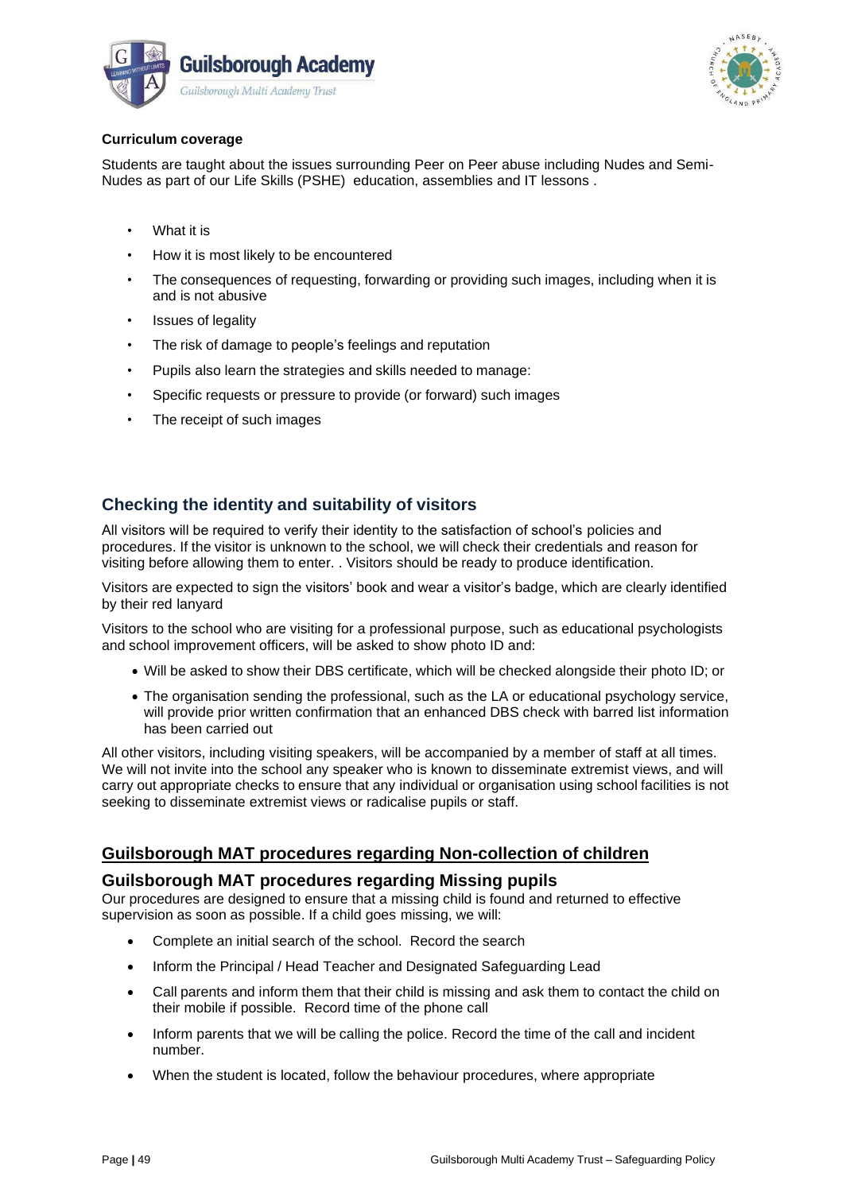**Curriculum coverage**

Students are taught about the issues surrounding Peer on Peer abuse including Nudes and Semi-Nudes as part of our Life Skills (PSHE) education, assemblies and IT lessons .

- What it is
- How it is most likely to be encountered
- The consequences of requesting, forwarding or providing such images, including when it is and is not abusive
- Issues of legality
- The risk of damage to people's feelings and reputation
- Pupils also learn the strategies and skills needed to manage:
- Specific requests or pressure to provide (or forward) such images
- The receipt of such images

## Checking the identity and suitability of visitors

All visitors will be required to verify their identity to the satisfaction of school's policies and procedures. If the visitor is unknown to the school, we will check their credentials and reason for visiting before allowing them to enter. . Visitors should be ready to produce identification.

Visitors are expected to sign the visitors' book and wear a visitor's badge, which are clearly identified by their red lanyard

Visitors to the school who are visiting for a professional purpose, such as educational psychologists and school improvement officers, will be asked to show photo ID and:

- Will be asked to show their DBS certificate, which will be checked alongside their photo ID; or
- The organisation sending the professional, such as the LA or educational psychology service, will provide prior written confirmation that an enhanced DBS check with barred list information has been carried out

All other visitors, including visiting speakers, will be accompanied by a member of staff at all times. We will not invite into the school any speaker who is known to disseminate extremist views, and will carry out appropriate checks to ensure that any individual or organisation using school facilities is not seeking to disseminate extremist views or radicalise pupils or staff.

## Guilsborough MAT procedures regarding Non-collection of children

## Guilsborough MAT procedures regarding Missing pupils

Our procedures are designed to ensure that a missing child is found and returned to effective supervision as soon as possible. If a child goes missing, we will:

- Complete an initial search of the school. Record the search
- Inform the Principal / Head Teacher and Designated Safeguarding Lead
- Call parents and inform them that their child is missing and ask them to contact the child on their mobile if possible. Record time of the phone call
- Inform parents that we will be calling the police. Record the time of the call and incident number.
- When the student is located, follow the behaviour procedures, where appropriate